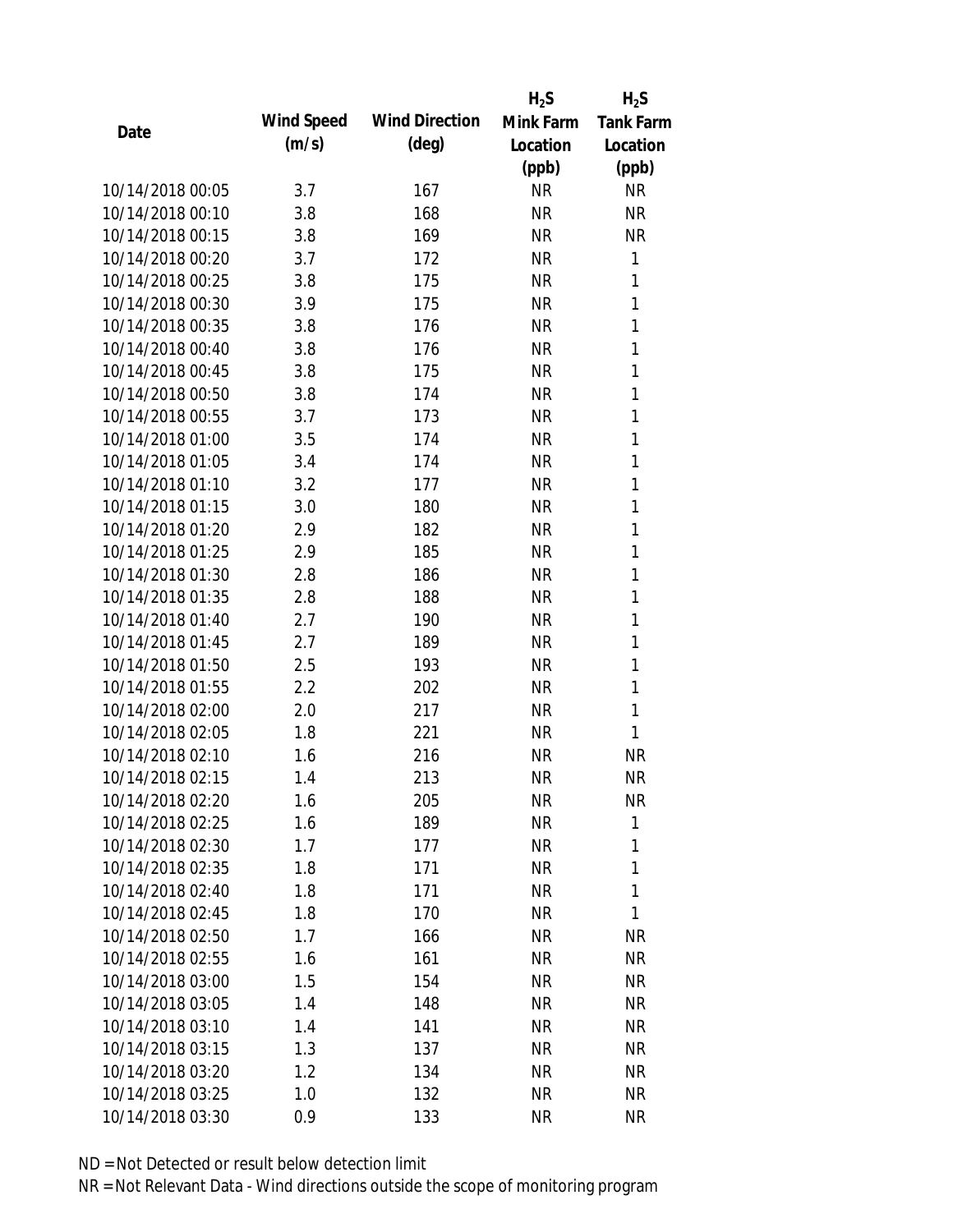| Date | Wind Speed (m/s) | Wind Direction (deg) | $H_2S$ Mink Farm Location (ppb) | $H_2S$ Tank Farm Location (ppb) |
|---|---|---|---|---|
| 10/14/2018 00:05 | 3.7 | 167 | NR | NR |
| 10/14/2018 00:10 | 3.8 | 168 | NR | NR |
| 10/14/2018 00:15 | 3.8 | 169 | NR | NR |
| 10/14/2018 00:20 | 3.7 | 172 | NR | 1 |
| 10/14/2018 00:25 | 3.8 | 175 | NR | 1 |
| 10/14/2018 00:30 | 3.9 | 175 | NR | 1 |
| 10/14/2018 00:35 | 3.8 | 176 | NR | 1 |
| 10/14/2018 00:40 | 3.8 | 176 | NR | 1 |
| 10/14/2018 00:45 | 3.8 | 175 | NR | 1 |
| 10/14/2018 00:50 | 3.8 | 174 | NR | 1 |
| 10/14/2018 00:55 | 3.7 | 173 | NR | 1 |
| 10/14/2018 01:00 | 3.5 | 174 | NR | 1 |
| 10/14/2018 01:05 | 3.4 | 174 | NR | 1 |
| 10/14/2018 01:10 | 3.2 | 177 | NR | 1 |
| 10/14/2018 01:15 | 3.0 | 180 | NR | 1 |
| 10/14/2018 01:20 | 2.9 | 182 | NR | 1 |
| 10/14/2018 01:25 | 2.9 | 185 | NR | 1 |
| 10/14/2018 01:30 | 2.8 | 186 | NR | 1 |
| 10/14/2018 01:35 | 2.8 | 188 | NR | 1 |
| 10/14/2018 01:40 | 2.7 | 190 | NR | 1 |
| 10/14/2018 01:45 | 2.7 | 189 | NR | 1 |
| 10/14/2018 01:50 | 2.5 | 193 | NR | 1 |
| 10/14/2018 01:55 | 2.2 | 202 | NR | 1 |
| 10/14/2018 02:00 | 2.0 | 217 | NR | 1 |
| 10/14/2018 02:05 | 1.8 | 221 | NR | 1 |
| 10/14/2018 02:10 | 1.6 | 216 | NR | NR |
| 10/14/2018 02:15 | 1.4 | 213 | NR | NR |
| 10/14/2018 02:20 | 1.6 | 205 | NR | NR |
| 10/14/2018 02:25 | 1.6 | 189 | NR | 1 |
| 10/14/2018 02:30 | 1.7 | 177 | NR | 1 |
| 10/14/2018 02:35 | 1.8 | 171 | NR | 1 |
| 10/14/2018 02:40 | 1.8 | 171 | NR | 1 |
| 10/14/2018 02:45 | 1.8 | 170 | NR | 1 |
| 10/14/2018 02:50 | 1.7 | 166 | NR | NR |
| 10/14/2018 02:55 | 1.6 | 161 | NR | NR |
| 10/14/2018 03:00 | 1.5 | 154 | NR | NR |
| 10/14/2018 03:05 | 1.4 | 148 | NR | NR |
| 10/14/2018 03:10 | 1.4 | 141 | NR | NR |
| 10/14/2018 03:15 | 1.3 | 137 | NR | NR |
| 10/14/2018 03:20 | 1.2 | 134 | NR | NR |
| 10/14/2018 03:25 | 1.0 | 132 | NR | NR |
| 10/14/2018 03:30 | 0.9 | 133 | NR | NR |

ND = Not Detected or result below detection limit

NR = Not Relevant Data - Wind directions outside the scope of monitoring program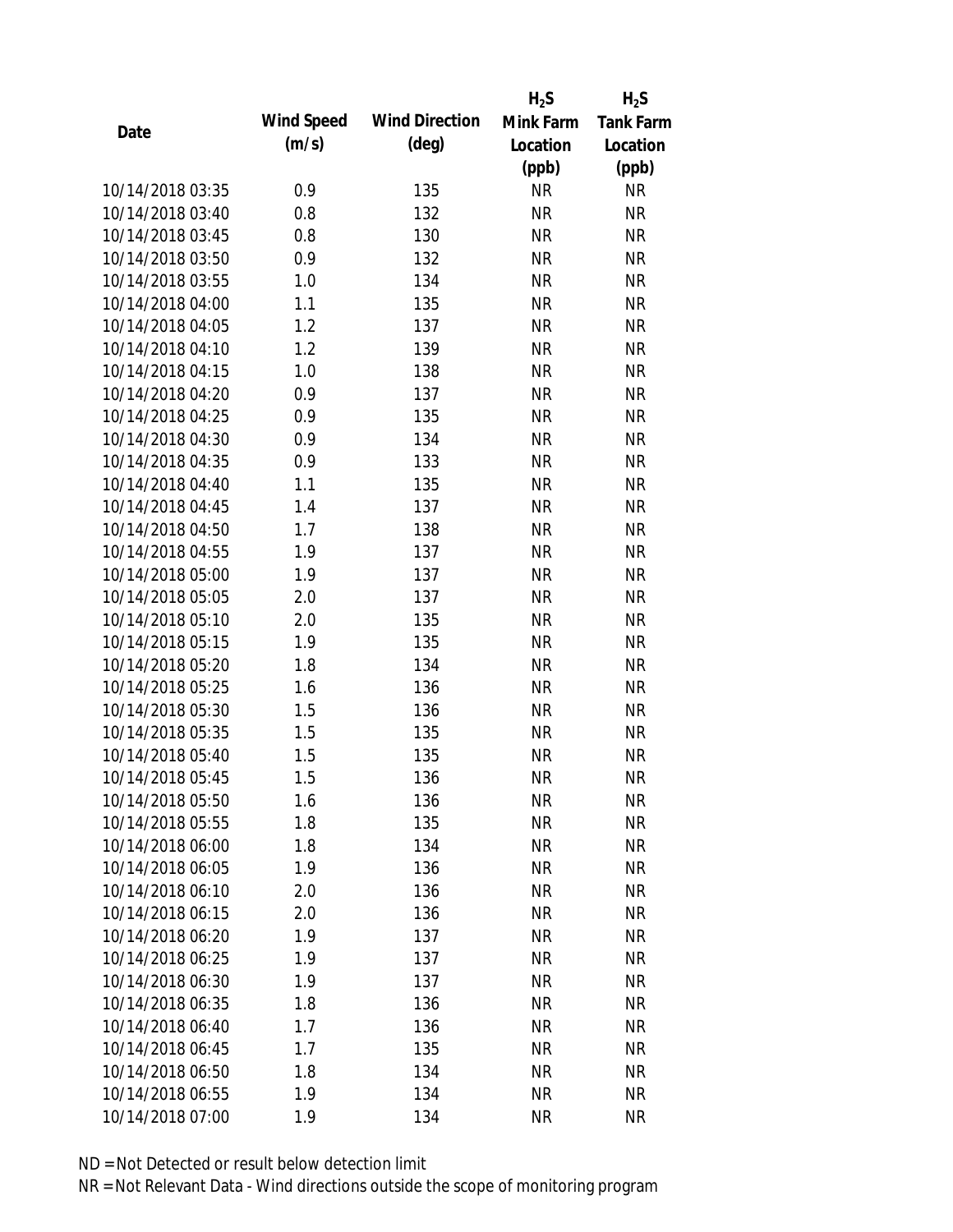| Date | Wind Speed (m/s) | Wind Direction (deg) | $H_2S$ Mink Farm Location (ppb) | $H_2S$ Tank Farm Location (ppb) |
|---|---|---|---|---|
| 10/14/2018 03:35 | 0.9 | 135 | NR | NR |
| 10/14/2018 03:40 | 0.8 | 132 | NR | NR |
| 10/14/2018 03:45 | 0.8 | 130 | NR | NR |
| 10/14/2018 03:50 | 0.9 | 132 | NR | NR |
| 10/14/2018 03:55 | 1.0 | 134 | NR | NR |
| 10/14/2018 04:00 | 1.1 | 135 | NR | NR |
| 10/14/2018 04:05 | 1.2 | 137 | NR | NR |
| 10/14/2018 04:10 | 1.2 | 139 | NR | NR |
| 10/14/2018 04:15 | 1.0 | 138 | NR | NR |
| 10/14/2018 04:20 | 0.9 | 137 | NR | NR |
| 10/14/2018 04:25 | 0.9 | 135 | NR | NR |
| 10/14/2018 04:30 | 0.9 | 134 | NR | NR |
| 10/14/2018 04:35 | 0.9 | 133 | NR | NR |
| 10/14/2018 04:40 | 1.1 | 135 | NR | NR |
| 10/14/2018 04:45 | 1.4 | 137 | NR | NR |
| 10/14/2018 04:50 | 1.7 | 138 | NR | NR |
| 10/14/2018 04:55 | 1.9 | 137 | NR | NR |
| 10/14/2018 05:00 | 1.9 | 137 | NR | NR |
| 10/14/2018 05:05 | 2.0 | 137 | NR | NR |
| 10/14/2018 05:10 | 2.0 | 135 | NR | NR |
| 10/14/2018 05:15 | 1.9 | 135 | NR | NR |
| 10/14/2018 05:20 | 1.8 | 134 | NR | NR |
| 10/14/2018 05:25 | 1.6 | 136 | NR | NR |
| 10/14/2018 05:30 | 1.5 | 136 | NR | NR |
| 10/14/2018 05:35 | 1.5 | 135 | NR | NR |
| 10/14/2018 05:40 | 1.5 | 135 | NR | NR |
| 10/14/2018 05:45 | 1.5 | 136 | NR | NR |
| 10/14/2018 05:50 | 1.6 | 136 | NR | NR |
| 10/14/2018 05:55 | 1.8 | 135 | NR | NR |
| 10/14/2018 06:00 | 1.8 | 134 | NR | NR |
| 10/14/2018 06:05 | 1.9 | 136 | NR | NR |
| 10/14/2018 06:10 | 2.0 | 136 | NR | NR |
| 10/14/2018 06:15 | 2.0 | 136 | NR | NR |
| 10/14/2018 06:20 | 1.9 | 137 | NR | NR |
| 10/14/2018 06:25 | 1.9 | 137 | NR | NR |
| 10/14/2018 06:30 | 1.9 | 137 | NR | NR |
| 10/14/2018 06:35 | 1.8 | 136 | NR | NR |
| 10/14/2018 06:40 | 1.7 | 136 | NR | NR |
| 10/14/2018 06:45 | 1.7 | 135 | NR | NR |
| 10/14/2018 06:50 | 1.8 | 134 | NR | NR |
| 10/14/2018 06:55 | 1.9 | 134 | NR | NR |
| 10/14/2018 07:00 | 1.9 | 134 | NR | NR |

ND = Not Detected or result below detection limit

NR = Not Relevant Data - Wind directions outside the scope of monitoring program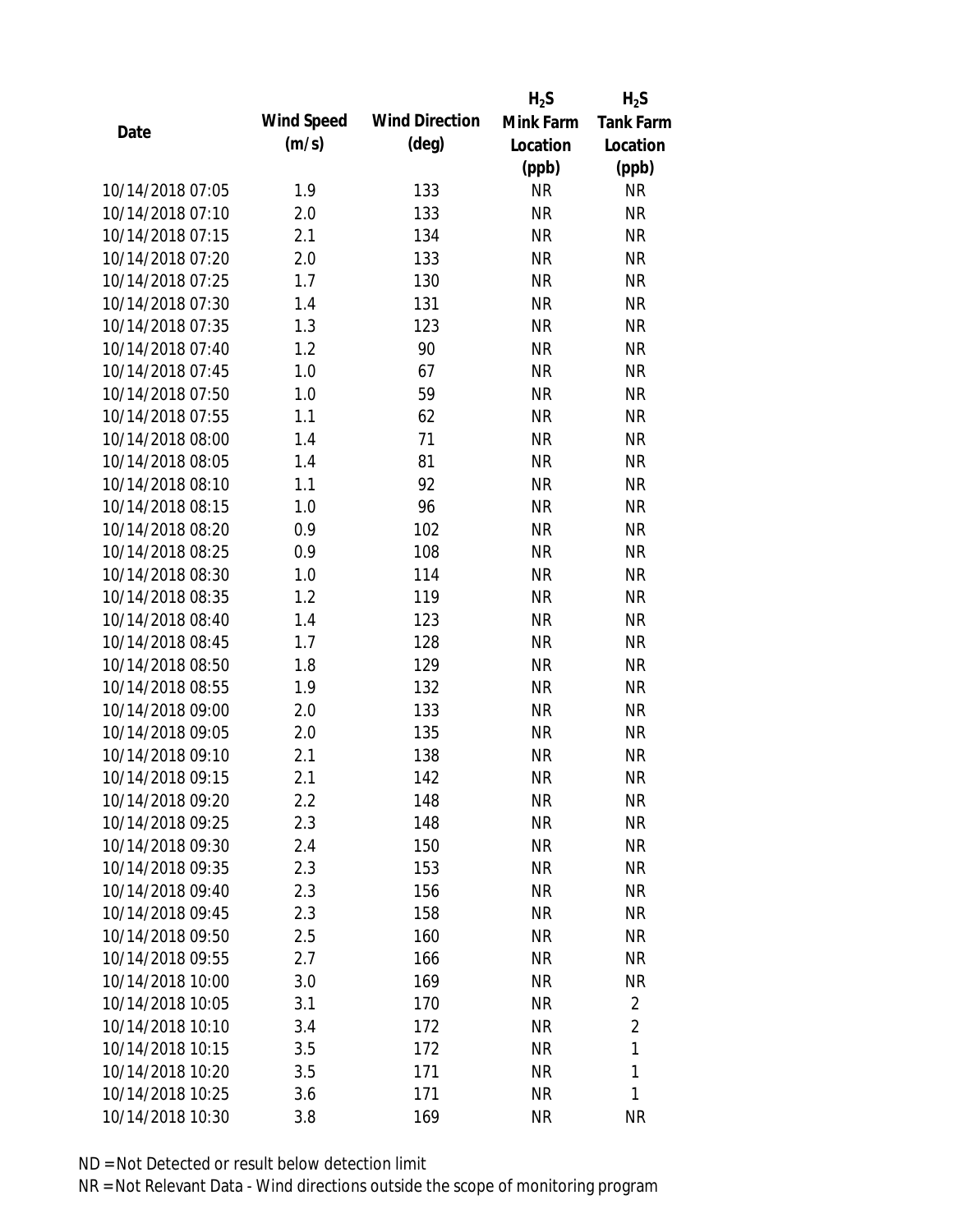| Date | Wind Speed (m/s) | Wind Direction (deg) | $H_2S$ Mink Farm Location (ppb) | $H_2S$ Tank Farm Location (ppb) |
|---|---|---|---|---|
| 10/14/2018 07:05 | 1.9 | 133 | NR | NR |
| 10/14/2018 07:10 | 2.0 | 133 | NR | NR |
| 10/14/2018 07:15 | 2.1 | 134 | NR | NR |
| 10/14/2018 07:20 | 2.0 | 133 | NR | NR |
| 10/14/2018 07:25 | 1.7 | 130 | NR | NR |
| 10/14/2018 07:30 | 1.4 | 131 | NR | NR |
| 10/14/2018 07:35 | 1.3 | 123 | NR | NR |
| 10/14/2018 07:40 | 1.2 | 90 | NR | NR |
| 10/14/2018 07:45 | 1.0 | 67 | NR | NR |
| 10/14/2018 07:50 | 1.0 | 59 | NR | NR |
| 10/14/2018 07:55 | 1.1 | 62 | NR | NR |
| 10/14/2018 08:00 | 1.4 | 71 | NR | NR |
| 10/14/2018 08:05 | 1.4 | 81 | NR | NR |
| 10/14/2018 08:10 | 1.1 | 92 | NR | NR |
| 10/14/2018 08:15 | 1.0 | 96 | NR | NR |
| 10/14/2018 08:20 | 0.9 | 102 | NR | NR |
| 10/14/2018 08:25 | 0.9 | 108 | NR | NR |
| 10/14/2018 08:30 | 1.0 | 114 | NR | NR |
| 10/14/2018 08:35 | 1.2 | 119 | NR | NR |
| 10/14/2018 08:40 | 1.4 | 123 | NR | NR |
| 10/14/2018 08:45 | 1.7 | 128 | NR | NR |
| 10/14/2018 08:50 | 1.8 | 129 | NR | NR |
| 10/14/2018 08:55 | 1.9 | 132 | NR | NR |
| 10/14/2018 09:00 | 2.0 | 133 | NR | NR |
| 10/14/2018 09:05 | 2.0 | 135 | NR | NR |
| 10/14/2018 09:10 | 2.1 | 138 | NR | NR |
| 10/14/2018 09:15 | 2.1 | 142 | NR | NR |
| 10/14/2018 09:20 | 2.2 | 148 | NR | NR |
| 10/14/2018 09:25 | 2.3 | 148 | NR | NR |
| 10/14/2018 09:30 | 2.4 | 150 | NR | NR |
| 10/14/2018 09:35 | 2.3 | 153 | NR | NR |
| 10/14/2018 09:40 | 2.3 | 156 | NR | NR |
| 10/14/2018 09:45 | 2.3 | 158 | NR | NR |
| 10/14/2018 09:50 | 2.5 | 160 | NR | NR |
| 10/14/2018 09:55 | 2.7 | 166 | NR | NR |
| 10/14/2018 10:00 | 3.0 | 169 | NR | NR |
| 10/14/2018 10:05 | 3.1 | 170 | NR | 2 |
| 10/14/2018 10:10 | 3.4 | 172 | NR | 2 |
| 10/14/2018 10:15 | 3.5 | 172 | NR | 1 |
| 10/14/2018 10:20 | 3.5 | 171 | NR | 1 |
| 10/14/2018 10:25 | 3.6 | 171 | NR | 1 |
| 10/14/2018 10:30 | 3.8 | 169 | NR | NR |

ND = Not Detected or result below detection limit

NR = Not Relevant Data - Wind directions outside the scope of monitoring program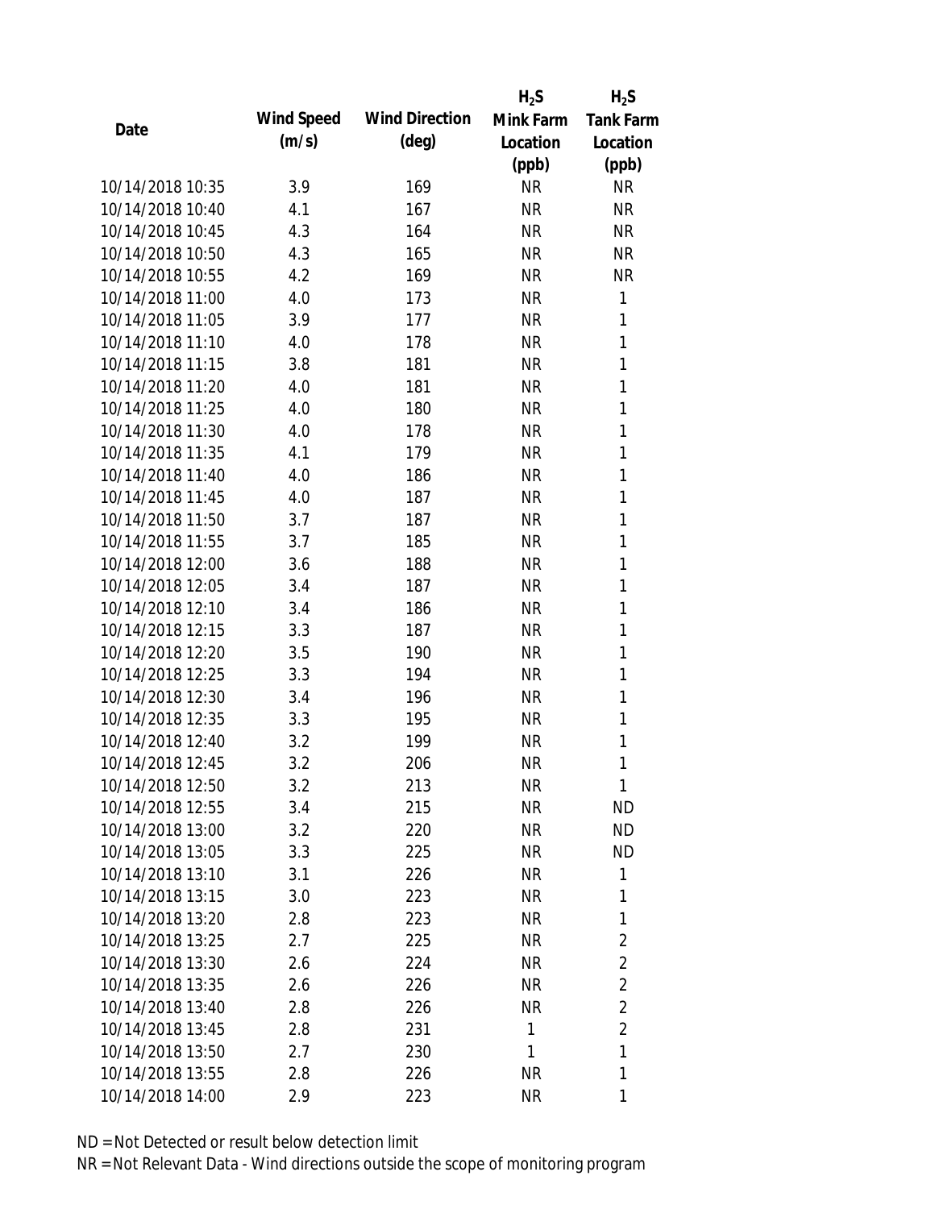| Date | Wind Speed (m/s) | Wind Direction (deg) | $H_2S$ Mink Farm Location (ppb) | $H_2S$ Tank Farm Location (ppb) |
|---|---|---|---|---|
| 10/14/2018 10:35 | 3.9 | 169 | NR | NR |
| 10/14/2018 10:40 | 4.1 | 167 | NR | NR |
| 10/14/2018 10:45 | 4.3 | 164 | NR | NR |
| 10/14/2018 10:50 | 4.3 | 165 | NR | NR |
| 10/14/2018 10:55 | 4.2 | 169 | NR | NR |
| 10/14/2018 11:00 | 4.0 | 173 | NR | 1 |
| 10/14/2018 11:05 | 3.9 | 177 | NR | 1 |
| 10/14/2018 11:10 | 4.0 | 178 | NR | 1 |
| 10/14/2018 11:15 | 3.8 | 181 | NR | 1 |
| 10/14/2018 11:20 | 4.0 | 181 | NR | 1 |
| 10/14/2018 11:25 | 4.0 | 180 | NR | 1 |
| 10/14/2018 11:30 | 4.0 | 178 | NR | 1 |
| 10/14/2018 11:35 | 4.1 | 179 | NR | 1 |
| 10/14/2018 11:40 | 4.0 | 186 | NR | 1 |
| 10/14/2018 11:45 | 4.0 | 187 | NR | 1 |
| 10/14/2018 11:50 | 3.7 | 187 | NR | 1 |
| 10/14/2018 11:55 | 3.7 | 185 | NR | 1 |
| 10/14/2018 12:00 | 3.6 | 188 | NR | 1 |
| 10/14/2018 12:05 | 3.4 | 187 | NR | 1 |
| 10/14/2018 12:10 | 3.4 | 186 | NR | 1 |
| 10/14/2018 12:15 | 3.3 | 187 | NR | 1 |
| 10/14/2018 12:20 | 3.5 | 190 | NR | 1 |
| 10/14/2018 12:25 | 3.3 | 194 | NR | 1 |
| 10/14/2018 12:30 | 3.4 | 196 | NR | 1 |
| 10/14/2018 12:35 | 3.3 | 195 | NR | 1 |
| 10/14/2018 12:40 | 3.2 | 199 | NR | 1 |
| 10/14/2018 12:45 | 3.2 | 206 | NR | 1 |
| 10/14/2018 12:50 | 3.2 | 213 | NR | 1 |
| 10/14/2018 12:55 | 3.4 | 215 | NR | ND |
| 10/14/2018 13:00 | 3.2 | 220 | NR | ND |
| 10/14/2018 13:05 | 3.3 | 225 | NR | ND |
| 10/14/2018 13:10 | 3.1 | 226 | NR | 1 |
| 10/14/2018 13:15 | 3.0 | 223 | NR | 1 |
| 10/14/2018 13:20 | 2.8 | 223 | NR | 1 |
| 10/14/2018 13:25 | 2.7 | 225 | NR | 2 |
| 10/14/2018 13:30 | 2.6 | 224 | NR | 2 |
| 10/14/2018 13:35 | 2.6 | 226 | NR | 2 |
| 10/14/2018 13:40 | 2.8 | 226 | NR | 2 |
| 10/14/2018 13:45 | 2.8 | 231 | 1 | 2 |
| 10/14/2018 13:50 | 2.7 | 230 | 1 | 1 |
| 10/14/2018 13:55 | 2.8 | 226 | NR | 1 |
| 10/14/2018 14:00 | 2.9 | 223 | NR | 1 |

ND = Not Detected or result below detection limit

NR = Not Relevant Data - Wind directions outside the scope of monitoring program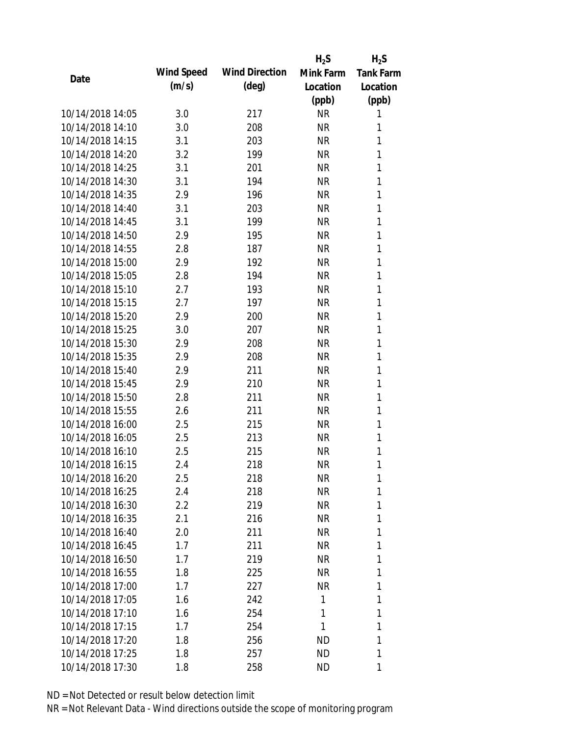| Date | Wind Speed (m/s) | Wind Direction (deg) | $H_2S$ Mink Farm Location (ppb) | $H_2S$ Tank Farm Location (ppb) |
|---|---|---|---|---|
| 10/14/2018 14:05 | 3.0 | 217 | NR | 1 |
| 10/14/2018 14:10 | 3.0 | 208 | NR | 1 |
| 10/14/2018 14:15 | 3.1 | 203 | NR | 1 |
| 10/14/2018 14:20 | 3.2 | 199 | NR | 1 |
| 10/14/2018 14:25 | 3.1 | 201 | NR | 1 |
| 10/14/2018 14:30 | 3.1 | 194 | NR | 1 |
| 10/14/2018 14:35 | 2.9 | 196 | NR | 1 |
| 10/14/2018 14:40 | 3.1 | 203 | NR | 1 |
| 10/14/2018 14:45 | 3.1 | 199 | NR | 1 |
| 10/14/2018 14:50 | 2.9 | 195 | NR | 1 |
| 10/14/2018 14:55 | 2.8 | 187 | NR | 1 |
| 10/14/2018 15:00 | 2.9 | 192 | NR | 1 |
| 10/14/2018 15:05 | 2.8 | 194 | NR | 1 |
| 10/14/2018 15:10 | 2.7 | 193 | NR | 1 |
| 10/14/2018 15:15 | 2.7 | 197 | NR | 1 |
| 10/14/2018 15:20 | 2.9 | 200 | NR | 1 |
| 10/14/2018 15:25 | 3.0 | 207 | NR | 1 |
| 10/14/2018 15:30 | 2.9 | 208 | NR | 1 |
| 10/14/2018 15:35 | 2.9 | 208 | NR | 1 |
| 10/14/2018 15:40 | 2.9 | 211 | NR | 1 |
| 10/14/2018 15:45 | 2.9 | 210 | NR | 1 |
| 10/14/2018 15:50 | 2.8 | 211 | NR | 1 |
| 10/14/2018 15:55 | 2.6 | 211 | NR | 1 |
| 10/14/2018 16:00 | 2.5 | 215 | NR | 1 |
| 10/14/2018 16:05 | 2.5 | 213 | NR | 1 |
| 10/14/2018 16:10 | 2.5 | 215 | NR | 1 |
| 10/14/2018 16:15 | 2.4 | 218 | NR | 1 |
| 10/14/2018 16:20 | 2.5 | 218 | NR | 1 |
| 10/14/2018 16:25 | 2.4 | 218 | NR | 1 |
| 10/14/2018 16:30 | 2.2 | 219 | NR | 1 |
| 10/14/2018 16:35 | 2.1 | 216 | NR | 1 |
| 10/14/2018 16:40 | 2.0 | 211 | NR | 1 |
| 10/14/2018 16:45 | 1.7 | 211 | NR | 1 |
| 10/14/2018 16:50 | 1.7 | 219 | NR | 1 |
| 10/14/2018 16:55 | 1.8 | 225 | NR | 1 |
| 10/14/2018 17:00 | 1.7 | 227 | NR | 1 |
| 10/14/2018 17:05 | 1.6 | 242 | 1 | 1 |
| 10/14/2018 17:10 | 1.6 | 254 | 1 | 1 |
| 10/14/2018 17:15 | 1.7 | 254 | 1 | 1 |
| 10/14/2018 17:20 | 1.8 | 256 | ND | 1 |
| 10/14/2018 17:25 | 1.8 | 257 | ND | 1 |
| 10/14/2018 17:30 | 1.8 | 258 | ND | 1 |

ND = Not Detected or result below detection limit

NR = Not Relevant Data - Wind directions outside the scope of monitoring program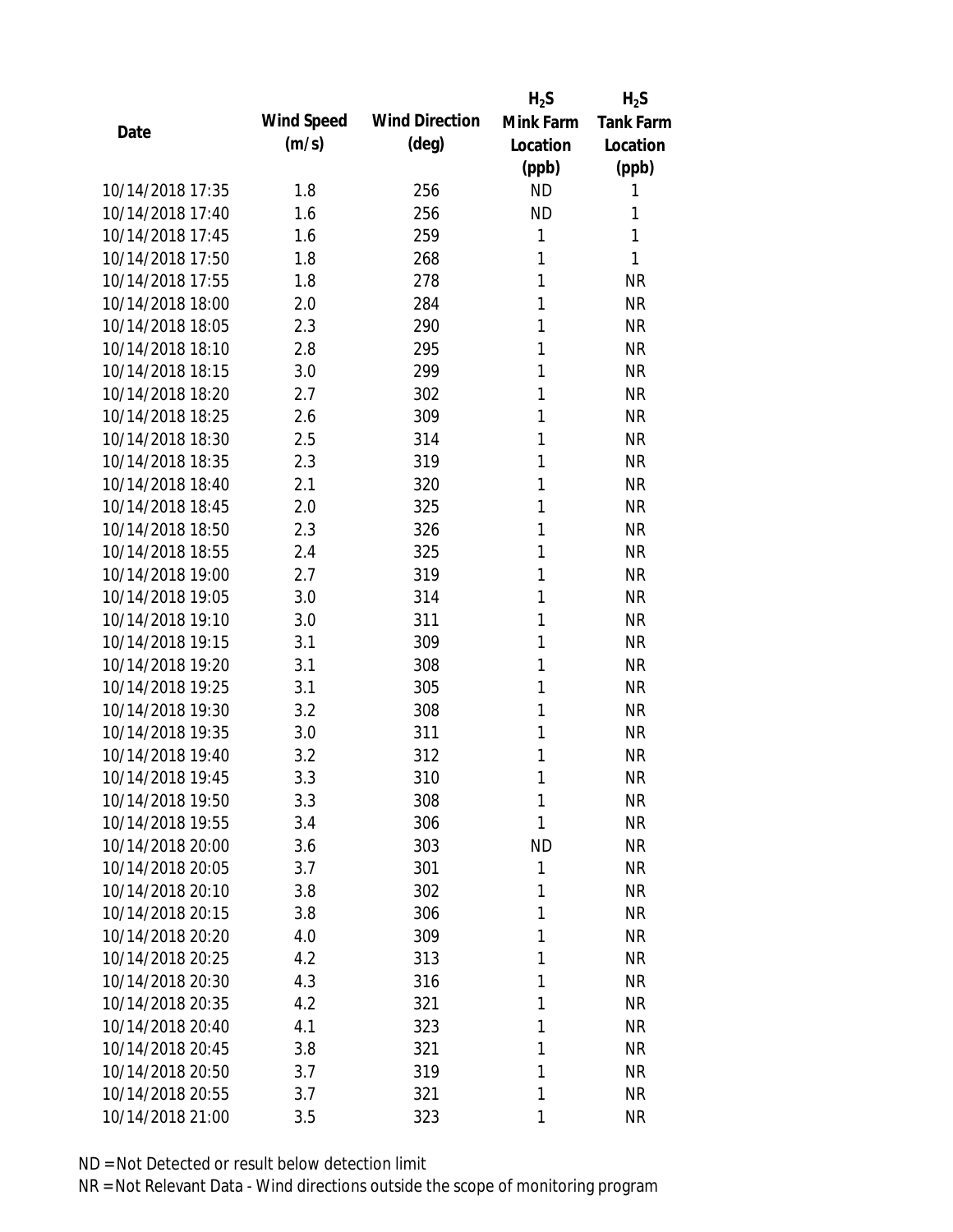| Date | Wind Speed (m/s) | Wind Direction (deg) | $H_2S$ Mink Farm Location (ppb) | $H_2S$ Tank Farm Location (ppb) |
|---|---|---|---|---|
| 10/14/2018 17:35 | 1.8 | 256 | ND | 1 |
| 10/14/2018 17:40 | 1.6 | 256 | ND | 1 |
| 10/14/2018 17:45 | 1.6 | 259 | 1 | 1 |
| 10/14/2018 17:50 | 1.8 | 268 | 1 | 1 |
| 10/14/2018 17:55 | 1.8 | 278 | 1 | NR |
| 10/14/2018 18:00 | 2.0 | 284 | 1 | NR |
| 10/14/2018 18:05 | 2.3 | 290 | 1 | NR |
| 10/14/2018 18:10 | 2.8 | 295 | 1 | NR |
| 10/14/2018 18:15 | 3.0 | 299 | 1 | NR |
| 10/14/2018 18:20 | 2.7 | 302 | 1 | NR |
| 10/14/2018 18:25 | 2.6 | 309 | 1 | NR |
| 10/14/2018 18:30 | 2.5 | 314 | 1 | NR |
| 10/14/2018 18:35 | 2.3 | 319 | 1 | NR |
| 10/14/2018 18:40 | 2.1 | 320 | 1 | NR |
| 10/14/2018 18:45 | 2.0 | 325 | 1 | NR |
| 10/14/2018 18:50 | 2.3 | 326 | 1 | NR |
| 10/14/2018 18:55 | 2.4 | 325 | 1 | NR |
| 10/14/2018 19:00 | 2.7 | 319 | 1 | NR |
| 10/14/2018 19:05 | 3.0 | 314 | 1 | NR |
| 10/14/2018 19:10 | 3.0 | 311 | 1 | NR |
| 10/14/2018 19:15 | 3.1 | 309 | 1 | NR |
| 10/14/2018 19:20 | 3.1 | 308 | 1 | NR |
| 10/14/2018 19:25 | 3.1 | 305 | 1 | NR |
| 10/14/2018 19:30 | 3.2 | 308 | 1 | NR |
| 10/14/2018 19:35 | 3.0 | 311 | 1 | NR |
| 10/14/2018 19:40 | 3.2 | 312 | 1 | NR |
| 10/14/2018 19:45 | 3.3 | 310 | 1 | NR |
| 10/14/2018 19:50 | 3.3 | 308 | 1 | NR |
| 10/14/2018 19:55 | 3.4 | 306 | 1 | NR |
| 10/14/2018 20:00 | 3.6 | 303 | ND | NR |
| 10/14/2018 20:05 | 3.7 | 301 | 1 | NR |
| 10/14/2018 20:10 | 3.8 | 302 | 1 | NR |
| 10/14/2018 20:15 | 3.8 | 306 | 1 | NR |
| 10/14/2018 20:20 | 4.0 | 309 | 1 | NR |
| 10/14/2018 20:25 | 4.2 | 313 | 1 | NR |
| 10/14/2018 20:30 | 4.3 | 316 | 1 | NR |
| 10/14/2018 20:35 | 4.2 | 321 | 1 | NR |
| 10/14/2018 20:40 | 4.1 | 323 | 1 | NR |
| 10/14/2018 20:45 | 3.8 | 321 | 1 | NR |
| 10/14/2018 20:50 | 3.7 | 319 | 1 | NR |
| 10/14/2018 20:55 | 3.7 | 321 | 1 | NR |
| 10/14/2018 21:00 | 3.5 | 323 | 1 | NR |

ND = Not Detected or result below detection limit

NR = Not Relevant Data - Wind directions outside the scope of monitoring program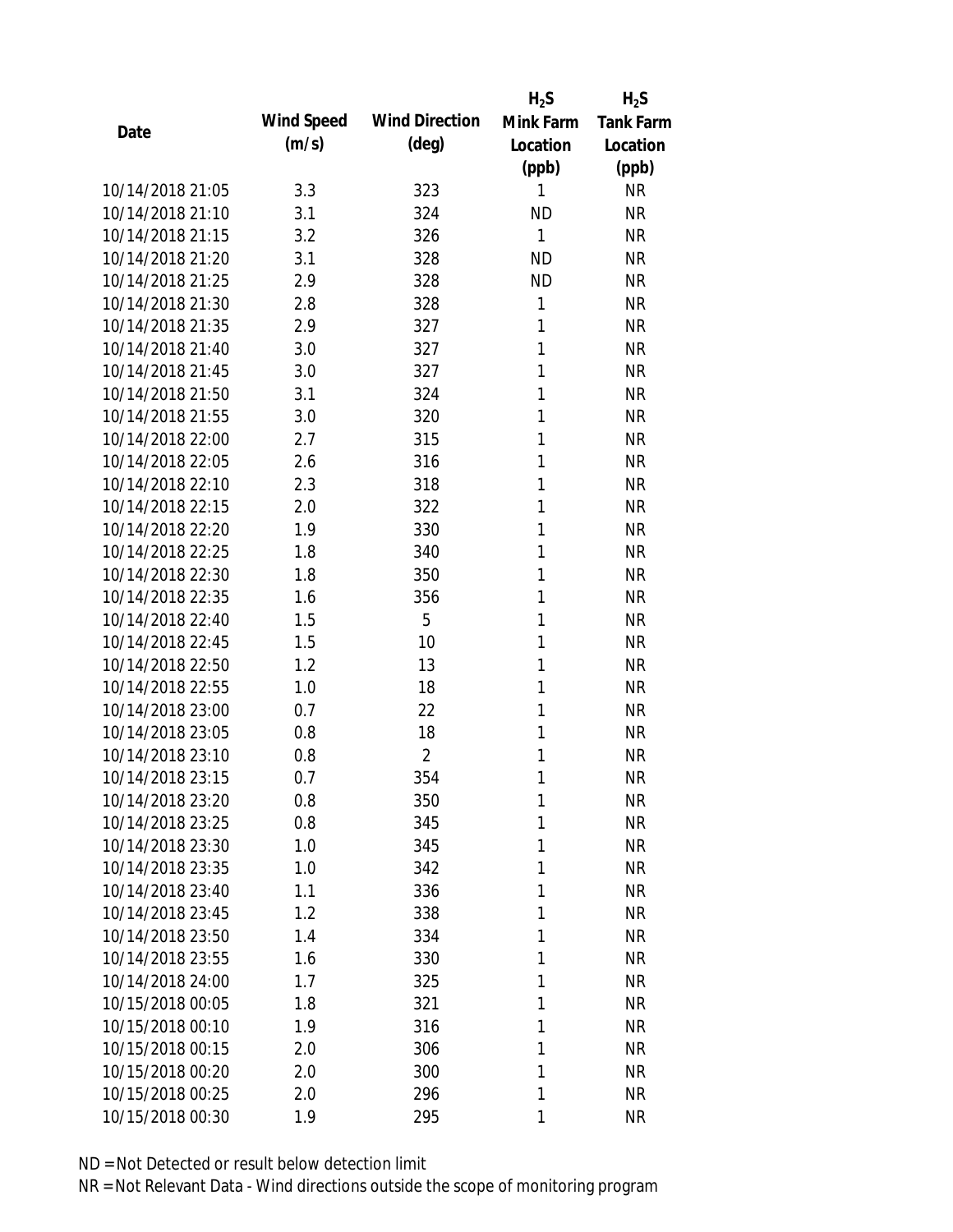| Date | Wind Speed (m/s) | Wind Direction (deg) | $H_2S$ Mink Farm Location (ppb) | $H_2S$ Tank Farm Location (ppb) |
|---|---|---|---|---|
| 10/14/2018 21:05 | 3.3 | 323 | 1 | NR |
| 10/14/2018 21:10 | 3.1 | 324 | ND | NR |
| 10/14/2018 21:15 | 3.2 | 326 | 1 | NR |
| 10/14/2018 21:20 | 3.1 | 328 | ND | NR |
| 10/14/2018 21:25 | 2.9 | 328 | ND | NR |
| 10/14/2018 21:30 | 2.8 | 328 | 1 | NR |
| 10/14/2018 21:35 | 2.9 | 327 | 1 | NR |
| 10/14/2018 21:40 | 3.0 | 327 | 1 | NR |
| 10/14/2018 21:45 | 3.0 | 327 | 1 | NR |
| 10/14/2018 21:50 | 3.1 | 324 | 1 | NR |
| 10/14/2018 21:55 | 3.0 | 320 | 1 | NR |
| 10/14/2018 22:00 | 2.7 | 315 | 1 | NR |
| 10/14/2018 22:05 | 2.6 | 316 | 1 | NR |
| 10/14/2018 22:10 | 2.3 | 318 | 1 | NR |
| 10/14/2018 22:15 | 2.0 | 322 | 1 | NR |
| 10/14/2018 22:20 | 1.9 | 330 | 1 | NR |
| 10/14/2018 22:25 | 1.8 | 340 | 1 | NR |
| 10/14/2018 22:30 | 1.8 | 350 | 1 | NR |
| 10/14/2018 22:35 | 1.6 | 356 | 1 | NR |
| 10/14/2018 22:40 | 1.5 | 5 | 1 | NR |
| 10/14/2018 22:45 | 1.5 | 10 | 1 | NR |
| 10/14/2018 22:50 | 1.2 | 13 | 1 | NR |
| 10/14/2018 22:55 | 1.0 | 18 | 1 | NR |
| 10/14/2018 23:00 | 0.7 | 22 | 1 | NR |
| 10/14/2018 23:05 | 0.8 | 18 | 1 | NR |
| 10/14/2018 23:10 | 0.8 | 2 | 1 | NR |
| 10/14/2018 23:15 | 0.7 | 354 | 1 | NR |
| 10/14/2018 23:20 | 0.8 | 350 | 1 | NR |
| 10/14/2018 23:25 | 0.8 | 345 | 1 | NR |
| 10/14/2018 23:30 | 1.0 | 345 | 1 | NR |
| 10/14/2018 23:35 | 1.0 | 342 | 1 | NR |
| 10/14/2018 23:40 | 1.1 | 336 | 1 | NR |
| 10/14/2018 23:45 | 1.2 | 338 | 1 | NR |
| 10/14/2018 23:50 | 1.4 | 334 | 1 | NR |
| 10/14/2018 23:55 | 1.6 | 330 | 1 | NR |
| 10/14/2018 24:00 | 1.7 | 325 | 1 | NR |
| 10/15/2018 00:05 | 1.8 | 321 | 1 | NR |
| 10/15/2018 00:10 | 1.9 | 316 | 1 | NR |
| 10/15/2018 00:15 | 2.0 | 306 | 1 | NR |
| 10/15/2018 00:20 | 2.0 | 300 | 1 | NR |
| 10/15/2018 00:25 | 2.0 | 296 | 1 | NR |
| 10/15/2018 00:30 | 1.9 | 295 | 1 | NR |

ND = Not Detected or result below detection limit

NR = Not Relevant Data - Wind directions outside the scope of monitoring program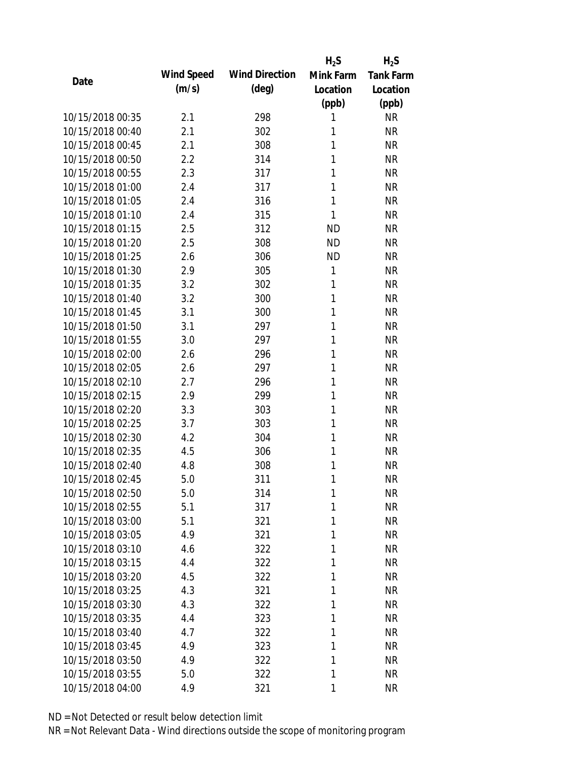| Date | Wind Speed (m/s) | Wind Direction (deg) | $H_2S$ Mink Farm Location (ppb) | $H_2S$ Tank Farm Location (ppb) |
|---|---|---|---|---|
| 10/15/2018 00:35 | 2.1 | 298 | 1 | NR |
| 10/15/2018 00:40 | 2.1 | 302 | 1 | NR |
| 10/15/2018 00:45 | 2.1 | 308 | 1 | NR |
| 10/15/2018 00:50 | 2.2 | 314 | 1 | NR |
| 10/15/2018 00:55 | 2.3 | 317 | 1 | NR |
| 10/15/2018 01:00 | 2.4 | 317 | 1 | NR |
| 10/15/2018 01:05 | 2.4 | 316 | 1 | NR |
| 10/15/2018 01:10 | 2.4 | 315 | 1 | NR |
| 10/15/2018 01:15 | 2.5 | 312 | ND | NR |
| 10/15/2018 01:20 | 2.5 | 308 | ND | NR |
| 10/15/2018 01:25 | 2.6 | 306 | ND | NR |
| 10/15/2018 01:30 | 2.9 | 305 | 1 | NR |
| 10/15/2018 01:35 | 3.2 | 302 | 1 | NR |
| 10/15/2018 01:40 | 3.2 | 300 | 1 | NR |
| 10/15/2018 01:45 | 3.1 | 300 | 1 | NR |
| 10/15/2018 01:50 | 3.1 | 297 | 1 | NR |
| 10/15/2018 01:55 | 3.0 | 297 | 1 | NR |
| 10/15/2018 02:00 | 2.6 | 296 | 1 | NR |
| 10/15/2018 02:05 | 2.6 | 297 | 1 | NR |
| 10/15/2018 02:10 | 2.7 | 296 | 1 | NR |
| 10/15/2018 02:15 | 2.9 | 299 | 1 | NR |
| 10/15/2018 02:20 | 3.3 | 303 | 1 | NR |
| 10/15/2018 02:25 | 3.7 | 303 | 1 | NR |
| 10/15/2018 02:30 | 4.2 | 304 | 1 | NR |
| 10/15/2018 02:35 | 4.5 | 306 | 1 | NR |
| 10/15/2018 02:40 | 4.8 | 308 | 1 | NR |
| 10/15/2018 02:45 | 5.0 | 311 | 1 | NR |
| 10/15/2018 02:50 | 5.0 | 314 | 1 | NR |
| 10/15/2018 02:55 | 5.1 | 317 | 1 | NR |
| 10/15/2018 03:00 | 5.1 | 321 | 1 | NR |
| 10/15/2018 03:05 | 4.9 | 321 | 1 | NR |
| 10/15/2018 03:10 | 4.6 | 322 | 1 | NR |
| 10/15/2018 03:15 | 4.4 | 322 | 1 | NR |
| 10/15/2018 03:20 | 4.5 | 322 | 1 | NR |
| 10/15/2018 03:25 | 4.3 | 321 | 1 | NR |
| 10/15/2018 03:30 | 4.3 | 322 | 1 | NR |
| 10/15/2018 03:35 | 4.4 | 323 | 1 | NR |
| 10/15/2018 03:40 | 4.7 | 322 | 1 | NR |
| 10/15/2018 03:45 | 4.9 | 323 | 1 | NR |
| 10/15/2018 03:50 | 4.9 | 322 | 1 | NR |
| 10/15/2018 03:55 | 5.0 | 322 | 1 | NR |
| 10/15/2018 04:00 | 4.9 | 321 | 1 | NR |

ND = Not Detected or result below detection limit

NR = Not Relevant Data - Wind directions outside the scope of monitoring program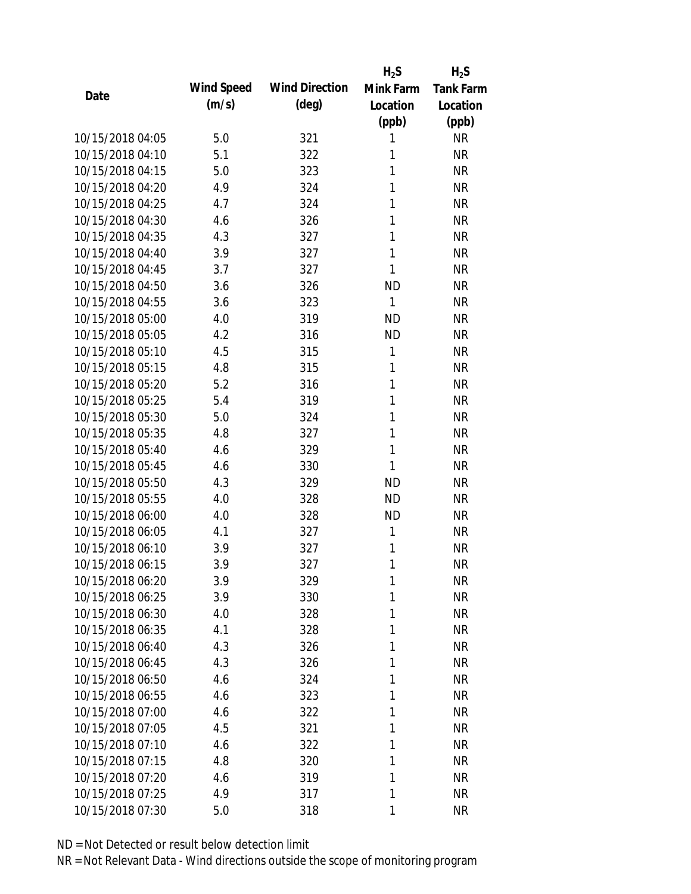| Date | Wind Speed (m/s) | Wind Direction (deg) | $H_2S$ Mink Farm Location (ppb) | $H_2S$ Tank Farm Location (ppb) |
|---|---|---|---|---|
| 10/15/2018 04:05 | 5.0 | 321 | 1 | NR |
| 10/15/2018 04:10 | 5.1 | 322 | 1 | NR |
| 10/15/2018 04:15 | 5.0 | 323 | 1 | NR |
| 10/15/2018 04:20 | 4.9 | 324 | 1 | NR |
| 10/15/2018 04:25 | 4.7 | 324 | 1 | NR |
| 10/15/2018 04:30 | 4.6 | 326 | 1 | NR |
| 10/15/2018 04:35 | 4.3 | 327 | 1 | NR |
| 10/15/2018 04:40 | 3.9 | 327 | 1 | NR |
| 10/15/2018 04:45 | 3.7 | 327 | 1 | NR |
| 10/15/2018 04:50 | 3.6 | 326 | ND | NR |
| 10/15/2018 04:55 | 3.6 | 323 | 1 | NR |
| 10/15/2018 05:00 | 4.0 | 319 | ND | NR |
| 10/15/2018 05:05 | 4.2 | 316 | ND | NR |
| 10/15/2018 05:10 | 4.5 | 315 | 1 | NR |
| 10/15/2018 05:15 | 4.8 | 315 | 1 | NR |
| 10/15/2018 05:20 | 5.2 | 316 | 1 | NR |
| 10/15/2018 05:25 | 5.4 | 319 | 1 | NR |
| 10/15/2018 05:30 | 5.0 | 324 | 1 | NR |
| 10/15/2018 05:35 | 4.8 | 327 | 1 | NR |
| 10/15/2018 05:40 | 4.6 | 329 | 1 | NR |
| 10/15/2018 05:45 | 4.6 | 330 | 1 | NR |
| 10/15/2018 05:50 | 4.3 | 329 | ND | NR |
| 10/15/2018 05:55 | 4.0 | 328 | ND | NR |
| 10/15/2018 06:00 | 4.0 | 328 | ND | NR |
| 10/15/2018 06:05 | 4.1 | 327 | 1 | NR |
| 10/15/2018 06:10 | 3.9 | 327 | 1 | NR |
| 10/15/2018 06:15 | 3.9 | 327 | 1 | NR |
| 10/15/2018 06:20 | 3.9 | 329 | 1 | NR |
| 10/15/2018 06:25 | 3.9 | 330 | 1 | NR |
| 10/15/2018 06:30 | 4.0 | 328 | 1 | NR |
| 10/15/2018 06:35 | 4.1 | 328 | 1 | NR |
| 10/15/2018 06:40 | 4.3 | 326 | 1 | NR |
| 10/15/2018 06:45 | 4.3 | 326 | 1 | NR |
| 10/15/2018 06:50 | 4.6 | 324 | 1 | NR |
| 10/15/2018 06:55 | 4.6 | 323 | 1 | NR |
| 10/15/2018 07:00 | 4.6 | 322 | 1 | NR |
| 10/15/2018 07:05 | 4.5 | 321 | 1 | NR |
| 10/15/2018 07:10 | 4.6 | 322 | 1 | NR |
| 10/15/2018 07:15 | 4.8 | 320 | 1 | NR |
| 10/15/2018 07:20 | 4.6 | 319 | 1 | NR |
| 10/15/2018 07:25 | 4.9 | 317 | 1 | NR |
| 10/15/2018 07:30 | 5.0 | 318 | 1 | NR |

ND = Not Detected or result below detection limit

NR = Not Relevant Data - Wind directions outside the scope of monitoring program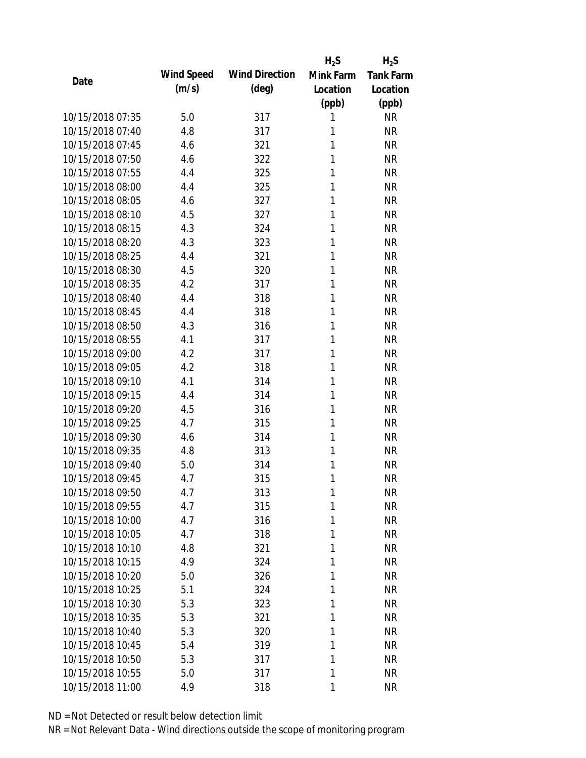| Date | Wind Speed (m/s) | Wind Direction (deg) | $H_2S$ Mink Farm Location (ppb) | $H_2S$ Tank Farm Location (ppb) |
|---|---|---|---|---|
| 10/15/2018 07:35 | 5.0 | 317 | 1 | NR |
| 10/15/2018 07:40 | 4.8 | 317 | 1 | NR |
| 10/15/2018 07:45 | 4.6 | 321 | 1 | NR |
| 10/15/2018 07:50 | 4.6 | 322 | 1 | NR |
| 10/15/2018 07:55 | 4.4 | 325 | 1 | NR |
| 10/15/2018 08:00 | 4.4 | 325 | 1 | NR |
| 10/15/2018 08:05 | 4.6 | 327 | 1 | NR |
| 10/15/2018 08:10 | 4.5 | 327 | 1 | NR |
| 10/15/2018 08:15 | 4.3 | 324 | 1 | NR |
| 10/15/2018 08:20 | 4.3 | 323 | 1 | NR |
| 10/15/2018 08:25 | 4.4 | 321 | 1 | NR |
| 10/15/2018 08:30 | 4.5 | 320 | 1 | NR |
| 10/15/2018 08:35 | 4.2 | 317 | 1 | NR |
| 10/15/2018 08:40 | 4.4 | 318 | 1 | NR |
| 10/15/2018 08:45 | 4.4 | 318 | 1 | NR |
| 10/15/2018 08:50 | 4.3 | 316 | 1 | NR |
| 10/15/2018 08:55 | 4.1 | 317 | 1 | NR |
| 10/15/2018 09:00 | 4.2 | 317 | 1 | NR |
| 10/15/2018 09:05 | 4.2 | 318 | 1 | NR |
| 10/15/2018 09:10 | 4.1 | 314 | 1 | NR |
| 10/15/2018 09:15 | 4.4 | 314 | 1 | NR |
| 10/15/2018 09:20 | 4.5 | 316 | 1 | NR |
| 10/15/2018 09:25 | 4.7 | 315 | 1 | NR |
| 10/15/2018 09:30 | 4.6 | 314 | 1 | NR |
| 10/15/2018 09:35 | 4.8 | 313 | 1 | NR |
| 10/15/2018 09:40 | 5.0 | 314 | 1 | NR |
| 10/15/2018 09:45 | 4.7 | 315 | 1 | NR |
| 10/15/2018 09:50 | 4.7 | 313 | 1 | NR |
| 10/15/2018 09:55 | 4.7 | 315 | 1 | NR |
| 10/15/2018 10:00 | 4.7 | 316 | 1 | NR |
| 10/15/2018 10:05 | 4.7 | 318 | 1 | NR |
| 10/15/2018 10:10 | 4.8 | 321 | 1 | NR |
| 10/15/2018 10:15 | 4.9 | 324 | 1 | NR |
| 10/15/2018 10:20 | 5.0 | 326 | 1 | NR |
| 10/15/2018 10:25 | 5.1 | 324 | 1 | NR |
| 10/15/2018 10:30 | 5.3 | 323 | 1 | NR |
| 10/15/2018 10:35 | 5.3 | 321 | 1 | NR |
| 10/15/2018 10:40 | 5.3 | 320 | 1 | NR |
| 10/15/2018 10:45 | 5.4 | 319 | 1 | NR |
| 10/15/2018 10:50 | 5.3 | 317 | 1 | NR |
| 10/15/2018 10:55 | 5.0 | 317 | 1 | NR |
| 10/15/2018 11:00 | 4.9 | 318 | 1 | NR |

ND = Not Detected or result below detection limit

NR = Not Relevant Data - Wind directions outside the scope of monitoring program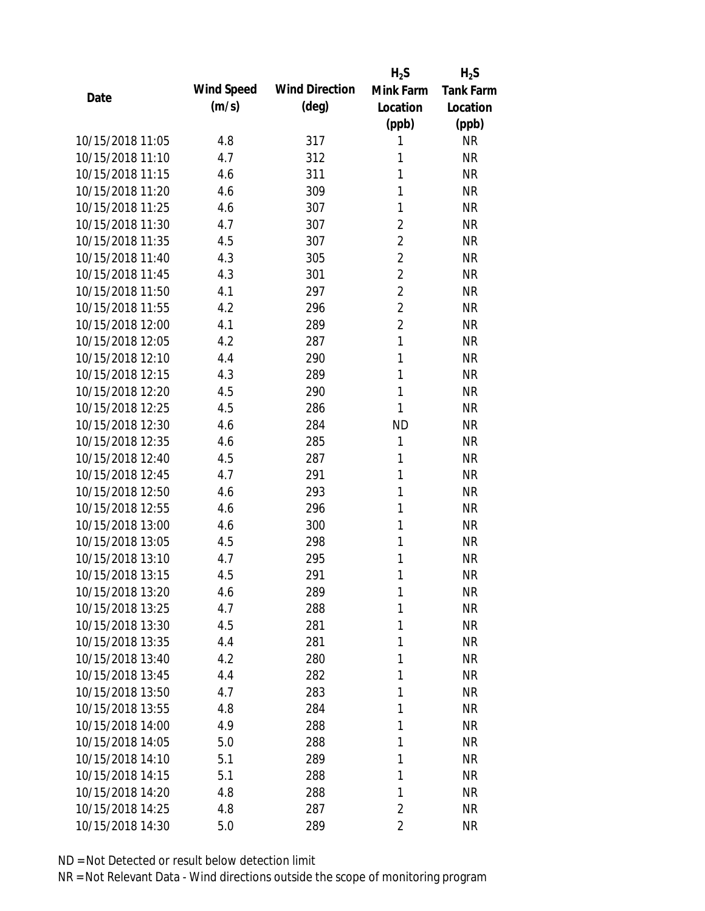| Date | Wind Speed (m/s) | Wind Direction (deg) | $H_2S$ Mink Farm Location (ppb) | $H_2S$ Tank Farm Location (ppb) |
|---|---|---|---|---|
| 10/15/2018 11:05 | 4.8 | 317 | 1 | NR |
| 10/15/2018 11:10 | 4.7 | 312 | 1 | NR |
| 10/15/2018 11:15 | 4.6 | 311 | 1 | NR |
| 10/15/2018 11:20 | 4.6 | 309 | 1 | NR |
| 10/15/2018 11:25 | 4.6 | 307 | 1 | NR |
| 10/15/2018 11:30 | 4.7 | 307 | 2 | NR |
| 10/15/2018 11:35 | 4.5 | 307 | 2 | NR |
| 10/15/2018 11:40 | 4.3 | 305 | 2 | NR |
| 10/15/2018 11:45 | 4.3 | 301 | 2 | NR |
| 10/15/2018 11:50 | 4.1 | 297 | 2 | NR |
| 10/15/2018 11:55 | 4.2 | 296 | 2 | NR |
| 10/15/2018 12:00 | 4.1 | 289 | 2 | NR |
| 10/15/2018 12:05 | 4.2 | 287 | 1 | NR |
| 10/15/2018 12:10 | 4.4 | 290 | 1 | NR |
| 10/15/2018 12:15 | 4.3 | 289 | 1 | NR |
| 10/15/2018 12:20 | 4.5 | 290 | 1 | NR |
| 10/15/2018 12:25 | 4.5 | 286 | 1 | NR |
| 10/15/2018 12:30 | 4.6 | 284 | ND | NR |
| 10/15/2018 12:35 | 4.6 | 285 | 1 | NR |
| 10/15/2018 12:40 | 4.5 | 287 | 1 | NR |
| 10/15/2018 12:45 | 4.7 | 291 | 1 | NR |
| 10/15/2018 12:50 | 4.6 | 293 | 1 | NR |
| 10/15/2018 12:55 | 4.6 | 296 | 1 | NR |
| 10/15/2018 13:00 | 4.6 | 300 | 1 | NR |
| 10/15/2018 13:05 | 4.5 | 298 | 1 | NR |
| 10/15/2018 13:10 | 4.7 | 295 | 1 | NR |
| 10/15/2018 13:15 | 4.5 | 291 | 1 | NR |
| 10/15/2018 13:20 | 4.6 | 289 | 1 | NR |
| 10/15/2018 13:25 | 4.7 | 288 | 1 | NR |
| 10/15/2018 13:30 | 4.5 | 281 | 1 | NR |
| 10/15/2018 13:35 | 4.4 | 281 | 1 | NR |
| 10/15/2018 13:40 | 4.2 | 280 | 1 | NR |
| 10/15/2018 13:45 | 4.4 | 282 | 1 | NR |
| 10/15/2018 13:50 | 4.7 | 283 | 1 | NR |
| 10/15/2018 13:55 | 4.8 | 284 | 1 | NR |
| 10/15/2018 14:00 | 4.9 | 288 | 1 | NR |
| 10/15/2018 14:05 | 5.0 | 288 | 1 | NR |
| 10/15/2018 14:10 | 5.1 | 289 | 1 | NR |
| 10/15/2018 14:15 | 5.1 | 288 | 1 | NR |
| 10/15/2018 14:20 | 4.8 | 288 | 1 | NR |
| 10/15/2018 14:25 | 4.8 | 287 | 2 | NR |
| 10/15/2018 14:30 | 5.0 | 289 | 2 | NR |

ND = Not Detected or result below detection limit

NR = Not Relevant Data - Wind directions outside the scope of monitoring program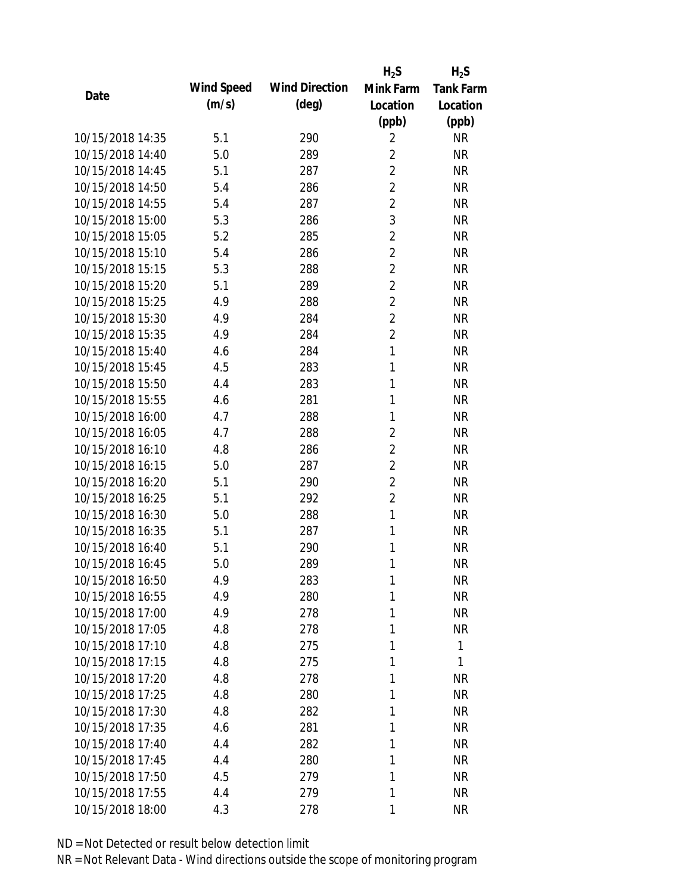| Date | Wind Speed (m/s) | Wind Direction (deg) | $H_2S$ Mink Farm Location (ppb) | $H_2S$ Tank Farm Location (ppb) |
|---|---|---|---|---|
| 10/15/2018 14:35 | 5.1 | 290 | 2 | NR |
| 10/15/2018 14:40 | 5.0 | 289 | 2 | NR |
| 10/15/2018 14:45 | 5.1 | 287 | 2 | NR |
| 10/15/2018 14:50 | 5.4 | 286 | 2 | NR |
| 10/15/2018 14:55 | 5.4 | 287 | 2 | NR |
| 10/15/2018 15:00 | 5.3 | 286 | 3 | NR |
| 10/15/2018 15:05 | 5.2 | 285 | 2 | NR |
| 10/15/2018 15:10 | 5.4 | 286 | 2 | NR |
| 10/15/2018 15:15 | 5.3 | 288 | 2 | NR |
| 10/15/2018 15:20 | 5.1 | 289 | 2 | NR |
| 10/15/2018 15:25 | 4.9 | 288 | 2 | NR |
| 10/15/2018 15:30 | 4.9 | 284 | 2 | NR |
| 10/15/2018 15:35 | 4.9 | 284 | 2 | NR |
| 10/15/2018 15:40 | 4.6 | 284 | 1 | NR |
| 10/15/2018 15:45 | 4.5 | 283 | 1 | NR |
| 10/15/2018 15:50 | 4.4 | 283 | 1 | NR |
| 10/15/2018 15:55 | 4.6 | 281 | 1 | NR |
| 10/15/2018 16:00 | 4.7 | 288 | 1 | NR |
| 10/15/2018 16:05 | 4.7 | 288 | 2 | NR |
| 10/15/2018 16:10 | 4.8 | 286 | 2 | NR |
| 10/15/2018 16:15 | 5.0 | 287 | 2 | NR |
| 10/15/2018 16:20 | 5.1 | 290 | 2 | NR |
| 10/15/2018 16:25 | 5.1 | 292 | 2 | NR |
| 10/15/2018 16:30 | 5.0 | 288 | 1 | NR |
| 10/15/2018 16:35 | 5.1 | 287 | 1 | NR |
| 10/15/2018 16:40 | 5.1 | 290 | 1 | NR |
| 10/15/2018 16:45 | 5.0 | 289 | 1 | NR |
| 10/15/2018 16:50 | 4.9 | 283 | 1 | NR |
| 10/15/2018 16:55 | 4.9 | 280 | 1 | NR |
| 10/15/2018 17:00 | 4.9 | 278 | 1 | NR |
| 10/15/2018 17:05 | 4.8 | 278 | 1 | NR |
| 10/15/2018 17:10 | 4.8 | 275 | 1 | 1 |
| 10/15/2018 17:15 | 4.8 | 275 | 1 | 1 |
| 10/15/2018 17:20 | 4.8 | 278 | 1 | NR |
| 10/15/2018 17:25 | 4.8 | 280 | 1 | NR |
| 10/15/2018 17:30 | 4.8 | 282 | 1 | NR |
| 10/15/2018 17:35 | 4.6 | 281 | 1 | NR |
| 10/15/2018 17:40 | 4.4 | 282 | 1 | NR |
| 10/15/2018 17:45 | 4.4 | 280 | 1 | NR |
| 10/15/2018 17:50 | 4.5 | 279 | 1 | NR |
| 10/15/2018 17:55 | 4.4 | 279 | 1 | NR |
| 10/15/2018 18:00 | 4.3 | 278 | 1 | NR |

ND = Not Detected or result below detection limit

NR = Not Relevant Data - Wind directions outside the scope of monitoring program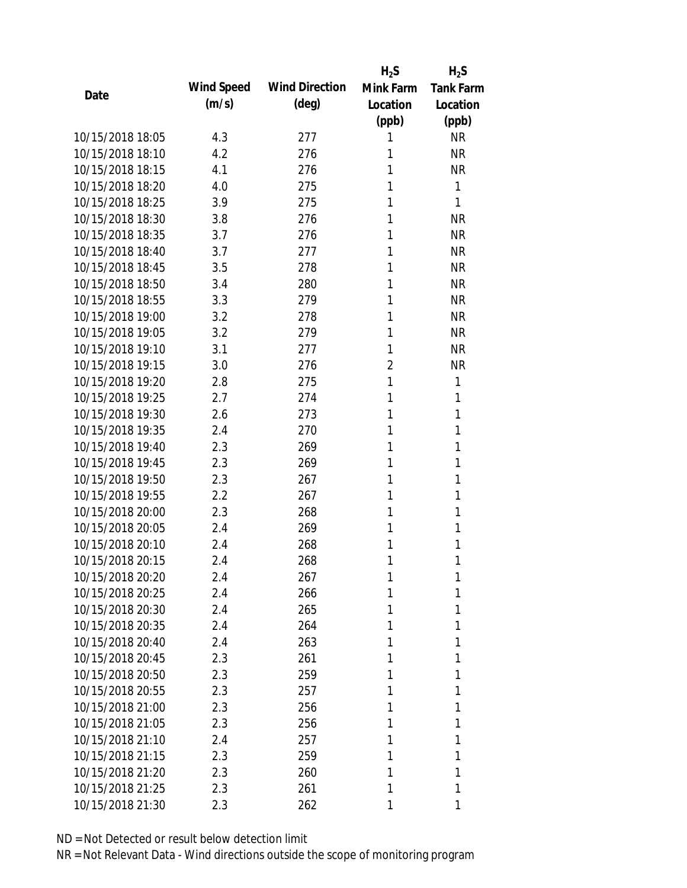| Date | Wind Speed (m/s) | Wind Direction (deg) | $H_2S$ Mink Farm Location (ppb) | $H_2S$ Tank Farm Location (ppb) |
|---|---|---|---|---|
| 10/15/2018 18:05 | 4.3 | 277 | 1 | NR |
| 10/15/2018 18:10 | 4.2 | 276 | 1 | NR |
| 10/15/2018 18:15 | 4.1 | 276 | 1 | NR |
| 10/15/2018 18:20 | 4.0 | 275 | 1 | 1 |
| 10/15/2018 18:25 | 3.9 | 275 | 1 | 1 |
| 10/15/2018 18:30 | 3.8 | 276 | 1 | NR |
| 10/15/2018 18:35 | 3.7 | 276 | 1 | NR |
| 10/15/2018 18:40 | 3.7 | 277 | 1 | NR |
| 10/15/2018 18:45 | 3.5 | 278 | 1 | NR |
| 10/15/2018 18:50 | 3.4 | 280 | 1 | NR |
| 10/15/2018 18:55 | 3.3 | 279 | 1 | NR |
| 10/15/2018 19:00 | 3.2 | 278 | 1 | NR |
| 10/15/2018 19:05 | 3.2 | 279 | 1 | NR |
| 10/15/2018 19:10 | 3.1 | 277 | 1 | NR |
| 10/15/2018 19:15 | 3.0 | 276 | 2 | NR |
| 10/15/2018 19:20 | 2.8 | 275 | 1 | 1 |
| 10/15/2018 19:25 | 2.7 | 274 | 1 | 1 |
| 10/15/2018 19:30 | 2.6 | 273 | 1 | 1 |
| 10/15/2018 19:35 | 2.4 | 270 | 1 | 1 |
| 10/15/2018 19:40 | 2.3 | 269 | 1 | 1 |
| 10/15/2018 19:45 | 2.3 | 269 | 1 | 1 |
| 10/15/2018 19:50 | 2.3 | 267 | 1 | 1 |
| 10/15/2018 19:55 | 2.2 | 267 | 1 | 1 |
| 10/15/2018 20:00 | 2.3 | 268 | 1 | 1 |
| 10/15/2018 20:05 | 2.4 | 269 | 1 | 1 |
| 10/15/2018 20:10 | 2.4 | 268 | 1 | 1 |
| 10/15/2018 20:15 | 2.4 | 268 | 1 | 1 |
| 10/15/2018 20:20 | 2.4 | 267 | 1 | 1 |
| 10/15/2018 20:25 | 2.4 | 266 | 1 | 1 |
| 10/15/2018 20:30 | 2.4 | 265 | 1 | 1 |
| 10/15/2018 20:35 | 2.4 | 264 | 1 | 1 |
| 10/15/2018 20:40 | 2.4 | 263 | 1 | 1 |
| 10/15/2018 20:45 | 2.3 | 261 | 1 | 1 |
| 10/15/2018 20:50 | 2.3 | 259 | 1 | 1 |
| 10/15/2018 20:55 | 2.3 | 257 | 1 | 1 |
| 10/15/2018 21:00 | 2.3 | 256 | 1 | 1 |
| 10/15/2018 21:05 | 2.3 | 256 | 1 | 1 |
| 10/15/2018 21:10 | 2.4 | 257 | 1 | 1 |
| 10/15/2018 21:15 | 2.3 | 259 | 1 | 1 |
| 10/15/2018 21:20 | 2.3 | 260 | 1 | 1 |
| 10/15/2018 21:25 | 2.3 | 261 | 1 | 1 |
| 10/15/2018 21:30 | 2.3 | 262 | 1 | 1 |

ND = Not Detected or result below detection limit

NR = Not Relevant Data - Wind directions outside the scope of monitoring program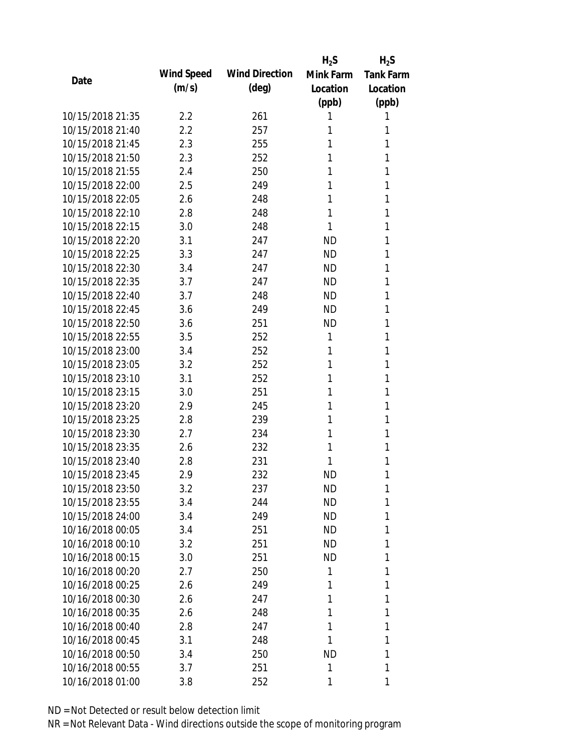| Date | Wind Speed (m/s) | Wind Direction (deg) | $H_2S$ Mink Farm Location (ppb) | $H_2S$ Tank Farm Location (ppb) |
|---|---|---|---|---|
| 10/15/2018 21:35 | 2.2 | 261 | 1 | 1 |
| 10/15/2018 21:40 | 2.2 | 257 | 1 | 1 |
| 10/15/2018 21:45 | 2.3 | 255 | 1 | 1 |
| 10/15/2018 21:50 | 2.3 | 252 | 1 | 1 |
| 10/15/2018 21:55 | 2.4 | 250 | 1 | 1 |
| 10/15/2018 22:00 | 2.5 | 249 | 1 | 1 |
| 10/15/2018 22:05 | 2.6 | 248 | 1 | 1 |
| 10/15/2018 22:10 | 2.8 | 248 | 1 | 1 |
| 10/15/2018 22:15 | 3.0 | 248 | 1 | 1 |
| 10/15/2018 22:20 | 3.1 | 247 | ND | 1 |
| 10/15/2018 22:25 | 3.3 | 247 | ND | 1 |
| 10/15/2018 22:30 | 3.4 | 247 | ND | 1 |
| 10/15/2018 22:35 | 3.7 | 247 | ND | 1 |
| 10/15/2018 22:40 | 3.7 | 248 | ND | 1 |
| 10/15/2018 22:45 | 3.6 | 249 | ND | 1 |
| 10/15/2018 22:50 | 3.6 | 251 | ND | 1 |
| 10/15/2018 22:55 | 3.5 | 252 | 1 | 1 |
| 10/15/2018 23:00 | 3.4 | 252 | 1 | 1 |
| 10/15/2018 23:05 | 3.2 | 252 | 1 | 1 |
| 10/15/2018 23:10 | 3.1 | 252 | 1 | 1 |
| 10/15/2018 23:15 | 3.0 | 251 | 1 | 1 |
| 10/15/2018 23:20 | 2.9 | 245 | 1 | 1 |
| 10/15/2018 23:25 | 2.8 | 239 | 1 | 1 |
| 10/15/2018 23:30 | 2.7 | 234 | 1 | 1 |
| 10/15/2018 23:35 | 2.6 | 232 | 1 | 1 |
| 10/15/2018 23:40 | 2.8 | 231 | 1 | 1 |
| 10/15/2018 23:45 | 2.9 | 232 | ND | 1 |
| 10/15/2018 23:50 | 3.2 | 237 | ND | 1 |
| 10/15/2018 23:55 | 3.4 | 244 | ND | 1 |
| 10/15/2018 24:00 | 3.4 | 249 | ND | 1 |
| 10/16/2018 00:05 | 3.4 | 251 | ND | 1 |
| 10/16/2018 00:10 | 3.2 | 251 | ND | 1 |
| 10/16/2018 00:15 | 3.0 | 251 | ND | 1 |
| 10/16/2018 00:20 | 2.7 | 250 | 1 | 1 |
| 10/16/2018 00:25 | 2.6 | 249 | 1 | 1 |
| 10/16/2018 00:30 | 2.6 | 247 | 1 | 1 |
| 10/16/2018 00:35 | 2.6 | 248 | 1 | 1 |
| 10/16/2018 00:40 | 2.8 | 247 | 1 | 1 |
| 10/16/2018 00:45 | 3.1 | 248 | 1 | 1 |
| 10/16/2018 00:50 | 3.4 | 250 | ND | 1 |
| 10/16/2018 00:55 | 3.7 | 251 | 1 | 1 |
| 10/16/2018 01:00 | 3.8 | 252 | 1 | 1 |

ND = Not Detected or result below detection limit

NR = Not Relevant Data - Wind directions outside the scope of monitoring program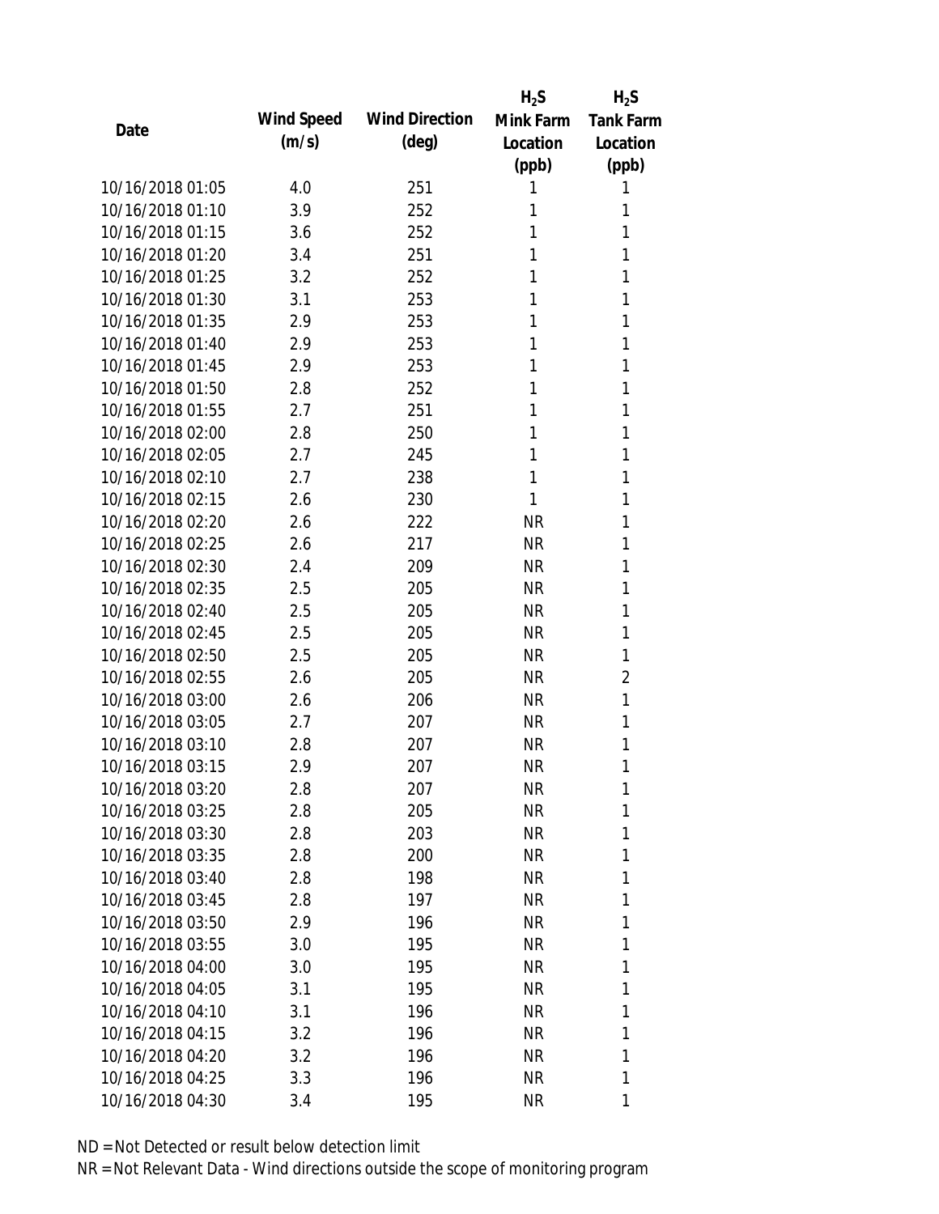| Date | Wind Speed (m/s) | Wind Direction (deg) | $H_2S$ Mink Farm Location (ppb) | $H_2S$ Tank Farm Location (ppb) |
|---|---|---|---|---|
| 10/16/2018 01:05 | 4.0 | 251 | 1 | 1 |
| 10/16/2018 01:10 | 3.9 | 252 | 1 | 1 |
| 10/16/2018 01:15 | 3.6 | 252 | 1 | 1 |
| 10/16/2018 01:20 | 3.4 | 251 | 1 | 1 |
| 10/16/2018 01:25 | 3.2 | 252 | 1 | 1 |
| 10/16/2018 01:30 | 3.1 | 253 | 1 | 1 |
| 10/16/2018 01:35 | 2.9 | 253 | 1 | 1 |
| 10/16/2018 01:40 | 2.9 | 253 | 1 | 1 |
| 10/16/2018 01:45 | 2.9 | 253 | 1 | 1 |
| 10/16/2018 01:50 | 2.8 | 252 | 1 | 1 |
| 10/16/2018 01:55 | 2.7 | 251 | 1 | 1 |
| 10/16/2018 02:00 | 2.8 | 250 | 1 | 1 |
| 10/16/2018 02:05 | 2.7 | 245 | 1 | 1 |
| 10/16/2018 02:10 | 2.7 | 238 | 1 | 1 |
| 10/16/2018 02:15 | 2.6 | 230 | 1 | 1 |
| 10/16/2018 02:20 | 2.6 | 222 | NR | 1 |
| 10/16/2018 02:25 | 2.6 | 217 | NR | 1 |
| 10/16/2018 02:30 | 2.4 | 209 | NR | 1 |
| 10/16/2018 02:35 | 2.5 | 205 | NR | 1 |
| 10/16/2018 02:40 | 2.5 | 205 | NR | 1 |
| 10/16/2018 02:45 | 2.5 | 205 | NR | 1 |
| 10/16/2018 02:50 | 2.5 | 205 | NR | 1 |
| 10/16/2018 02:55 | 2.6 | 205 | NR | 2 |
| 10/16/2018 03:00 | 2.6 | 206 | NR | 1 |
| 10/16/2018 03:05 | 2.7 | 207 | NR | 1 |
| 10/16/2018 03:10 | 2.8 | 207 | NR | 1 |
| 10/16/2018 03:15 | 2.9 | 207 | NR | 1 |
| 10/16/2018 03:20 | 2.8 | 207 | NR | 1 |
| 10/16/2018 03:25 | 2.8 | 205 | NR | 1 |
| 10/16/2018 03:30 | 2.8 | 203 | NR | 1 |
| 10/16/2018 03:35 | 2.8 | 200 | NR | 1 |
| 10/16/2018 03:40 | 2.8 | 198 | NR | 1 |
| 10/16/2018 03:45 | 2.8 | 197 | NR | 1 |
| 10/16/2018 03:50 | 2.9 | 196 | NR | 1 |
| 10/16/2018 03:55 | 3.0 | 195 | NR | 1 |
| 10/16/2018 04:00 | 3.0 | 195 | NR | 1 |
| 10/16/2018 04:05 | 3.1 | 195 | NR | 1 |
| 10/16/2018 04:10 | 3.1 | 196 | NR | 1 |
| 10/16/2018 04:15 | 3.2 | 196 | NR | 1 |
| 10/16/2018 04:20 | 3.2 | 196 | NR | 1 |
| 10/16/2018 04:25 | 3.3 | 196 | NR | 1 |
| 10/16/2018 04:30 | 3.4 | 195 | NR | 1 |

ND = Not Detected or result below detection limit
NR = Not Relevant Data - Wind directions outside the scope of monitoring program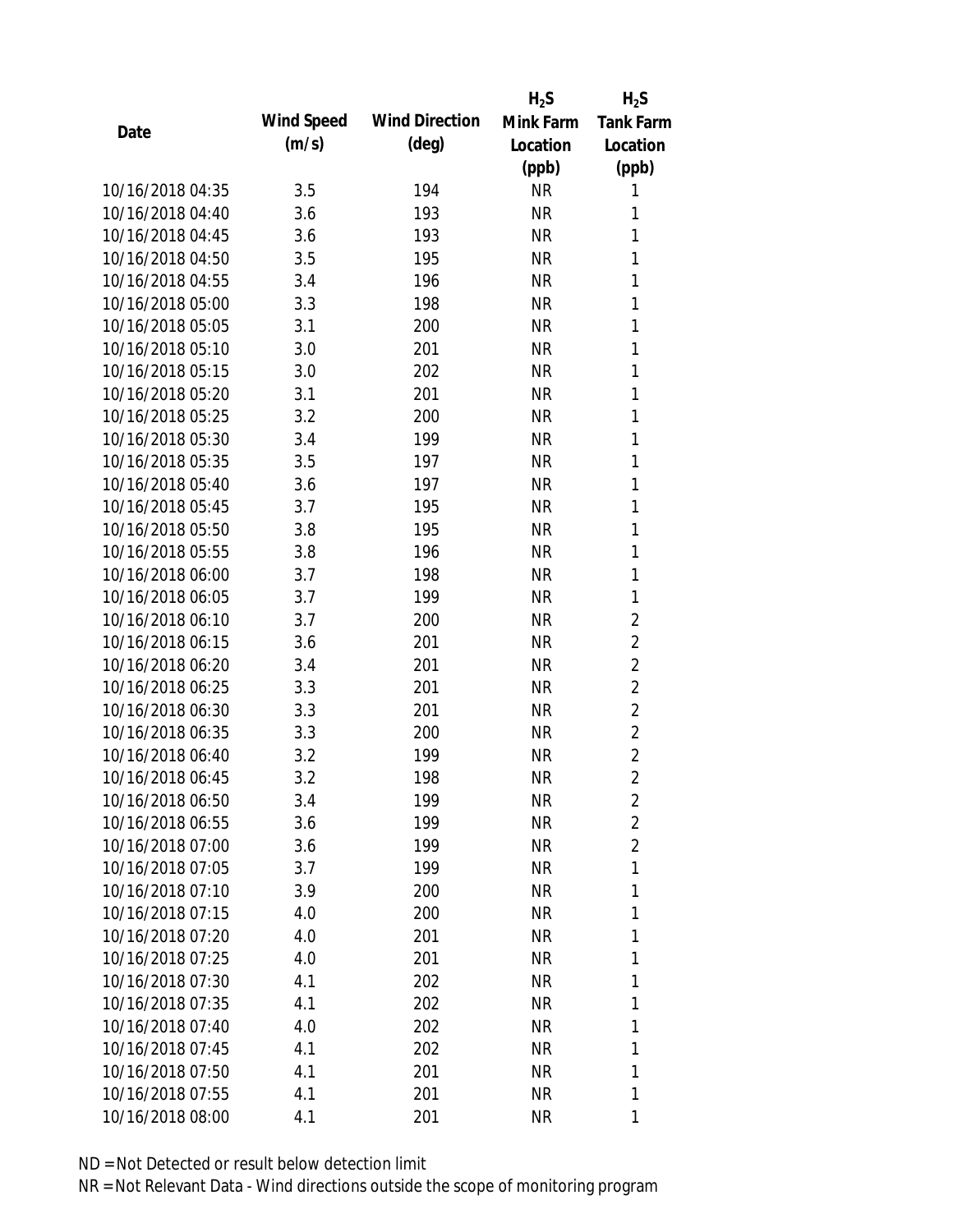| Date | Wind Speed (m/s) | Wind Direction (deg) | $H_2S$ Mink Farm Location (ppb) | $H_2S$ Tank Farm Location (ppb) |
|---|---|---|---|---|
| 10/16/2018 04:35 | 3.5 | 194 | NR | 1 |
| 10/16/2018 04:40 | 3.6 | 193 | NR | 1 |
| 10/16/2018 04:45 | 3.6 | 193 | NR | 1 |
| 10/16/2018 04:50 | 3.5 | 195 | NR | 1 |
| 10/16/2018 04:55 | 3.4 | 196 | NR | 1 |
| 10/16/2018 05:00 | 3.3 | 198 | NR | 1 |
| 10/16/2018 05:05 | 3.1 | 200 | NR | 1 |
| 10/16/2018 05:10 | 3.0 | 201 | NR | 1 |
| 10/16/2018 05:15 | 3.0 | 202 | NR | 1 |
| 10/16/2018 05:20 | 3.1 | 201 | NR | 1 |
| 10/16/2018 05:25 | 3.2 | 200 | NR | 1 |
| 10/16/2018 05:30 | 3.4 | 199 | NR | 1 |
| 10/16/2018 05:35 | 3.5 | 197 | NR | 1 |
| 10/16/2018 05:40 | 3.6 | 197 | NR | 1 |
| 10/16/2018 05:45 | 3.7 | 195 | NR | 1 |
| 10/16/2018 05:50 | 3.8 | 195 | NR | 1 |
| 10/16/2018 05:55 | 3.8 | 196 | NR | 1 |
| 10/16/2018 06:00 | 3.7 | 198 | NR | 1 |
| 10/16/2018 06:05 | 3.7 | 199 | NR | 1 |
| 10/16/2018 06:10 | 3.7 | 200 | NR | 2 |
| 10/16/2018 06:15 | 3.6 | 201 | NR | 2 |
| 10/16/2018 06:20 | 3.4 | 201 | NR | 2 |
| 10/16/2018 06:25 | 3.3 | 201 | NR | 2 |
| 10/16/2018 06:30 | 3.3 | 201 | NR | 2 |
| 10/16/2018 06:35 | 3.3 | 200 | NR | 2 |
| 10/16/2018 06:40 | 3.2 | 199 | NR | 2 |
| 10/16/2018 06:45 | 3.2 | 198 | NR | 2 |
| 10/16/2018 06:50 | 3.4 | 199 | NR | 2 |
| 10/16/2018 06:55 | 3.6 | 199 | NR | 2 |
| 10/16/2018 07:00 | 3.6 | 199 | NR | 2 |
| 10/16/2018 07:05 | 3.7 | 199 | NR | 1 |
| 10/16/2018 07:10 | 3.9 | 200 | NR | 1 |
| 10/16/2018 07:15 | 4.0 | 200 | NR | 1 |
| 10/16/2018 07:20 | 4.0 | 201 | NR | 1 |
| 10/16/2018 07:25 | 4.0 | 201 | NR | 1 |
| 10/16/2018 07:30 | 4.1 | 202 | NR | 1 |
| 10/16/2018 07:35 | 4.1 | 202 | NR | 1 |
| 10/16/2018 07:40 | 4.0 | 202 | NR | 1 |
| 10/16/2018 07:45 | 4.1 | 202 | NR | 1 |
| 10/16/2018 07:50 | 4.1 | 201 | NR | 1 |
| 10/16/2018 07:55 | 4.1 | 201 | NR | 1 |
| 10/16/2018 08:00 | 4.1 | 201 | NR | 1 |

ND = Not Detected or result below detection limit

NR = Not Relevant Data - Wind directions outside the scope of monitoring program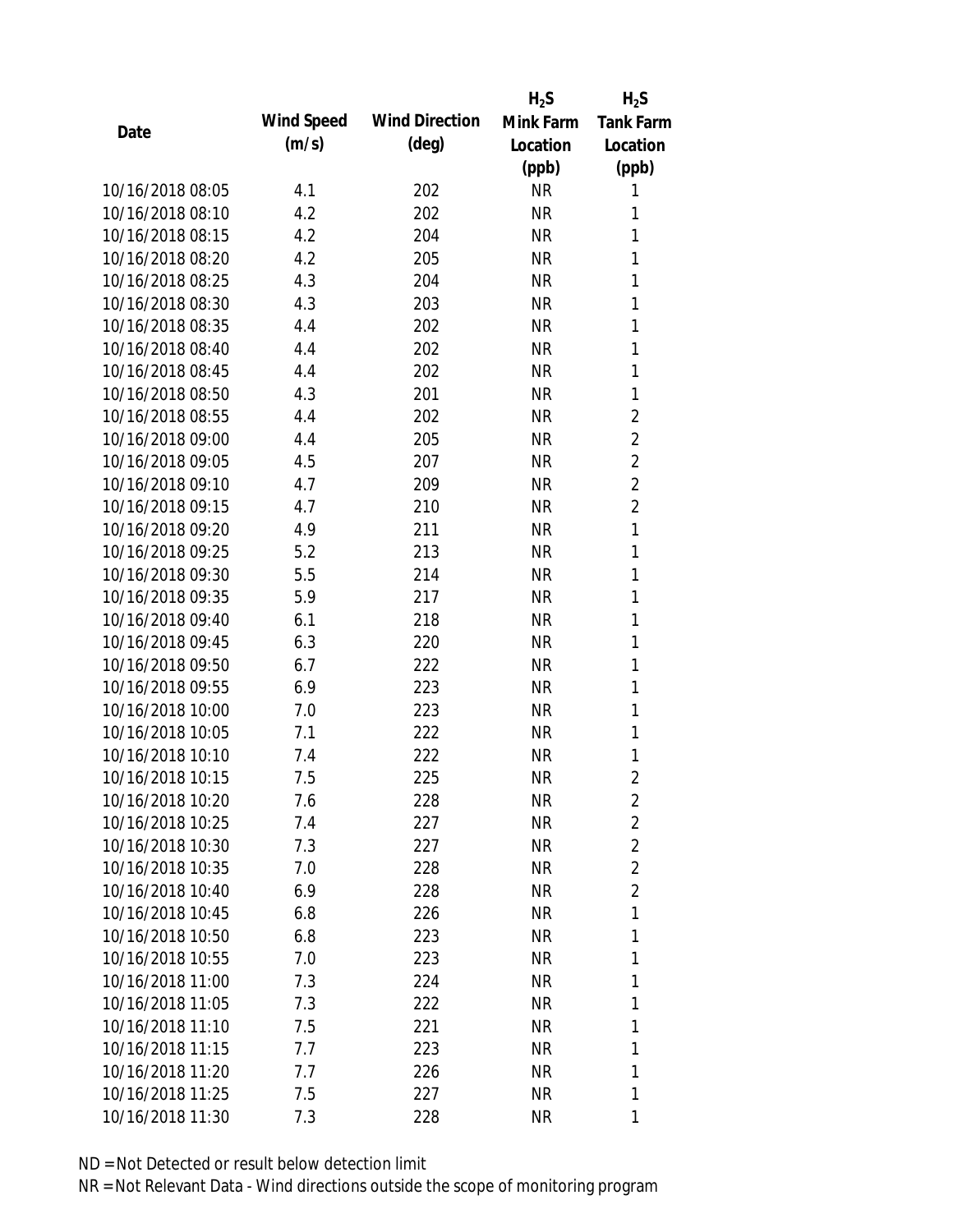| Date | Wind Speed (m/s) | Wind Direction (deg) | $H_2S$ Mink Farm Location (ppb) | $H_2S$ Tank Farm Location (ppb) |
|---|---|---|---|---|
| 10/16/2018 08:05 | 4.1 | 202 | NR | 1 |
| 10/16/2018 08:10 | 4.2 | 202 | NR | 1 |
| 10/16/2018 08:15 | 4.2 | 204 | NR | 1 |
| 10/16/2018 08:20 | 4.2 | 205 | NR | 1 |
| 10/16/2018 08:25 | 4.3 | 204 | NR | 1 |
| 10/16/2018 08:30 | 4.3 | 203 | NR | 1 |
| 10/16/2018 08:35 | 4.4 | 202 | NR | 1 |
| 10/16/2018 08:40 | 4.4 | 202 | NR | 1 |
| 10/16/2018 08:45 | 4.4 | 202 | NR | 1 |
| 10/16/2018 08:50 | 4.3 | 201 | NR | 1 |
| 10/16/2018 08:55 | 4.4 | 202 | NR | 2 |
| 10/16/2018 09:00 | 4.4 | 205 | NR | 2 |
| 10/16/2018 09:05 | 4.5 | 207 | NR | 2 |
| 10/16/2018 09:10 | 4.7 | 209 | NR | 2 |
| 10/16/2018 09:15 | 4.7 | 210 | NR | 2 |
| 10/16/2018 09:20 | 4.9 | 211 | NR | 1 |
| 10/16/2018 09:25 | 5.2 | 213 | NR | 1 |
| 10/16/2018 09:30 | 5.5 | 214 | NR | 1 |
| 10/16/2018 09:35 | 5.9 | 217 | NR | 1 |
| 10/16/2018 09:40 | 6.1 | 218 | NR | 1 |
| 10/16/2018 09:45 | 6.3 | 220 | NR | 1 |
| 10/16/2018 09:50 | 6.7 | 222 | NR | 1 |
| 10/16/2018 09:55 | 6.9 | 223 | NR | 1 |
| 10/16/2018 10:00 | 7.0 | 223 | NR | 1 |
| 10/16/2018 10:05 | 7.1 | 222 | NR | 1 |
| 10/16/2018 10:10 | 7.4 | 222 | NR | 1 |
| 10/16/2018 10:15 | 7.5 | 225 | NR | 2 |
| 10/16/2018 10:20 | 7.6 | 228 | NR | 2 |
| 10/16/2018 10:25 | 7.4 | 227 | NR | 2 |
| 10/16/2018 10:30 | 7.3 | 227 | NR | 2 |
| 10/16/2018 10:35 | 7.0 | 228 | NR | 2 |
| 10/16/2018 10:40 | 6.9 | 228 | NR | 2 |
| 10/16/2018 10:45 | 6.8 | 226 | NR | 1 |
| 10/16/2018 10:50 | 6.8 | 223 | NR | 1 |
| 10/16/2018 10:55 | 7.0 | 223 | NR | 1 |
| 10/16/2018 11:00 | 7.3 | 224 | NR | 1 |
| 10/16/2018 11:05 | 7.3 | 222 | NR | 1 |
| 10/16/2018 11:10 | 7.5 | 221 | NR | 1 |
| 10/16/2018 11:15 | 7.7 | 223 | NR | 1 |
| 10/16/2018 11:20 | 7.7 | 226 | NR | 1 |
| 10/16/2018 11:25 | 7.5 | 227 | NR | 1 |
| 10/16/2018 11:30 | 7.3 | 228 | NR | 1 |

ND = Not Detected or result below detection limit

NR = Not Relevant Data - Wind directions outside the scope of monitoring program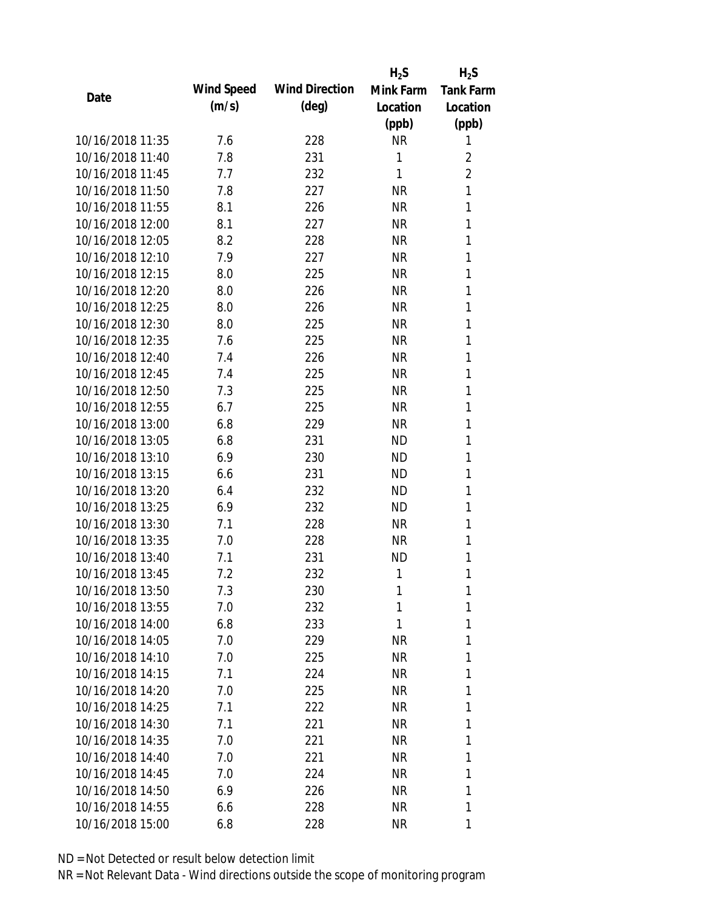| Date | Wind Speed (m/s) | Wind Direction (deg) | $H_2S$ Mink Farm Location (ppb) | $H_2S$ Tank Farm Location (ppb) |
|---|---|---|---|---|
| 10/16/2018 11:35 | 7.6 | 228 | NR | 1 |
| 10/16/2018 11:40 | 7.8 | 231 | 1 | 2 |
| 10/16/2018 11:45 | 7.7 | 232 | 1 | 2 |
| 10/16/2018 11:50 | 7.8 | 227 | NR | 1 |
| 10/16/2018 11:55 | 8.1 | 226 | NR | 1 |
| 10/16/2018 12:00 | 8.1 | 227 | NR | 1 |
| 10/16/2018 12:05 | 8.2 | 228 | NR | 1 |
| 10/16/2018 12:10 | 7.9 | 227 | NR | 1 |
| 10/16/2018 12:15 | 8.0 | 225 | NR | 1 |
| 10/16/2018 12:20 | 8.0 | 226 | NR | 1 |
| 10/16/2018 12:25 | 8.0 | 226 | NR | 1 |
| 10/16/2018 12:30 | 8.0 | 225 | NR | 1 |
| 10/16/2018 12:35 | 7.6 | 225 | NR | 1 |
| 10/16/2018 12:40 | 7.4 | 226 | NR | 1 |
| 10/16/2018 12:45 | 7.4 | 225 | NR | 1 |
| 10/16/2018 12:50 | 7.3 | 225 | NR | 1 |
| 10/16/2018 12:55 | 6.7 | 225 | NR | 1 |
| 10/16/2018 13:00 | 6.8 | 229 | NR | 1 |
| 10/16/2018 13:05 | 6.8 | 231 | ND | 1 |
| 10/16/2018 13:10 | 6.9 | 230 | ND | 1 |
| 10/16/2018 13:15 | 6.6 | 231 | ND | 1 |
| 10/16/2018 13:20 | 6.4 | 232 | ND | 1 |
| 10/16/2018 13:25 | 6.9 | 232 | ND | 1 |
| 10/16/2018 13:30 | 7.1 | 228 | NR | 1 |
| 10/16/2018 13:35 | 7.0 | 228 | NR | 1 |
| 10/16/2018 13:40 | 7.1 | 231 | ND | 1 |
| 10/16/2018 13:45 | 7.2 | 232 | 1 | 1 |
| 10/16/2018 13:50 | 7.3 | 230 | 1 | 1 |
| 10/16/2018 13:55 | 7.0 | 232 | 1 | 1 |
| 10/16/2018 14:00 | 6.8 | 233 | 1 | 1 |
| 10/16/2018 14:05 | 7.0 | 229 | NR | 1 |
| 10/16/2018 14:10 | 7.0 | 225 | NR | 1 |
| 10/16/2018 14:15 | 7.1 | 224 | NR | 1 |
| 10/16/2018 14:20 | 7.0 | 225 | NR | 1 |
| 10/16/2018 14:25 | 7.1 | 222 | NR | 1 |
| 10/16/2018 14:30 | 7.1 | 221 | NR | 1 |
| 10/16/2018 14:35 | 7.0 | 221 | NR | 1 |
| 10/16/2018 14:40 | 7.0 | 221 | NR | 1 |
| 10/16/2018 14:45 | 7.0 | 224 | NR | 1 |
| 10/16/2018 14:50 | 6.9 | 226 | NR | 1 |
| 10/16/2018 14:55 | 6.6 | 228 | NR | 1 |
| 10/16/2018 15:00 | 6.8 | 228 | NR | 1 |

ND = Not Detected or result below detection limit

NR = Not Relevant Data - Wind directions outside the scope of monitoring program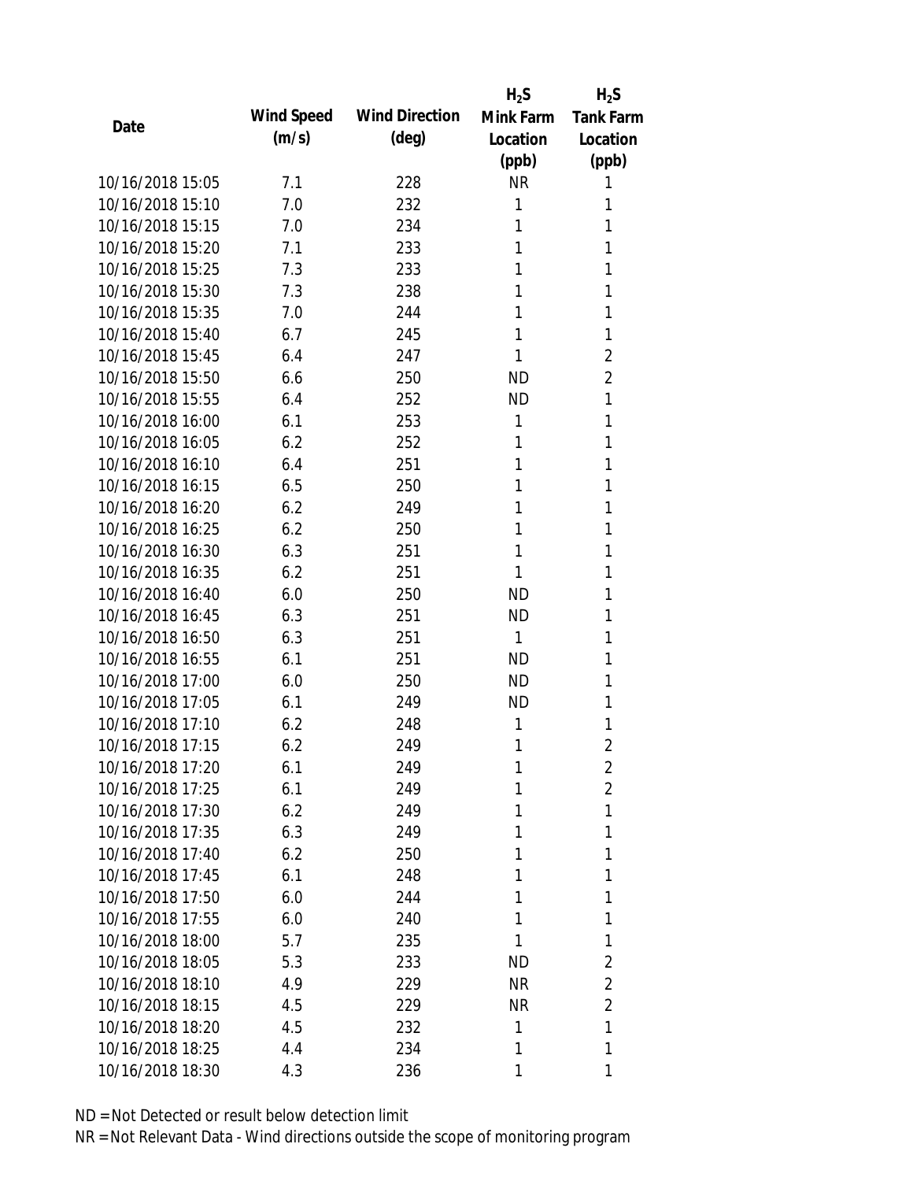| Date | Wind Speed (m/s) | Wind Direction (deg) | $H_2S$ Mink Farm Location (ppb) | $H_2S$ Tank Farm Location (ppb) |
|---|---|---|---|---|
| 10/16/2018 15:05 | 7.1 | 228 | NR | 1 |
| 10/16/2018 15:10 | 7.0 | 232 | 1 | 1 |
| 10/16/2018 15:15 | 7.0 | 234 | 1 | 1 |
| 10/16/2018 15:20 | 7.1 | 233 | 1 | 1 |
| 10/16/2018 15:25 | 7.3 | 233 | 1 | 1 |
| 10/16/2018 15:30 | 7.3 | 238 | 1 | 1 |
| 10/16/2018 15:35 | 7.0 | 244 | 1 | 1 |
| 10/16/2018 15:40 | 6.7 | 245 | 1 | 1 |
| 10/16/2018 15:45 | 6.4 | 247 | 1 | 2 |
| 10/16/2018 15:50 | 6.6 | 250 | ND | 2 |
| 10/16/2018 15:55 | 6.4 | 252 | ND | 1 |
| 10/16/2018 16:00 | 6.1 | 253 | 1 | 1 |
| 10/16/2018 16:05 | 6.2 | 252 | 1 | 1 |
| 10/16/2018 16:10 | 6.4 | 251 | 1 | 1 |
| 10/16/2018 16:15 | 6.5 | 250 | 1 | 1 |
| 10/16/2018 16:20 | 6.2 | 249 | 1 | 1 |
| 10/16/2018 16:25 | 6.2 | 250 | 1 | 1 |
| 10/16/2018 16:30 | 6.3 | 251 | 1 | 1 |
| 10/16/2018 16:35 | 6.2 | 251 | 1 | 1 |
| 10/16/2018 16:40 | 6.0 | 250 | ND | 1 |
| 10/16/2018 16:45 | 6.3 | 251 | ND | 1 |
| 10/16/2018 16:50 | 6.3 | 251 | 1 | 1 |
| 10/16/2018 16:55 | 6.1 | 251 | ND | 1 |
| 10/16/2018 17:00 | 6.0 | 250 | ND | 1 |
| 10/16/2018 17:05 | 6.1 | 249 | ND | 1 |
| 10/16/2018 17:10 | 6.2 | 248 | 1 | 1 |
| 10/16/2018 17:15 | 6.2 | 249 | 1 | 2 |
| 10/16/2018 17:20 | 6.1 | 249 | 1 | 2 |
| 10/16/2018 17:25 | 6.1 | 249 | 1 | 2 |
| 10/16/2018 17:30 | 6.2 | 249 | 1 | 1 |
| 10/16/2018 17:35 | 6.3 | 249 | 1 | 1 |
| 10/16/2018 17:40 | 6.2 | 250 | 1 | 1 |
| 10/16/2018 17:45 | 6.1 | 248 | 1 | 1 |
| 10/16/2018 17:50 | 6.0 | 244 | 1 | 1 |
| 10/16/2018 17:55 | 6.0 | 240 | 1 | 1 |
| 10/16/2018 18:00 | 5.7 | 235 | 1 | 1 |
| 10/16/2018 18:05 | 5.3 | 233 | ND | 2 |
| 10/16/2018 18:10 | 4.9 | 229 | NR | 2 |
| 10/16/2018 18:15 | 4.5 | 229 | NR | 2 |
| 10/16/2018 18:20 | 4.5 | 232 | 1 | 1 |
| 10/16/2018 18:25 | 4.4 | 234 | 1 | 1 |
| 10/16/2018 18:30 | 4.3 | 236 | 1 | 1 |

ND = Not Detected or result below detection limit

NR = Not Relevant Data - Wind directions outside the scope of monitoring program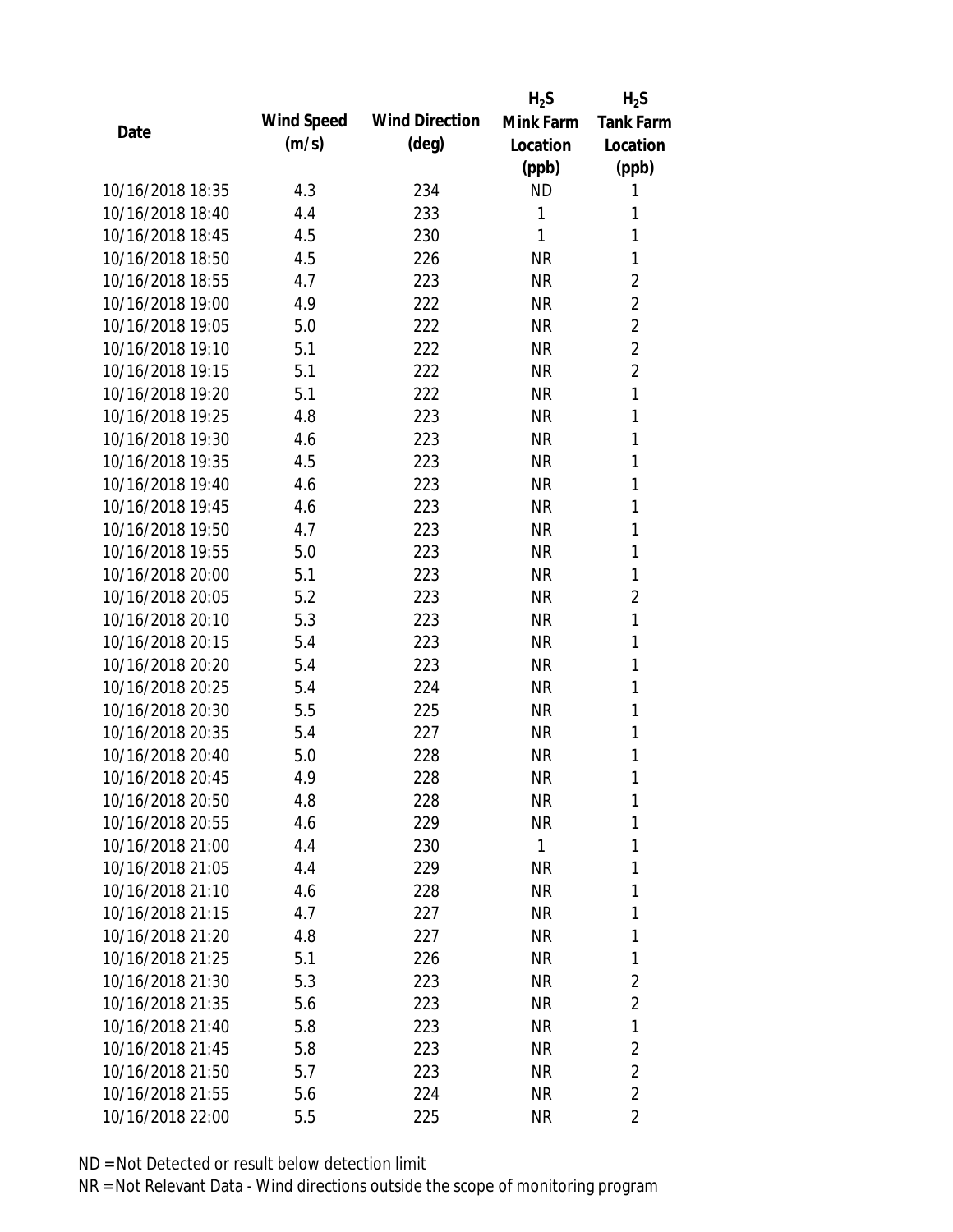| Date | Wind Speed (m/s) | Wind Direction (deg) | $H_2S$ Mink Farm Location (ppb) | $H_2S$ Tank Farm Location (ppb) |
|---|---|---|---|---|
| 10/16/2018 18:35 | 4.3 | 234 | ND | 1 |
| 10/16/2018 18:40 | 4.4 | 233 | 1 | 1 |
| 10/16/2018 18:45 | 4.5 | 230 | 1 | 1 |
| 10/16/2018 18:50 | 4.5 | 226 | NR | 1 |
| 10/16/2018 18:55 | 4.7 | 223 | NR | 2 |
| 10/16/2018 19:00 | 4.9 | 222 | NR | 2 |
| 10/16/2018 19:05 | 5.0 | 222 | NR | 2 |
| 10/16/2018 19:10 | 5.1 | 222 | NR | 2 |
| 10/16/2018 19:15 | 5.1 | 222 | NR | 2 |
| 10/16/2018 19:20 | 5.1 | 222 | NR | 1 |
| 10/16/2018 19:25 | 4.8 | 223 | NR | 1 |
| 10/16/2018 19:30 | 4.6 | 223 | NR | 1 |
| 10/16/2018 19:35 | 4.5 | 223 | NR | 1 |
| 10/16/2018 19:40 | 4.6 | 223 | NR | 1 |
| 10/16/2018 19:45 | 4.6 | 223 | NR | 1 |
| 10/16/2018 19:50 | 4.7 | 223 | NR | 1 |
| 10/16/2018 19:55 | 5.0 | 223 | NR | 1 |
| 10/16/2018 20:00 | 5.1 | 223 | NR | 1 |
| 10/16/2018 20:05 | 5.2 | 223 | NR | 2 |
| 10/16/2018 20:10 | 5.3 | 223 | NR | 1 |
| 10/16/2018 20:15 | 5.4 | 223 | NR | 1 |
| 10/16/2018 20:20 | 5.4 | 223 | NR | 1 |
| 10/16/2018 20:25 | 5.4 | 224 | NR | 1 |
| 10/16/2018 20:30 | 5.5 | 225 | NR | 1 |
| 10/16/2018 20:35 | 5.4 | 227 | NR | 1 |
| 10/16/2018 20:40 | 5.0 | 228 | NR | 1 |
| 10/16/2018 20:45 | 4.9 | 228 | NR | 1 |
| 10/16/2018 20:50 | 4.8 | 228 | NR | 1 |
| 10/16/2018 20:55 | 4.6 | 229 | NR | 1 |
| 10/16/2018 21:00 | 4.4 | 230 | 1 | 1 |
| 10/16/2018 21:05 | 4.4 | 229 | NR | 1 |
| 10/16/2018 21:10 | 4.6 | 228 | NR | 1 |
| 10/16/2018 21:15 | 4.7 | 227 | NR | 1 |
| 10/16/2018 21:20 | 4.8 | 227 | NR | 1 |
| 10/16/2018 21:25 | 5.1 | 226 | NR | 1 |
| 10/16/2018 21:30 | 5.3 | 223 | NR | 2 |
| 10/16/2018 21:35 | 5.6 | 223 | NR | 2 |
| 10/16/2018 21:40 | 5.8 | 223 | NR | 1 |
| 10/16/2018 21:45 | 5.8 | 223 | NR | 2 |
| 10/16/2018 21:50 | 5.7 | 223 | NR | 2 |
| 10/16/2018 21:55 | 5.6 | 224 | NR | 2 |
| 10/16/2018 22:00 | 5.5 | 225 | NR | 2 |

ND = Not Detected or result below detection limit

NR = Not Relevant Data - Wind directions outside the scope of monitoring program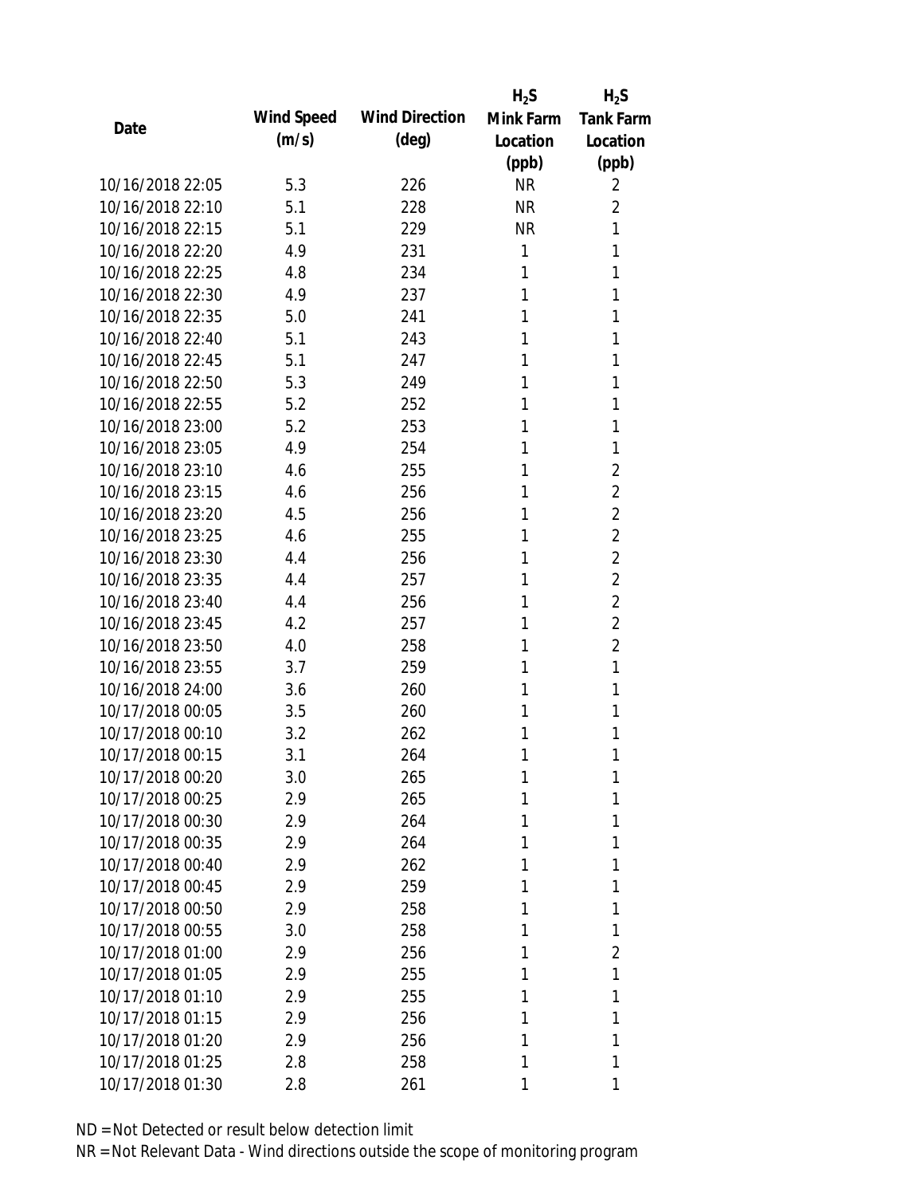| Date | Wind Speed (m/s) | Wind Direction (deg) | $H_2S$ Mink Farm Location (ppb) | $H_2S$ Tank Farm Location (ppb) |
|---|---|---|---|---|
| 10/16/2018 22:05 | 5.3 | 226 | NR | 2 |
| 10/16/2018 22:10 | 5.1 | 228 | NR | 2 |
| 10/16/2018 22:15 | 5.1 | 229 | NR | 1 |
| 10/16/2018 22:20 | 4.9 | 231 | 1 | 1 |
| 10/16/2018 22:25 | 4.8 | 234 | 1 | 1 |
| 10/16/2018 22:30 | 4.9 | 237 | 1 | 1 |
| 10/16/2018 22:35 | 5.0 | 241 | 1 | 1 |
| 10/16/2018 22:40 | 5.1 | 243 | 1 | 1 |
| 10/16/2018 22:45 | 5.1 | 247 | 1 | 1 |
| 10/16/2018 22:50 | 5.3 | 249 | 1 | 1 |
| 10/16/2018 22:55 | 5.2 | 252 | 1 | 1 |
| 10/16/2018 23:00 | 5.2 | 253 | 1 | 1 |
| 10/16/2018 23:05 | 4.9 | 254 | 1 | 1 |
| 10/16/2018 23:10 | 4.6 | 255 | 1 | 2 |
| 10/16/2018 23:15 | 4.6 | 256 | 1 | 2 |
| 10/16/2018 23:20 | 4.5 | 256 | 1 | 2 |
| 10/16/2018 23:25 | 4.6 | 255 | 1 | 2 |
| 10/16/2018 23:30 | 4.4 | 256 | 1 | 2 |
| 10/16/2018 23:35 | 4.4 | 257 | 1 | 2 |
| 10/16/2018 23:40 | 4.4 | 256 | 1 | 2 |
| 10/16/2018 23:45 | 4.2 | 257 | 1 | 2 |
| 10/16/2018 23:50 | 4.0 | 258 | 1 | 2 |
| 10/16/2018 23:55 | 3.7 | 259 | 1 | 1 |
| 10/16/2018 24:00 | 3.6 | 260 | 1 | 1 |
| 10/17/2018 00:05 | 3.5 | 260 | 1 | 1 |
| 10/17/2018 00:10 | 3.2 | 262 | 1 | 1 |
| 10/17/2018 00:15 | 3.1 | 264 | 1 | 1 |
| 10/17/2018 00:20 | 3.0 | 265 | 1 | 1 |
| 10/17/2018 00:25 | 2.9 | 265 | 1 | 1 |
| 10/17/2018 00:30 | 2.9 | 264 | 1 | 1 |
| 10/17/2018 00:35 | 2.9 | 264 | 1 | 1 |
| 10/17/2018 00:40 | 2.9 | 262 | 1 | 1 |
| 10/17/2018 00:45 | 2.9 | 259 | 1 | 1 |
| 10/17/2018 00:50 | 2.9 | 258 | 1 | 1 |
| 10/17/2018 00:55 | 3.0 | 258 | 1 | 1 |
| 10/17/2018 01:00 | 2.9 | 256 | 1 | 2 |
| 10/17/2018 01:05 | 2.9 | 255 | 1 | 1 |
| 10/17/2018 01:10 | 2.9 | 255 | 1 | 1 |
| 10/17/2018 01:15 | 2.9 | 256 | 1 | 1 |
| 10/17/2018 01:20 | 2.9 | 256 | 1 | 1 |
| 10/17/2018 01:25 | 2.8 | 258 | 1 | 1 |
| 10/17/2018 01:30 | 2.8 | 261 | 1 | 1 |

ND = Not Detected or result below detection limit

NR = Not Relevant Data - Wind directions outside the scope of monitoring program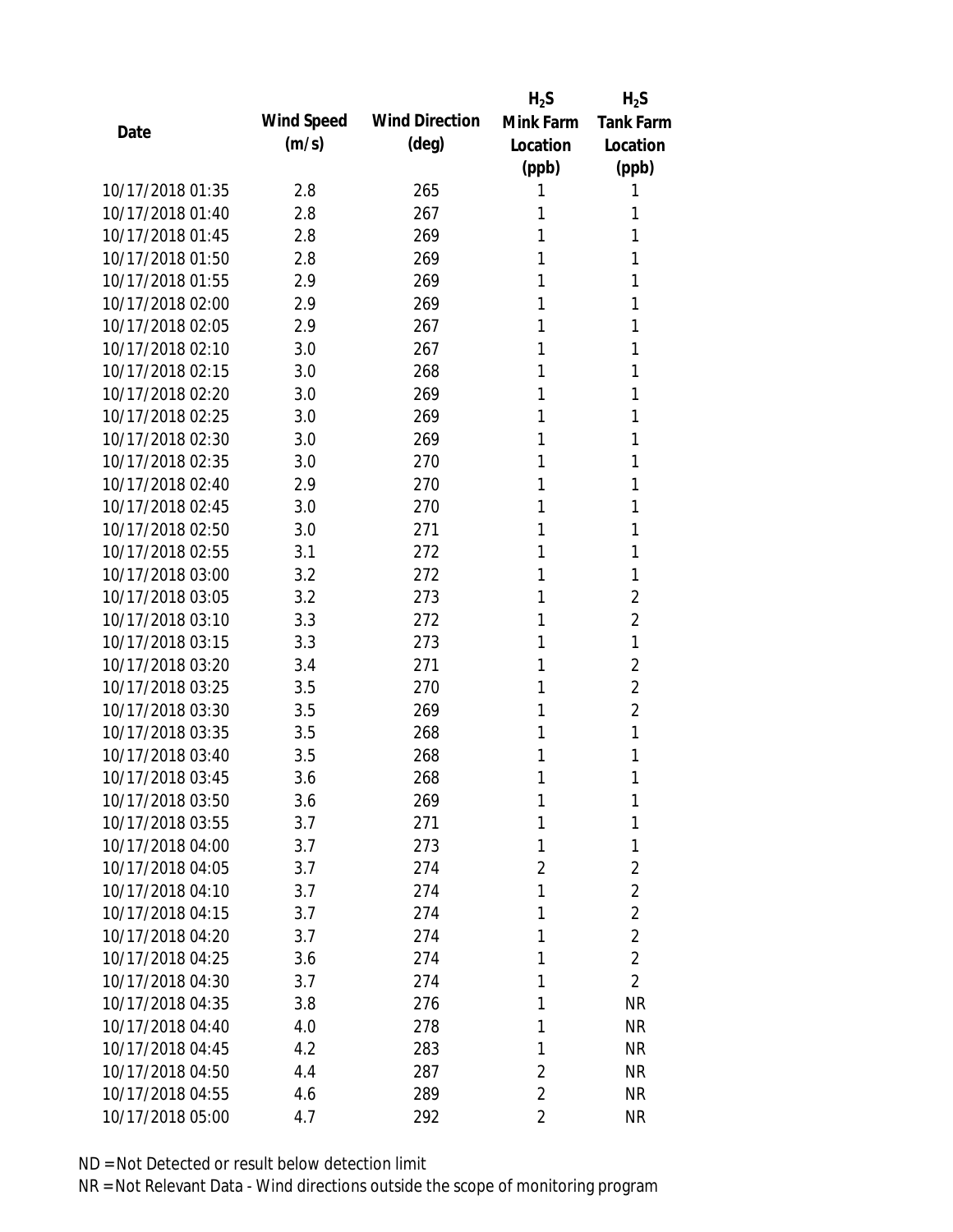| Date | Wind Speed (m/s) | Wind Direction (deg) | $H_2S$ Mink Farm Location (ppb) | $H_2S$ Tank Farm Location (ppb) |
|---|---|---|---|---|
| 10/17/2018 01:35 | 2.8 | 265 | 1 | 1 |
| 10/17/2018 01:40 | 2.8 | 267 | 1 | 1 |
| 10/17/2018 01:45 | 2.8 | 269 | 1 | 1 |
| 10/17/2018 01:50 | 2.8 | 269 | 1 | 1 |
| 10/17/2018 01:55 | 2.9 | 269 | 1 | 1 |
| 10/17/2018 02:00 | 2.9 | 269 | 1 | 1 |
| 10/17/2018 02:05 | 2.9 | 267 | 1 | 1 |
| 10/17/2018 02:10 | 3.0 | 267 | 1 | 1 |
| 10/17/2018 02:15 | 3.0 | 268 | 1 | 1 |
| 10/17/2018 02:20 | 3.0 | 269 | 1 | 1 |
| 10/17/2018 02:25 | 3.0 | 269 | 1 | 1 |
| 10/17/2018 02:30 | 3.0 | 269 | 1 | 1 |
| 10/17/2018 02:35 | 3.0 | 270 | 1 | 1 |
| 10/17/2018 02:40 | 2.9 | 270 | 1 | 1 |
| 10/17/2018 02:45 | 3.0 | 270 | 1 | 1 |
| 10/17/2018 02:50 | 3.0 | 271 | 1 | 1 |
| 10/17/2018 02:55 | 3.1 | 272 | 1 | 1 |
| 10/17/2018 03:00 | 3.2 | 272 | 1 | 1 |
| 10/17/2018 03:05 | 3.2 | 273 | 1 | 2 |
| 10/17/2018 03:10 | 3.3 | 272 | 1 | 2 |
| 10/17/2018 03:15 | 3.3 | 273 | 1 | 1 |
| 10/17/2018 03:20 | 3.4 | 271 | 1 | 2 |
| 10/17/2018 03:25 | 3.5 | 270 | 1 | 2 |
| 10/17/2018 03:30 | 3.5 | 269 | 1 | 2 |
| 10/17/2018 03:35 | 3.5 | 268 | 1 | 1 |
| 10/17/2018 03:40 | 3.5 | 268 | 1 | 1 |
| 10/17/2018 03:45 | 3.6 | 268 | 1 | 1 |
| 10/17/2018 03:50 | 3.6 | 269 | 1 | 1 |
| 10/17/2018 03:55 | 3.7 | 271 | 1 | 1 |
| 10/17/2018 04:00 | 3.7 | 273 | 1 | 1 |
| 10/17/2018 04:05 | 3.7 | 274 | 2 | 2 |
| 10/17/2018 04:10 | 3.7 | 274 | 1 | 2 |
| 10/17/2018 04:15 | 3.7 | 274 | 1 | 2 |
| 10/17/2018 04:20 | 3.7 | 274 | 1 | 2 |
| 10/17/2018 04:25 | 3.6 | 274 | 1 | 2 |
| 10/17/2018 04:30 | 3.7 | 274 | 1 | 2 |
| 10/17/2018 04:35 | 3.8 | 276 | 1 | NR |
| 10/17/2018 04:40 | 4.0 | 278 | 1 | NR |
| 10/17/2018 04:45 | 4.2 | 283 | 1 | NR |
| 10/17/2018 04:50 | 4.4 | 287 | 2 | NR |
| 10/17/2018 04:55 | 4.6 | 289 | 2 | NR |
| 10/17/2018 05:00 | 4.7 | 292 | 2 | NR |

ND = Not Detected or result below detection limit

NR = Not Relevant Data - Wind directions outside the scope of monitoring program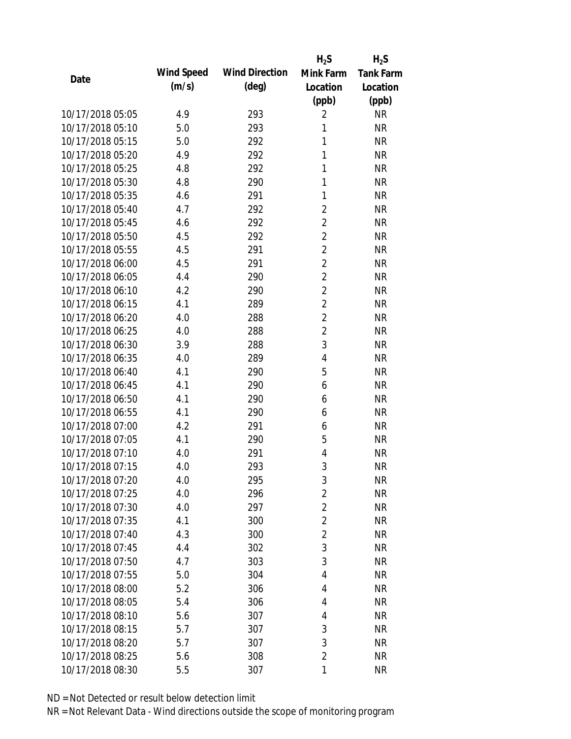| Date | Wind Speed (m/s) | Wind Direction (deg) | $H_2S$ Mink Farm Location (ppb) | $H_2S$ Tank Farm Location (ppb) |
|---|---|---|---|---|
| 10/17/2018 05:05 | 4.9 | 293 | 2 | NR |
| 10/17/2018 05:10 | 5.0 | 293 | 1 | NR |
| 10/17/2018 05:15 | 5.0 | 292 | 1 | NR |
| 10/17/2018 05:20 | 4.9 | 292 | 1 | NR |
| 10/17/2018 05:25 | 4.8 | 292 | 1 | NR |
| 10/17/2018 05:30 | 4.8 | 290 | 1 | NR |
| 10/17/2018 05:35 | 4.6 | 291 | 1 | NR |
| 10/17/2018 05:40 | 4.7 | 292 | 2 | NR |
| 10/17/2018 05:45 | 4.6 | 292 | 2 | NR |
| 10/17/2018 05:50 | 4.5 | 292 | 2 | NR |
| 10/17/2018 05:55 | 4.5 | 291 | 2 | NR |
| 10/17/2018 06:00 | 4.5 | 291 | 2 | NR |
| 10/17/2018 06:05 | 4.4 | 290 | 2 | NR |
| 10/17/2018 06:10 | 4.2 | 290 | 2 | NR |
| 10/17/2018 06:15 | 4.1 | 289 | 2 | NR |
| 10/17/2018 06:20 | 4.0 | 288 | 2 | NR |
| 10/17/2018 06:25 | 4.0 | 288 | 2 | NR |
| 10/17/2018 06:30 | 3.9 | 288 | 3 | NR |
| 10/17/2018 06:35 | 4.0 | 289 | 4 | NR |
| 10/17/2018 06:40 | 4.1 | 290 | 5 | NR |
| 10/17/2018 06:45 | 4.1 | 290 | 6 | NR |
| 10/17/2018 06:50 | 4.1 | 290 | 6 | NR |
| 10/17/2018 06:55 | 4.1 | 290 | 6 | NR |
| 10/17/2018 07:00 | 4.2 | 291 | 6 | NR |
| 10/17/2018 07:05 | 4.1 | 290 | 5 | NR |
| 10/17/2018 07:10 | 4.0 | 291 | 4 | NR |
| 10/17/2018 07:15 | 4.0 | 293 | 3 | NR |
| 10/17/2018 07:20 | 4.0 | 295 | 3 | NR |
| 10/17/2018 07:25 | 4.0 | 296 | 2 | NR |
| 10/17/2018 07:30 | 4.0 | 297 | 2 | NR |
| 10/17/2018 07:35 | 4.1 | 300 | 2 | NR |
| 10/17/2018 07:40 | 4.3 | 300 | 2 | NR |
| 10/17/2018 07:45 | 4.4 | 302 | 3 | NR |
| 10/17/2018 07:50 | 4.7 | 303 | 3 | NR |
| 10/17/2018 07:55 | 5.0 | 304 | 4 | NR |
| 10/17/2018 08:00 | 5.2 | 306 | 4 | NR |
| 10/17/2018 08:05 | 5.4 | 306 | 4 | NR |
| 10/17/2018 08:10 | 5.6 | 307 | 4 | NR |
| 10/17/2018 08:15 | 5.7 | 307 | 3 | NR |
| 10/17/2018 08:20 | 5.7 | 307 | 3 | NR |
| 10/17/2018 08:25 | 5.6 | 308 | 2 | NR |
| 10/17/2018 08:30 | 5.5 | 307 | 1 | NR |

ND = Not Detected or result below detection limit

NR = Not Relevant Data - Wind directions outside the scope of monitoring program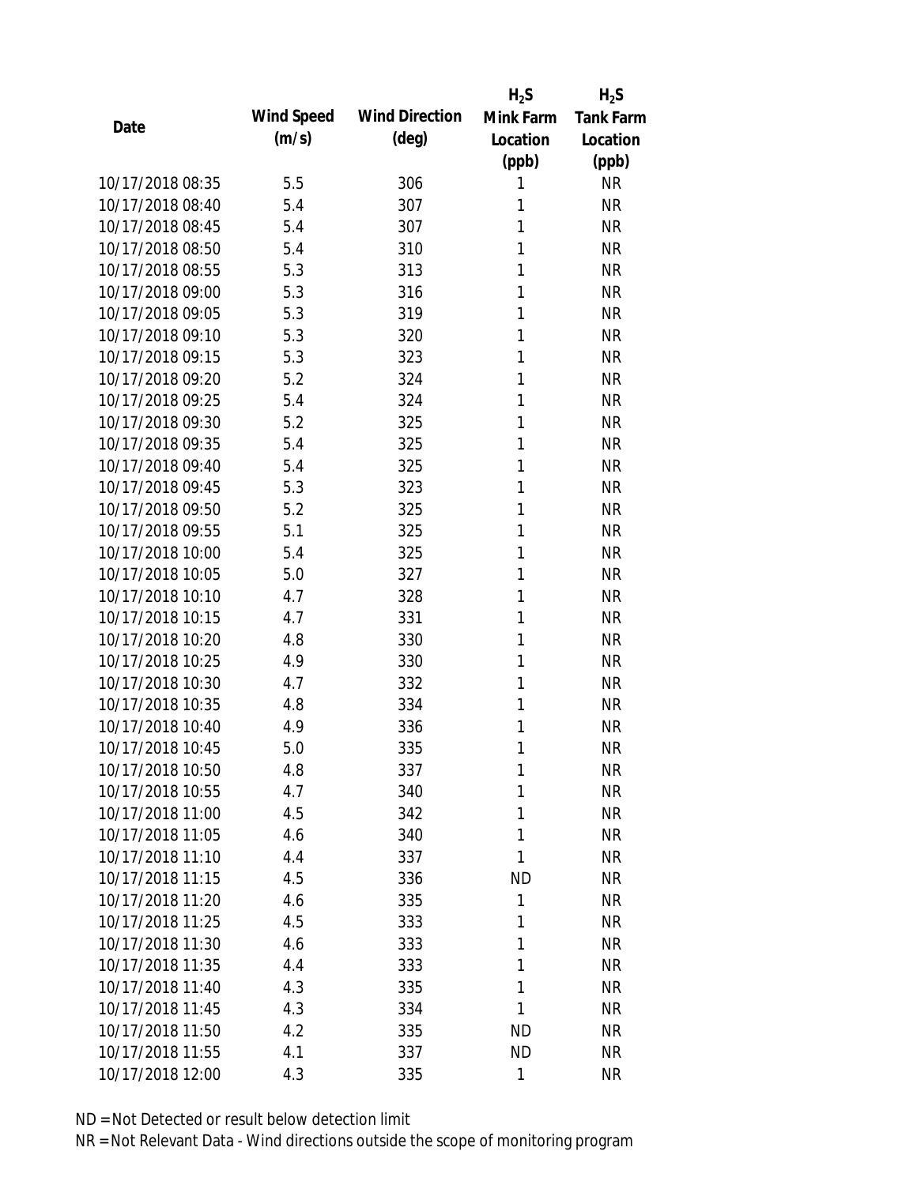| Date | Wind Speed (m/s) | Wind Direction (deg) | $H_2S$ Mink Farm Location (ppb) | $H_2S$ Tank Farm Location (ppb) |
| --- | --- | --- | --- | --- |
| 10/17/2018 08:35 | 5.5 | 306 | 1 | NR |
| 10/17/2018 08:40 | 5.4 | 307 | 1 | NR |
| 10/17/2018 08:45 | 5.4 | 307 | 1 | NR |
| 10/17/2018 08:50 | 5.4 | 310 | 1 | NR |
| 10/17/2018 08:55 | 5.3 | 313 | 1 | NR |
| 10/17/2018 09:00 | 5.3 | 316 | 1 | NR |
| 10/17/2018 09:05 | 5.3 | 319 | 1 | NR |
| 10/17/2018 09:10 | 5.3 | 320 | 1 | NR |
| 10/17/2018 09:15 | 5.3 | 323 | 1 | NR |
| 10/17/2018 09:20 | 5.2 | 324 | 1 | NR |
| 10/17/2018 09:25 | 5.4 | 324 | 1 | NR |
| 10/17/2018 09:30 | 5.2 | 325 | 1 | NR |
| 10/17/2018 09:35 | 5.4 | 325 | 1 | NR |
| 10/17/2018 09:40 | 5.4 | 325 | 1 | NR |
| 10/17/2018 09:45 | 5.3 | 323 | 1 | NR |
| 10/17/2018 09:50 | 5.2 | 325 | 1 | NR |
| 10/17/2018 09:55 | 5.1 | 325 | 1 | NR |
| 10/17/2018 10:00 | 5.4 | 325 | 1 | NR |
| 10/17/2018 10:05 | 5.0 | 327 | 1 | NR |
| 10/17/2018 10:10 | 4.7 | 328 | 1 | NR |
| 10/17/2018 10:15 | 4.7 | 331 | 1 | NR |
| 10/17/2018 10:20 | 4.8 | 330 | 1 | NR |
| 10/17/2018 10:25 | 4.9 | 330 | 1 | NR |
| 10/17/2018 10:30 | 4.7 | 332 | 1 | NR |
| 10/17/2018 10:35 | 4.8 | 334 | 1 | NR |
| 10/17/2018 10:40 | 4.9 | 336 | 1 | NR |
| 10/17/2018 10:45 | 5.0 | 335 | 1 | NR |
| 10/17/2018 10:50 | 4.8 | 337 | 1 | NR |
| 10/17/2018 10:55 | 4.7 | 340 | 1 | NR |
| 10/17/2018 11:00 | 4.5 | 342 | 1 | NR |
| 10/17/2018 11:05 | 4.6 | 340 | 1 | NR |
| 10/17/2018 11:10 | 4.4 | 337 | 1 | NR |
| 10/17/2018 11:15 | 4.5 | 336 | ND | NR |
| 10/17/2018 11:20 | 4.6 | 335 | 1 | NR |
| 10/17/2018 11:25 | 4.5 | 333 | 1 | NR |
| 10/17/2018 11:30 | 4.6 | 333 | 1 | NR |
| 10/17/2018 11:35 | 4.4 | 333 | 1 | NR |
| 10/17/2018 11:40 | 4.3 | 335 | 1 | NR |
| 10/17/2018 11:45 | 4.3 | 334 | 1 | NR |
| 10/17/2018 11:50 | 4.2 | 335 | ND | NR |
| 10/17/2018 11:55 | 4.1 | 337 | ND | NR |
| 10/17/2018 12:00 | 4.3 | 335 | 1 | NR |

ND = Not Detected or result below detection limit

NR = Not Relevant Data - Wind directions outside the scope of monitoring program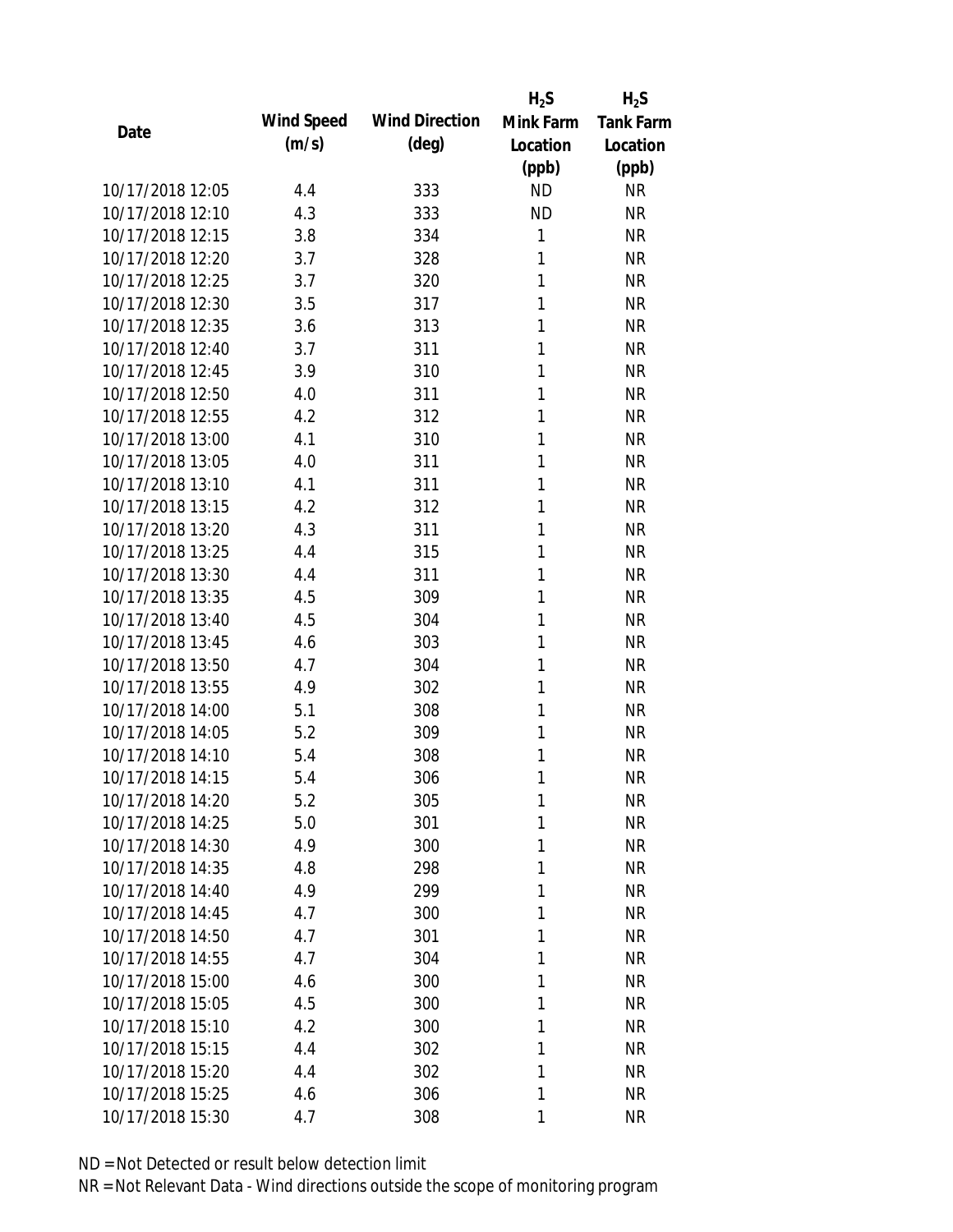| Date | Wind Speed (m/s) | Wind Direction (deg) | $H_2S$ Mink Farm Location (ppb) | $H_2S$ Tank Farm Location (ppb) |
| --- | --- | --- | --- | --- |
| 10/17/2018 12:05 | 4.4 | 333 | ND | NR |
| 10/17/2018 12:10 | 4.3 | 333 | ND | NR |
| 10/17/2018 12:15 | 3.8 | 334 | 1 | NR |
| 10/17/2018 12:20 | 3.7 | 328 | 1 | NR |
| 10/17/2018 12:25 | 3.7 | 320 | 1 | NR |
| 10/17/2018 12:30 | 3.5 | 317 | 1 | NR |
| 10/17/2018 12:35 | 3.6 | 313 | 1 | NR |
| 10/17/2018 12:40 | 3.7 | 311 | 1 | NR |
| 10/17/2018 12:45 | 3.9 | 310 | 1 | NR |
| 10/17/2018 12:50 | 4.0 | 311 | 1 | NR |
| 10/17/2018 12:55 | 4.2 | 312 | 1 | NR |
| 10/17/2018 13:00 | 4.1 | 310 | 1 | NR |
| 10/17/2018 13:05 | 4.0 | 311 | 1 | NR |
| 10/17/2018 13:10 | 4.1 | 311 | 1 | NR |
| 10/17/2018 13:15 | 4.2 | 312 | 1 | NR |
| 10/17/2018 13:20 | 4.3 | 311 | 1 | NR |
| 10/17/2018 13:25 | 4.4 | 315 | 1 | NR |
| 10/17/2018 13:30 | 4.4 | 311 | 1 | NR |
| 10/17/2018 13:35 | 4.5 | 309 | 1 | NR |
| 10/17/2018 13:40 | 4.5 | 304 | 1 | NR |
| 10/17/2018 13:45 | 4.6 | 303 | 1 | NR |
| 10/17/2018 13:50 | 4.7 | 304 | 1 | NR |
| 10/17/2018 13:55 | 4.9 | 302 | 1 | NR |
| 10/17/2018 14:00 | 5.1 | 308 | 1 | NR |
| 10/17/2018 14:05 | 5.2 | 309 | 1 | NR |
| 10/17/2018 14:10 | 5.4 | 308 | 1 | NR |
| 10/17/2018 14:15 | 5.4 | 306 | 1 | NR |
| 10/17/2018 14:20 | 5.2 | 305 | 1 | NR |
| 10/17/2018 14:25 | 5.0 | 301 | 1 | NR |
| 10/17/2018 14:30 | 4.9 | 300 | 1 | NR |
| 10/17/2018 14:35 | 4.8 | 298 | 1 | NR |
| 10/17/2018 14:40 | 4.9 | 299 | 1 | NR |
| 10/17/2018 14:45 | 4.7 | 300 | 1 | NR |
| 10/17/2018 14:50 | 4.7 | 301 | 1 | NR |
| 10/17/2018 14:55 | 4.7 | 304 | 1 | NR |
| 10/17/2018 15:00 | 4.6 | 300 | 1 | NR |
| 10/17/2018 15:05 | 4.5 | 300 | 1 | NR |
| 10/17/2018 15:10 | 4.2 | 300 | 1 | NR |
| 10/17/2018 15:15 | 4.4 | 302 | 1 | NR |
| 10/17/2018 15:20 | 4.4 | 302 | 1 | NR |
| 10/17/2018 15:25 | 4.6 | 306 | 1 | NR |
| 10/17/2018 15:30 | 4.7 | 308 | 1 | NR |

ND = Not Detected or result below detection limit

NR = Not Relevant Data - Wind directions outside the scope of monitoring program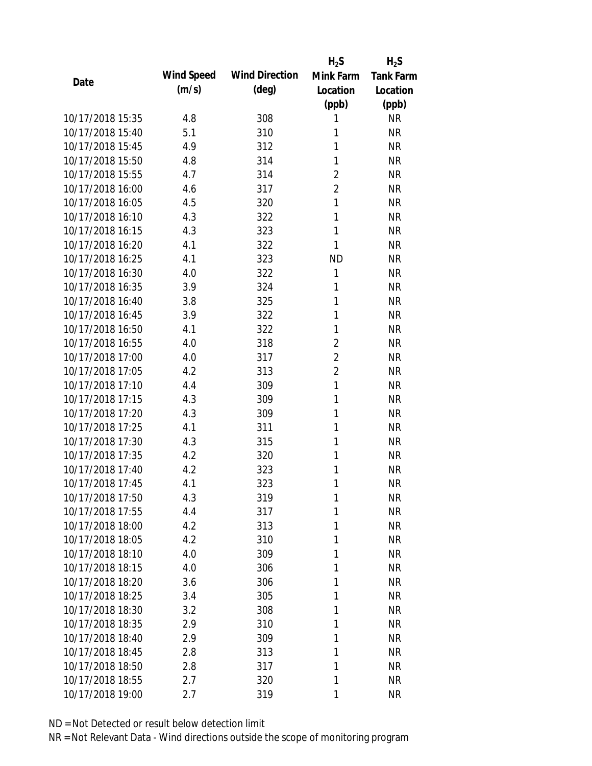| Date | Wind Speed (m/s) | Wind Direction (deg) | $H_2S$ Mink Farm Location (ppb) | $H_2S$ Tank Farm Location (ppb) |
|---|---|---|---|---|
| 10/17/2018 15:35 | 4.8 | 308 | 1 | NR |
| 10/17/2018 15:40 | 5.1 | 310 | 1 | NR |
| 10/17/2018 15:45 | 4.9 | 312 | 1 | NR |
| 10/17/2018 15:50 | 4.8 | 314 | 1 | NR |
| 10/17/2018 15:55 | 4.7 | 314 | 2 | NR |
| 10/17/2018 16:00 | 4.6 | 317 | 2 | NR |
| 10/17/2018 16:05 | 4.5 | 320 | 1 | NR |
| 10/17/2018 16:10 | 4.3 | 322 | 1 | NR |
| 10/17/2018 16:15 | 4.3 | 323 | 1 | NR |
| 10/17/2018 16:20 | 4.1 | 322 | 1 | NR |
| 10/17/2018 16:25 | 4.1 | 323 | ND | NR |
| 10/17/2018 16:30 | 4.0 | 322 | 1 | NR |
| 10/17/2018 16:35 | 3.9 | 324 | 1 | NR |
| 10/17/2018 16:40 | 3.8 | 325 | 1 | NR |
| 10/17/2018 16:45 | 3.9 | 322 | 1 | NR |
| 10/17/2018 16:50 | 4.1 | 322 | 1 | NR |
| 10/17/2018 16:55 | 4.0 | 318 | 2 | NR |
| 10/17/2018 17:00 | 4.0 | 317 | 2 | NR |
| 10/17/2018 17:05 | 4.2 | 313 | 2 | NR |
| 10/17/2018 17:10 | 4.4 | 309 | 1 | NR |
| 10/17/2018 17:15 | 4.3 | 309 | 1 | NR |
| 10/17/2018 17:20 | 4.3 | 309 | 1 | NR |
| 10/17/2018 17:25 | 4.1 | 311 | 1 | NR |
| 10/17/2018 17:30 | 4.3 | 315 | 1 | NR |
| 10/17/2018 17:35 | 4.2 | 320 | 1 | NR |
| 10/17/2018 17:40 | 4.2 | 323 | 1 | NR |
| 10/17/2018 17:45 | 4.1 | 323 | 1 | NR |
| 10/17/2018 17:50 | 4.3 | 319 | 1 | NR |
| 10/17/2018 17:55 | 4.4 | 317 | 1 | NR |
| 10/17/2018 18:00 | 4.2 | 313 | 1 | NR |
| 10/17/2018 18:05 | 4.2 | 310 | 1 | NR |
| 10/17/2018 18:10 | 4.0 | 309 | 1 | NR |
| 10/17/2018 18:15 | 4.0 | 306 | 1 | NR |
| 10/17/2018 18:20 | 3.6 | 306 | 1 | NR |
| 10/17/2018 18:25 | 3.4 | 305 | 1 | NR |
| 10/17/2018 18:30 | 3.2 | 308 | 1 | NR |
| 10/17/2018 18:35 | 2.9 | 310 | 1 | NR |
| 10/17/2018 18:40 | 2.9 | 309 | 1 | NR |
| 10/17/2018 18:45 | 2.8 | 313 | 1 | NR |
| 10/17/2018 18:50 | 2.8 | 317 | 1 | NR |
| 10/17/2018 18:55 | 2.7 | 320 | 1 | NR |
| 10/17/2018 19:00 | 2.7 | 319 | 1 | NR |

ND = Not Detected or result below detection limit

NR = Not Relevant Data - Wind directions outside the scope of monitoring program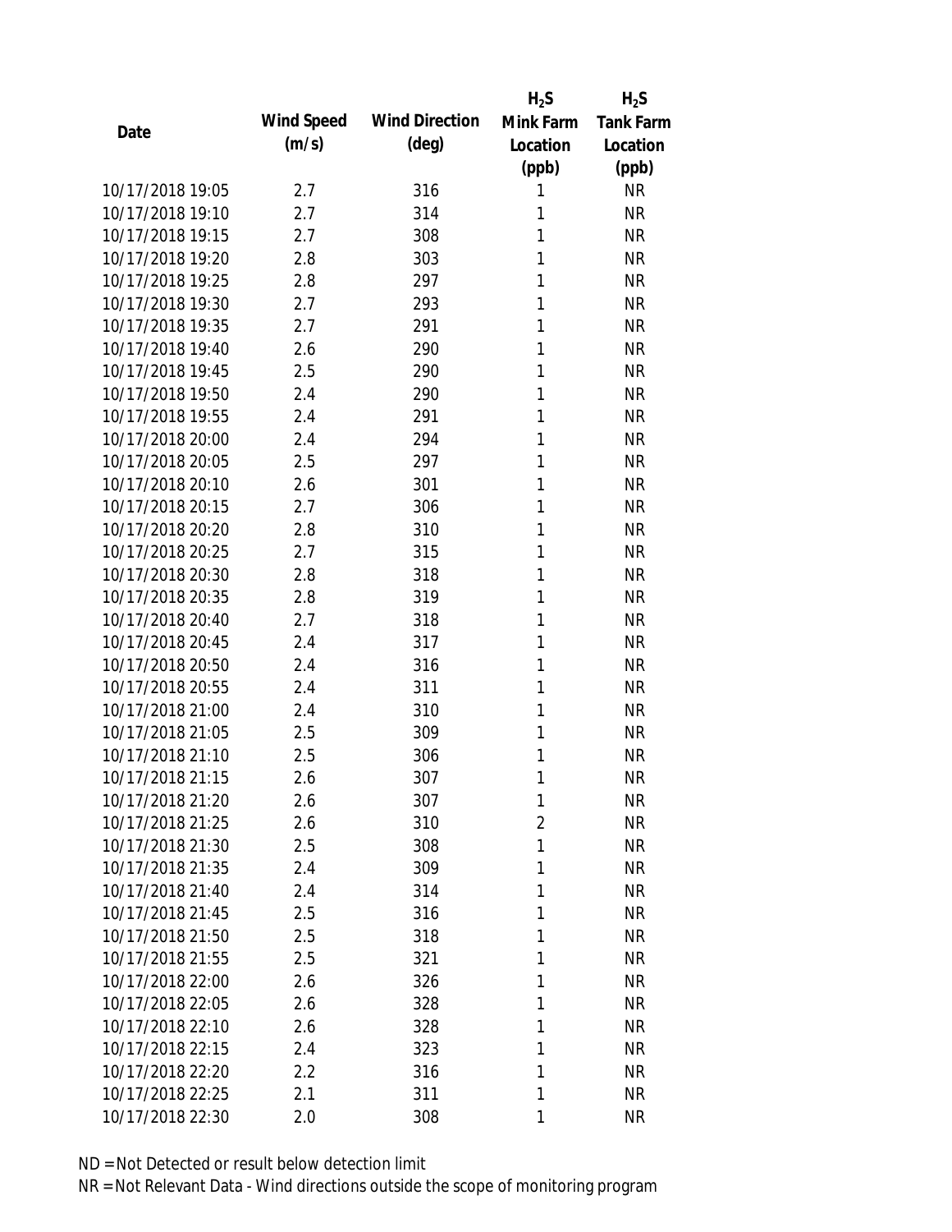| Date | Wind Speed (m/s) | Wind Direction (deg) | $H_2S$ Mink Farm Location (ppb) | $H_2S$ Tank Farm Location (ppb) |
|---|---|---|---|---|
| 10/17/2018 19:05 | 2.7 | 316 | 1 | NR |
| 10/17/2018 19:10 | 2.7 | 314 | 1 | NR |
| 10/17/2018 19:15 | 2.7 | 308 | 1 | NR |
| 10/17/2018 19:20 | 2.8 | 303 | 1 | NR |
| 10/17/2018 19:25 | 2.8 | 297 | 1 | NR |
| 10/17/2018 19:30 | 2.7 | 293 | 1 | NR |
| 10/17/2018 19:35 | 2.7 | 291 | 1 | NR |
| 10/17/2018 19:40 | 2.6 | 290 | 1 | NR |
| 10/17/2018 19:45 | 2.5 | 290 | 1 | NR |
| 10/17/2018 19:50 | 2.4 | 290 | 1 | NR |
| 10/17/2018 19:55 | 2.4 | 291 | 1 | NR |
| 10/17/2018 20:00 | 2.4 | 294 | 1 | NR |
| 10/17/2018 20:05 | 2.5 | 297 | 1 | NR |
| 10/17/2018 20:10 | 2.6 | 301 | 1 | NR |
| 10/17/2018 20:15 | 2.7 | 306 | 1 | NR |
| 10/17/2018 20:20 | 2.8 | 310 | 1 | NR |
| 10/17/2018 20:25 | 2.7 | 315 | 1 | NR |
| 10/17/2018 20:30 | 2.8 | 318 | 1 | NR |
| 10/17/2018 20:35 | 2.8 | 319 | 1 | NR |
| 10/17/2018 20:40 | 2.7 | 318 | 1 | NR |
| 10/17/2018 20:45 | 2.4 | 317 | 1 | NR |
| 10/17/2018 20:50 | 2.4 | 316 | 1 | NR |
| 10/17/2018 20:55 | 2.4 | 311 | 1 | NR |
| 10/17/2018 21:00 | 2.4 | 310 | 1 | NR |
| 10/17/2018 21:05 | 2.5 | 309 | 1 | NR |
| 10/17/2018 21:10 | 2.5 | 306 | 1 | NR |
| 10/17/2018 21:15 | 2.6 | 307 | 1 | NR |
| 10/17/2018 21:20 | 2.6 | 307 | 1 | NR |
| 10/17/2018 21:25 | 2.6 | 310 | 2 | NR |
| 10/17/2018 21:30 | 2.5 | 308 | 1 | NR |
| 10/17/2018 21:35 | 2.4 | 309 | 1 | NR |
| 10/17/2018 21:40 | 2.4 | 314 | 1 | NR |
| 10/17/2018 21:45 | 2.5 | 316 | 1 | NR |
| 10/17/2018 21:50 | 2.5 | 318 | 1 | NR |
| 10/17/2018 21:55 | 2.5 | 321 | 1 | NR |
| 10/17/2018 22:00 | 2.6 | 326 | 1 | NR |
| 10/17/2018 22:05 | 2.6 | 328 | 1 | NR |
| 10/17/2018 22:10 | 2.6 | 328 | 1 | NR |
| 10/17/2018 22:15 | 2.4 | 323 | 1 | NR |
| 10/17/2018 22:20 | 2.2 | 316 | 1 | NR |
| 10/17/2018 22:25 | 2.1 | 311 | 1 | NR |
| 10/17/2018 22:30 | 2.0 | 308 | 1 | NR |

ND = Not Detected or result below detection limit

NR = Not Relevant Data - Wind directions outside the scope of monitoring program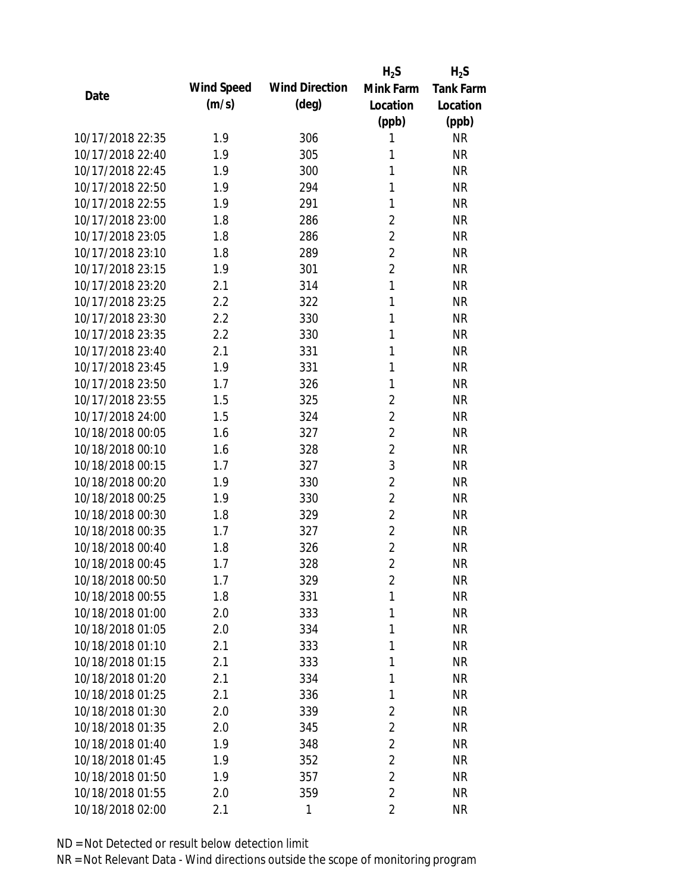| Date | Wind Speed (m/s) | Wind Direction (deg) | $H_2S$ Mink Farm Location (ppb) | $H_2S$ Tank Farm Location (ppb) |
|---|---|---|---|---|
| 10/17/2018 22:35 | 1.9 | 306 | 1 | NR |
| 10/17/2018 22:40 | 1.9 | 305 | 1 | NR |
| 10/17/2018 22:45 | 1.9 | 300 | 1 | NR |
| 10/17/2018 22:50 | 1.9 | 294 | 1 | NR |
| 10/17/2018 22:55 | 1.9 | 291 | 1 | NR |
| 10/17/2018 23:00 | 1.8 | 286 | 2 | NR |
| 10/17/2018 23:05 | 1.8 | 286 | 2 | NR |
| 10/17/2018 23:10 | 1.8 | 289 | 2 | NR |
| 10/17/2018 23:15 | 1.9 | 301 | 2 | NR |
| 10/17/2018 23:20 | 2.1 | 314 | 1 | NR |
| 10/17/2018 23:25 | 2.2 | 322 | 1 | NR |
| 10/17/2018 23:30 | 2.2 | 330 | 1 | NR |
| 10/17/2018 23:35 | 2.2 | 330 | 1 | NR |
| 10/17/2018 23:40 | 2.1 | 331 | 1 | NR |
| 10/17/2018 23:45 | 1.9 | 331 | 1 | NR |
| 10/17/2018 23:50 | 1.7 | 326 | 1 | NR |
| 10/17/2018 23:55 | 1.5 | 325 | 2 | NR |
| 10/17/2018 24:00 | 1.5 | 324 | 2 | NR |
| 10/18/2018 00:05 | 1.6 | 327 | 2 | NR |
| 10/18/2018 00:10 | 1.6 | 328 | 2 | NR |
| 10/18/2018 00:15 | 1.7 | 327 | 3 | NR |
| 10/18/2018 00:20 | 1.9 | 330 | 2 | NR |
| 10/18/2018 00:25 | 1.9 | 330 | 2 | NR |
| 10/18/2018 00:30 | 1.8 | 329 | 2 | NR |
| 10/18/2018 00:35 | 1.7 | 327 | 2 | NR |
| 10/18/2018 00:40 | 1.8 | 326 | 2 | NR |
| 10/18/2018 00:45 | 1.7 | 328 | 2 | NR |
| 10/18/2018 00:50 | 1.7 | 329 | 2 | NR |
| 10/18/2018 00:55 | 1.8 | 331 | 1 | NR |
| 10/18/2018 01:00 | 2.0 | 333 | 1 | NR |
| 10/18/2018 01:05 | 2.0 | 334 | 1 | NR |
| 10/18/2018 01:10 | 2.1 | 333 | 1 | NR |
| 10/18/2018 01:15 | 2.1 | 333 | 1 | NR |
| 10/18/2018 01:20 | 2.1 | 334 | 1 | NR |
| 10/18/2018 01:25 | 2.1 | 336 | 1 | NR |
| 10/18/2018 01:30 | 2.0 | 339 | 2 | NR |
| 10/18/2018 01:35 | 2.0 | 345 | 2 | NR |
| 10/18/2018 01:40 | 1.9 | 348 | 2 | NR |
| 10/18/2018 01:45 | 1.9 | 352 | 2 | NR |
| 10/18/2018 01:50 | 1.9 | 357 | 2 | NR |
| 10/18/2018 01:55 | 2.0 | 359 | 2 | NR |
| 10/18/2018 02:00 | 2.1 | 1 | 2 | NR |

ND = Not Detected or result below detection limit

NR = Not Relevant Data - Wind directions outside the scope of monitoring program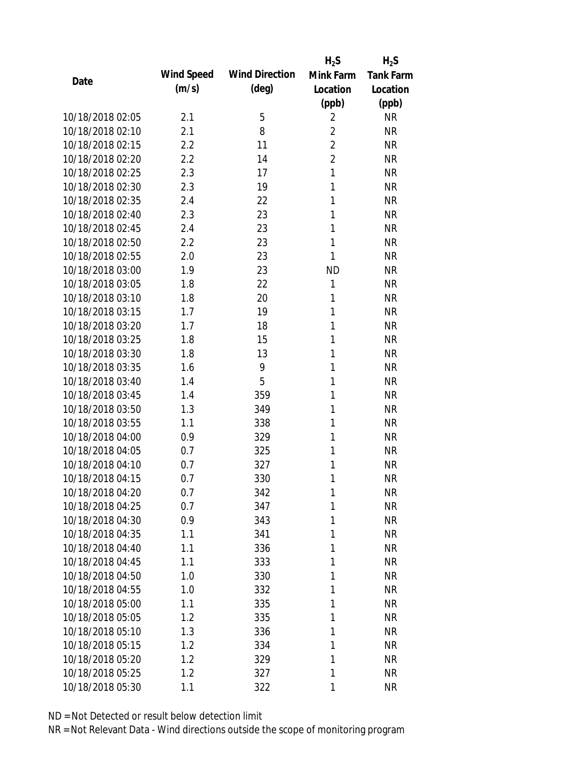| Date | Wind Speed (m/s) | Wind Direction (deg) | $H_2S$ Mink Farm Location (ppb) | $H_2S$ Tank Farm Location (ppb) |
|---|---|---|---|---|
| 10/18/2018 02:05 | 2.1 | 5 | 2 | NR |
| 10/18/2018 02:10 | 2.1 | 8 | 2 | NR |
| 10/18/2018 02:15 | 2.2 | 11 | 2 | NR |
| 10/18/2018 02:20 | 2.2 | 14 | 2 | NR |
| 10/18/2018 02:25 | 2.3 | 17 | 1 | NR |
| 10/18/2018 02:30 | 2.3 | 19 | 1 | NR |
| 10/18/2018 02:35 | 2.4 | 22 | 1 | NR |
| 10/18/2018 02:40 | 2.3 | 23 | 1 | NR |
| 10/18/2018 02:45 | 2.4 | 23 | 1 | NR |
| 10/18/2018 02:50 | 2.2 | 23 | 1 | NR |
| 10/18/2018 02:55 | 2.0 | 23 | 1 | NR |
| 10/18/2018 03:00 | 1.9 | 23 | ND | NR |
| 10/18/2018 03:05 | 1.8 | 22 | 1 | NR |
| 10/18/2018 03:10 | 1.8 | 20 | 1 | NR |
| 10/18/2018 03:15 | 1.7 | 19 | 1 | NR |
| 10/18/2018 03:20 | 1.7 | 18 | 1 | NR |
| 10/18/2018 03:25 | 1.8 | 15 | 1 | NR |
| 10/18/2018 03:30 | 1.8 | 13 | 1 | NR |
| 10/18/2018 03:35 | 1.6 | 9 | 1 | NR |
| 10/18/2018 03:40 | 1.4 | 5 | 1 | NR |
| 10/18/2018 03:45 | 1.4 | 359 | 1 | NR |
| 10/18/2018 03:50 | 1.3 | 349 | 1 | NR |
| 10/18/2018 03:55 | 1.1 | 338 | 1 | NR |
| 10/18/2018 04:00 | 0.9 | 329 | 1 | NR |
| 10/18/2018 04:05 | 0.7 | 325 | 1 | NR |
| 10/18/2018 04:10 | 0.7 | 327 | 1 | NR |
| 10/18/2018 04:15 | 0.7 | 330 | 1 | NR |
| 10/18/2018 04:20 | 0.7 | 342 | 1 | NR |
| 10/18/2018 04:25 | 0.7 | 347 | 1 | NR |
| 10/18/2018 04:30 | 0.9 | 343 | 1 | NR |
| 10/18/2018 04:35 | 1.1 | 341 | 1 | NR |
| 10/18/2018 04:40 | 1.1 | 336 | 1 | NR |
| 10/18/2018 04:45 | 1.1 | 333 | 1 | NR |
| 10/18/2018 04:50 | 1.0 | 330 | 1 | NR |
| 10/18/2018 04:55 | 1.0 | 332 | 1 | NR |
| 10/18/2018 05:00 | 1.1 | 335 | 1 | NR |
| 10/18/2018 05:05 | 1.2 | 335 | 1 | NR |
| 10/18/2018 05:10 | 1.3 | 336 | 1 | NR |
| 10/18/2018 05:15 | 1.2 | 334 | 1 | NR |
| 10/18/2018 05:20 | 1.2 | 329 | 1 | NR |
| 10/18/2018 05:25 | 1.2 | 327 | 1 | NR |
| 10/18/2018 05:30 | 1.1 | 322 | 1 | NR |

ND = Not Detected or result below detection limit

NR = Not Relevant Data - Wind directions outside the scope of monitoring program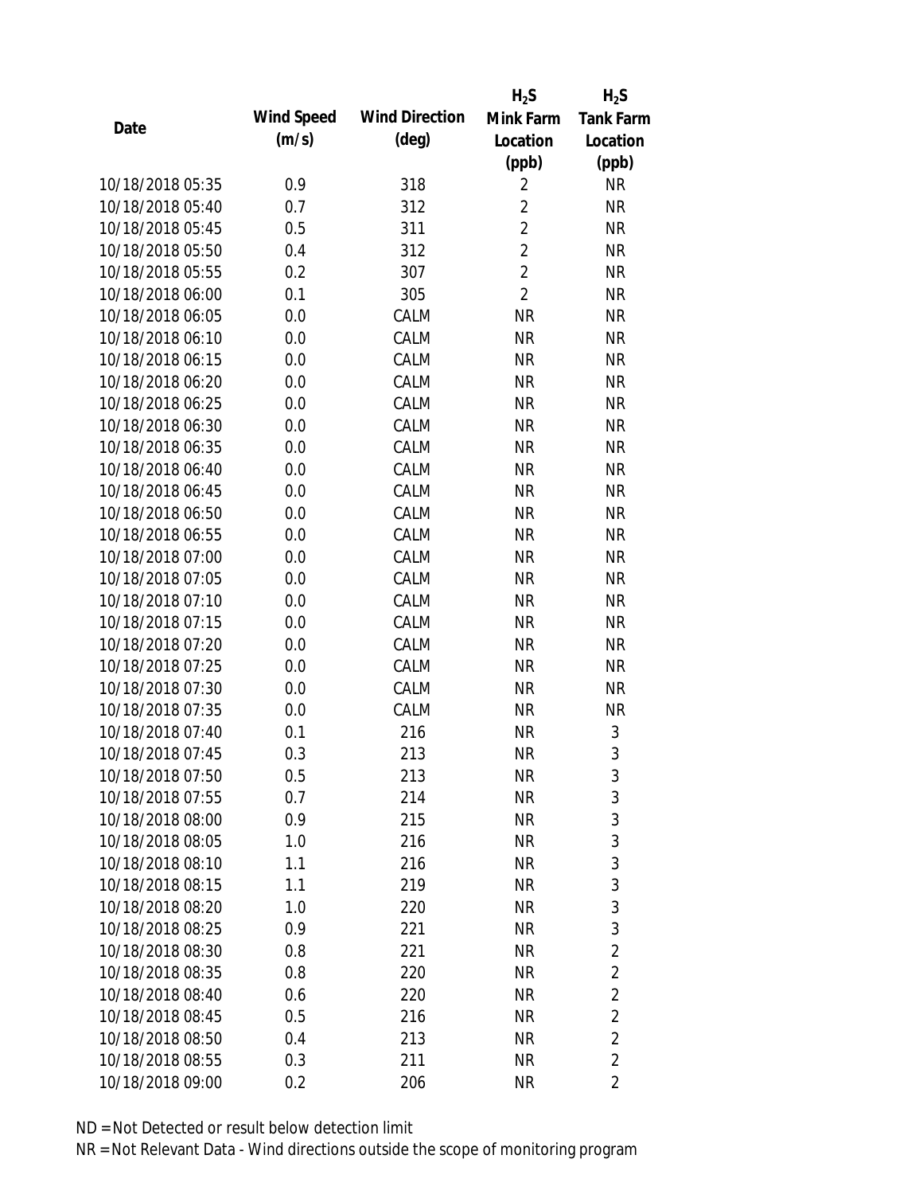| Date | Wind Speed (m/s) | Wind Direction (deg) | $H_2S$ Mink Farm Location (ppb) | $H_2S$ Tank Farm Location (ppb) |
|---|---|---|---|---|
| 10/18/2018 05:35 | 0.9 | 318 | 2 | NR |
| 10/18/2018 05:40 | 0.7 | 312 | 2 | NR |
| 10/18/2018 05:45 | 0.5 | 311 | 2 | NR |
| 10/18/2018 05:50 | 0.4 | 312 | 2 | NR |
| 10/18/2018 05:55 | 0.2 | 307 | 2 | NR |
| 10/18/2018 06:00 | 0.1 | 305 | 2 | NR |
| 10/18/2018 06:05 | 0.0 | CALM | NR | NR |
| 10/18/2018 06:10 | 0.0 | CALM | NR | NR |
| 10/18/2018 06:15 | 0.0 | CALM | NR | NR |
| 10/18/2018 06:20 | 0.0 | CALM | NR | NR |
| 10/18/2018 06:25 | 0.0 | CALM | NR | NR |
| 10/18/2018 06:30 | 0.0 | CALM | NR | NR |
| 10/18/2018 06:35 | 0.0 | CALM | NR | NR |
| 10/18/2018 06:40 | 0.0 | CALM | NR | NR |
| 10/18/2018 06:45 | 0.0 | CALM | NR | NR |
| 10/18/2018 06:50 | 0.0 | CALM | NR | NR |
| 10/18/2018 06:55 | 0.0 | CALM | NR | NR |
| 10/18/2018 07:00 | 0.0 | CALM | NR | NR |
| 10/18/2018 07:05 | 0.0 | CALM | NR | NR |
| 10/18/2018 07:10 | 0.0 | CALM | NR | NR |
| 10/18/2018 07:15 | 0.0 | CALM | NR | NR |
| 10/18/2018 07:20 | 0.0 | CALM | NR | NR |
| 10/18/2018 07:25 | 0.0 | CALM | NR | NR |
| 10/18/2018 07:30 | 0.0 | CALM | NR | NR |
| 10/18/2018 07:35 | 0.0 | CALM | NR | NR |
| 10/18/2018 07:40 | 0.1 | 216 | NR | 3 |
| 10/18/2018 07:45 | 0.3 | 213 | NR | 3 |
| 10/18/2018 07:50 | 0.5 | 213 | NR | 3 |
| 10/18/2018 07:55 | 0.7 | 214 | NR | 3 |
| 10/18/2018 08:00 | 0.9 | 215 | NR | 3 |
| 10/18/2018 08:05 | 1.0 | 216 | NR | 3 |
| 10/18/2018 08:10 | 1.1 | 216 | NR | 3 |
| 10/18/2018 08:15 | 1.1 | 219 | NR | 3 |
| 10/18/2018 08:20 | 1.0 | 220 | NR | 3 |
| 10/18/2018 08:25 | 0.9 | 221 | NR | 3 |
| 10/18/2018 08:30 | 0.8 | 221 | NR | 2 |
| 10/18/2018 08:35 | 0.8 | 220 | NR | 2 |
| 10/18/2018 08:40 | 0.6 | 220 | NR | 2 |
| 10/18/2018 08:45 | 0.5 | 216 | NR | 2 |
| 10/18/2018 08:50 | 0.4 | 213 | NR | 2 |
| 10/18/2018 08:55 | 0.3 | 211 | NR | 2 |
| 10/18/2018 09:00 | 0.2 | 206 | NR | 2 |

ND = Not Detected or result below detection limit

NR = Not Relevant Data - Wind directions outside the scope of monitoring program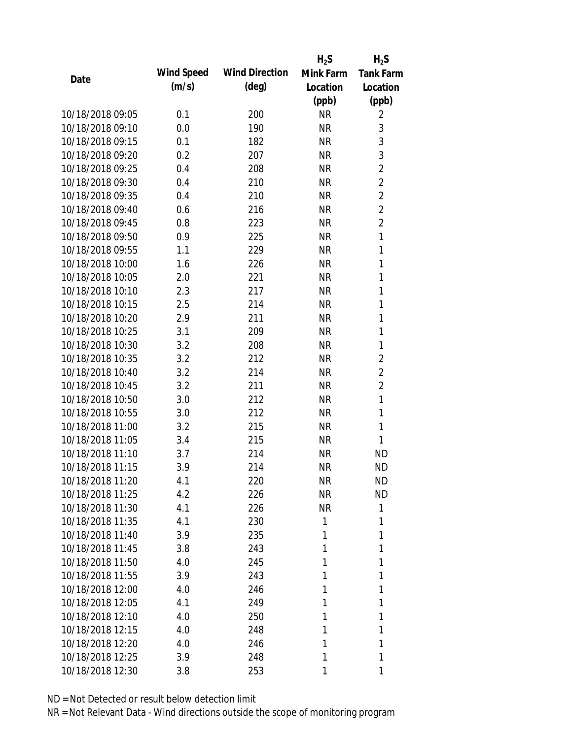| Date | Wind Speed (m/s) | Wind Direction (deg) | $H_2S$ Mink Farm Location (ppb) | $H_2S$ Tank Farm Location (ppb) |
|---|---|---|---|---|
| 10/18/2018 09:05 | 0.1 | 200 | NR | 2 |
| 10/18/2018 09:10 | 0.0 | 190 | NR | 3 |
| 10/18/2018 09:15 | 0.1 | 182 | NR | 3 |
| 10/18/2018 09:20 | 0.2 | 207 | NR | 3 |
| 10/18/2018 09:25 | 0.4 | 208 | NR | 2 |
| 10/18/2018 09:30 | 0.4 | 210 | NR | 2 |
| 10/18/2018 09:35 | 0.4 | 210 | NR | 2 |
| 10/18/2018 09:40 | 0.6 | 216 | NR | 2 |
| 10/18/2018 09:45 | 0.8 | 223 | NR | 2 |
| 10/18/2018 09:50 | 0.9 | 225 | NR | 1 |
| 10/18/2018 09:55 | 1.1 | 229 | NR | 1 |
| 10/18/2018 10:00 | 1.6 | 226 | NR | 1 |
| 10/18/2018 10:05 | 2.0 | 221 | NR | 1 |
| 10/18/2018 10:10 | 2.3 | 217 | NR | 1 |
| 10/18/2018 10:15 | 2.5 | 214 | NR | 1 |
| 10/18/2018 10:20 | 2.9 | 211 | NR | 1 |
| 10/18/2018 10:25 | 3.1 | 209 | NR | 1 |
| 10/18/2018 10:30 | 3.2 | 208 | NR | 1 |
| 10/18/2018 10:35 | 3.2 | 212 | NR | 2 |
| 10/18/2018 10:40 | 3.2 | 214 | NR | 2 |
| 10/18/2018 10:45 | 3.2 | 211 | NR | 2 |
| 10/18/2018 10:50 | 3.0 | 212 | NR | 1 |
| 10/18/2018 10:55 | 3.0 | 212 | NR | 1 |
| 10/18/2018 11:00 | 3.2 | 215 | NR | 1 |
| 10/18/2018 11:05 | 3.4 | 215 | NR | 1 |
| 10/18/2018 11:10 | 3.7 | 214 | NR | ND |
| 10/18/2018 11:15 | 3.9 | 214 | NR | ND |
| 10/18/2018 11:20 | 4.1 | 220 | NR | ND |
| 10/18/2018 11:25 | 4.2 | 226 | NR | ND |
| 10/18/2018 11:30 | 4.1 | 226 | NR | 1 |
| 10/18/2018 11:35 | 4.1 | 230 | 1 | 1 |
| 10/18/2018 11:40 | 3.9 | 235 | 1 | 1 |
| 10/18/2018 11:45 | 3.8 | 243 | 1 | 1 |
| 10/18/2018 11:50 | 4.0 | 245 | 1 | 1 |
| 10/18/2018 11:55 | 3.9 | 243 | 1 | 1 |
| 10/18/2018 12:00 | 4.0 | 246 | 1 | 1 |
| 10/18/2018 12:05 | 4.1 | 249 | 1 | 1 |
| 10/18/2018 12:10 | 4.0 | 250 | 1 | 1 |
| 10/18/2018 12:15 | 4.0 | 248 | 1 | 1 |
| 10/18/2018 12:20 | 4.0 | 246 | 1 | 1 |
| 10/18/2018 12:25 | 3.9 | 248 | 1 | 1 |
| 10/18/2018 12:30 | 3.8 | 253 | 1 | 1 |

ND = Not Detected or result below detection limit

NR = Not Relevant Data - Wind directions outside the scope of monitoring program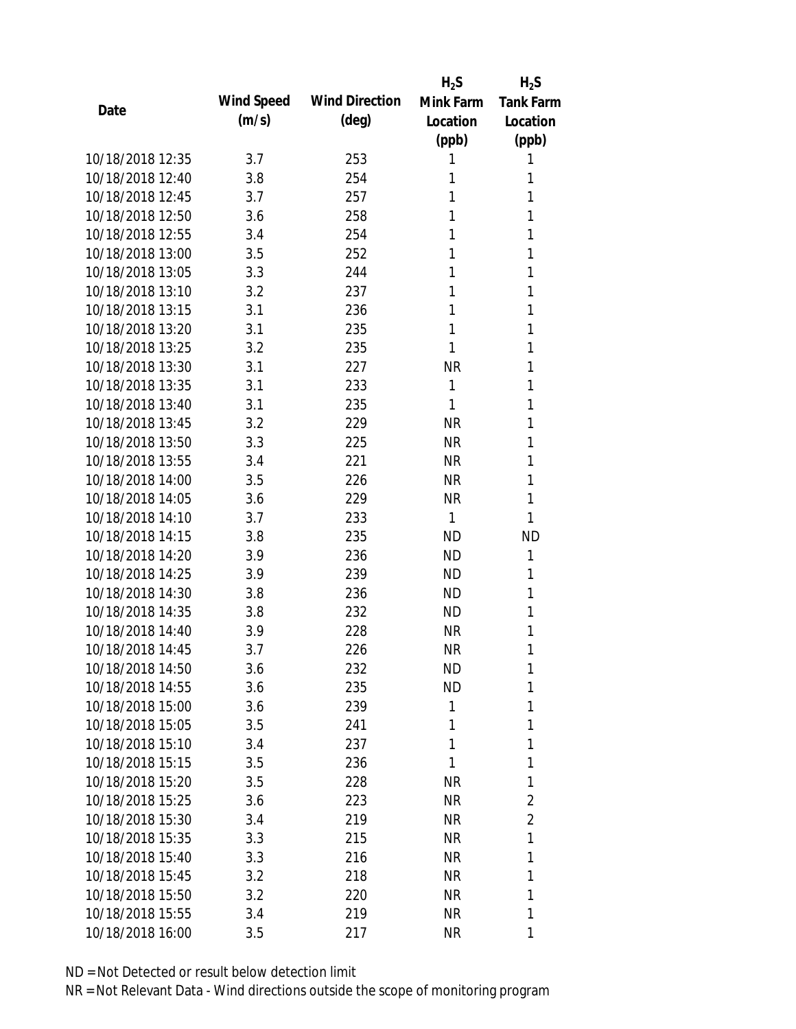| Date | Wind Speed (m/s) | Wind Direction (deg) | $H_2S$ Mink Farm Location (ppb) | $H_2S$ Tank Farm Location (ppb) |
|---|---|---|---|---|
| 10/18/2018 12:35 | 3.7 | 253 | 1 | 1 |
| 10/18/2018 12:40 | 3.8 | 254 | 1 | 1 |
| 10/18/2018 12:45 | 3.7 | 257 | 1 | 1 |
| 10/18/2018 12:50 | 3.6 | 258 | 1 | 1 |
| 10/18/2018 12:55 | 3.4 | 254 | 1 | 1 |
| 10/18/2018 13:00 | 3.5 | 252 | 1 | 1 |
| 10/18/2018 13:05 | 3.3 | 244 | 1 | 1 |
| 10/18/2018 13:10 | 3.2 | 237 | 1 | 1 |
| 10/18/2018 13:15 | 3.1 | 236 | 1 | 1 |
| 10/18/2018 13:20 | 3.1 | 235 | 1 | 1 |
| 10/18/2018 13:25 | 3.2 | 235 | 1 | 1 |
| 10/18/2018 13:30 | 3.1 | 227 | NR | 1 |
| 10/18/2018 13:35 | 3.1 | 233 | 1 | 1 |
| 10/18/2018 13:40 | 3.1 | 235 | 1 | 1 |
| 10/18/2018 13:45 | 3.2 | 229 | NR | 1 |
| 10/18/2018 13:50 | 3.3 | 225 | NR | 1 |
| 10/18/2018 13:55 | 3.4 | 221 | NR | 1 |
| 10/18/2018 14:00 | 3.5 | 226 | NR | 1 |
| 10/18/2018 14:05 | 3.6 | 229 | NR | 1 |
| 10/18/2018 14:10 | 3.7 | 233 | 1 | 1 |
| 10/18/2018 14:15 | 3.8 | 235 | ND | ND |
| 10/18/2018 14:20 | 3.9 | 236 | ND | 1 |
| 10/18/2018 14:25 | 3.9 | 239 | ND | 1 |
| 10/18/2018 14:30 | 3.8 | 236 | ND | 1 |
| 10/18/2018 14:35 | 3.8 | 232 | ND | 1 |
| 10/18/2018 14:40 | 3.9 | 228 | NR | 1 |
| 10/18/2018 14:45 | 3.7 | 226 | NR | 1 |
| 10/18/2018 14:50 | 3.6 | 232 | ND | 1 |
| 10/18/2018 14:55 | 3.6 | 235 | ND | 1 |
| 10/18/2018 15:00 | 3.6 | 239 | 1 | 1 |
| 10/18/2018 15:05 | 3.5 | 241 | 1 | 1 |
| 10/18/2018 15:10 | 3.4 | 237 | 1 | 1 |
| 10/18/2018 15:15 | 3.5 | 236 | 1 | 1 |
| 10/18/2018 15:20 | 3.5 | 228 | NR | 1 |
| 10/18/2018 15:25 | 3.6 | 223 | NR | 2 |
| 10/18/2018 15:30 | 3.4 | 219 | NR | 2 |
| 10/18/2018 15:35 | 3.3 | 215 | NR | 1 |
| 10/18/2018 15:40 | 3.3 | 216 | NR | 1 |
| 10/18/2018 15:45 | 3.2 | 218 | NR | 1 |
| 10/18/2018 15:50 | 3.2 | 220 | NR | 1 |
| 10/18/2018 15:55 | 3.4 | 219 | NR | 1 |
| 10/18/2018 16:00 | 3.5 | 217 | NR | 1 |

ND = Not Detected or result below detection limit

NR = Not Relevant Data - Wind directions outside the scope of monitoring program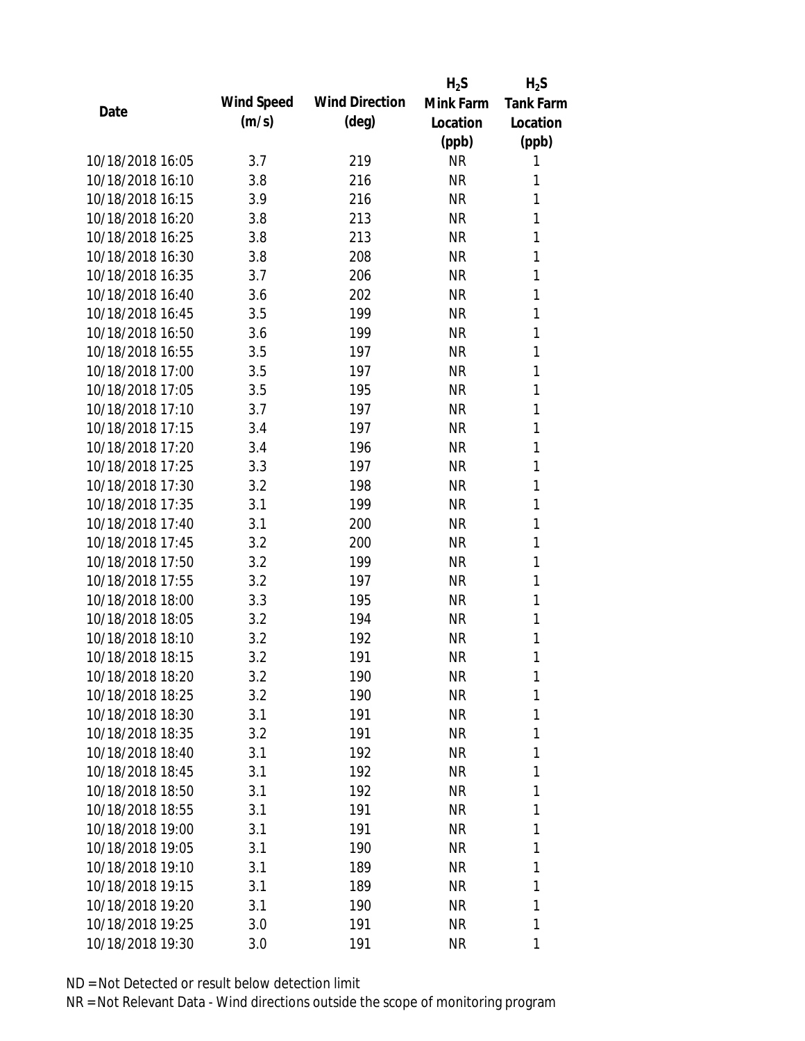| Date | Wind Speed (m/s) | Wind Direction (deg) | $H_2S$ Mink Farm Location (ppb) | $H_2S$ Tank Farm Location (ppb) |
|---|---|---|---|---|
| 10/18/2018 16:05 | 3.7 | 219 | NR | 1 |
| 10/18/2018 16:10 | 3.8 | 216 | NR | 1 |
| 10/18/2018 16:15 | 3.9 | 216 | NR | 1 |
| 10/18/2018 16:20 | 3.8 | 213 | NR | 1 |
| 10/18/2018 16:25 | 3.8 | 213 | NR | 1 |
| 10/18/2018 16:30 | 3.8 | 208 | NR | 1 |
| 10/18/2018 16:35 | 3.7 | 206 | NR | 1 |
| 10/18/2018 16:40 | 3.6 | 202 | NR | 1 |
| 10/18/2018 16:45 | 3.5 | 199 | NR | 1 |
| 10/18/2018 16:50 | 3.6 | 199 | NR | 1 |
| 10/18/2018 16:55 | 3.5 | 197 | NR | 1 |
| 10/18/2018 17:00 | 3.5 | 197 | NR | 1 |
| 10/18/2018 17:05 | 3.5 | 195 | NR | 1 |
| 10/18/2018 17:10 | 3.7 | 197 | NR | 1 |
| 10/18/2018 17:15 | 3.4 | 197 | NR | 1 |
| 10/18/2018 17:20 | 3.4 | 196 | NR | 1 |
| 10/18/2018 17:25 | 3.3 | 197 | NR | 1 |
| 10/18/2018 17:30 | 3.2 | 198 | NR | 1 |
| 10/18/2018 17:35 | 3.1 | 199 | NR | 1 |
| 10/18/2018 17:40 | 3.1 | 200 | NR | 1 |
| 10/18/2018 17:45 | 3.2 | 200 | NR | 1 |
| 10/18/2018 17:50 | 3.2 | 199 | NR | 1 |
| 10/18/2018 17:55 | 3.2 | 197 | NR | 1 |
| 10/18/2018 18:00 | 3.3 | 195 | NR | 1 |
| 10/18/2018 18:05 | 3.2 | 194 | NR | 1 |
| 10/18/2018 18:10 | 3.2 | 192 | NR | 1 |
| 10/18/2018 18:15 | 3.2 | 191 | NR | 1 |
| 10/18/2018 18:20 | 3.2 | 190 | NR | 1 |
| 10/18/2018 18:25 | 3.2 | 190 | NR | 1 |
| 10/18/2018 18:30 | 3.1 | 191 | NR | 1 |
| 10/18/2018 18:35 | 3.2 | 191 | NR | 1 |
| 10/18/2018 18:40 | 3.1 | 192 | NR | 1 |
| 10/18/2018 18:45 | 3.1 | 192 | NR | 1 |
| 10/18/2018 18:50 | 3.1 | 192 | NR | 1 |
| 10/18/2018 18:55 | 3.1 | 191 | NR | 1 |
| 10/18/2018 19:00 | 3.1 | 191 | NR | 1 |
| 10/18/2018 19:05 | 3.1 | 190 | NR | 1 |
| 10/18/2018 19:10 | 3.1 | 189 | NR | 1 |
| 10/18/2018 19:15 | 3.1 | 189 | NR | 1 |
| 10/18/2018 19:20 | 3.1 | 190 | NR | 1 |
| 10/18/2018 19:25 | 3.0 | 191 | NR | 1 |
| 10/18/2018 19:30 | 3.0 | 191 | NR | 1 |

ND = Not Detected or result below detection limit

NR = Not Relevant Data - Wind directions outside the scope of monitoring program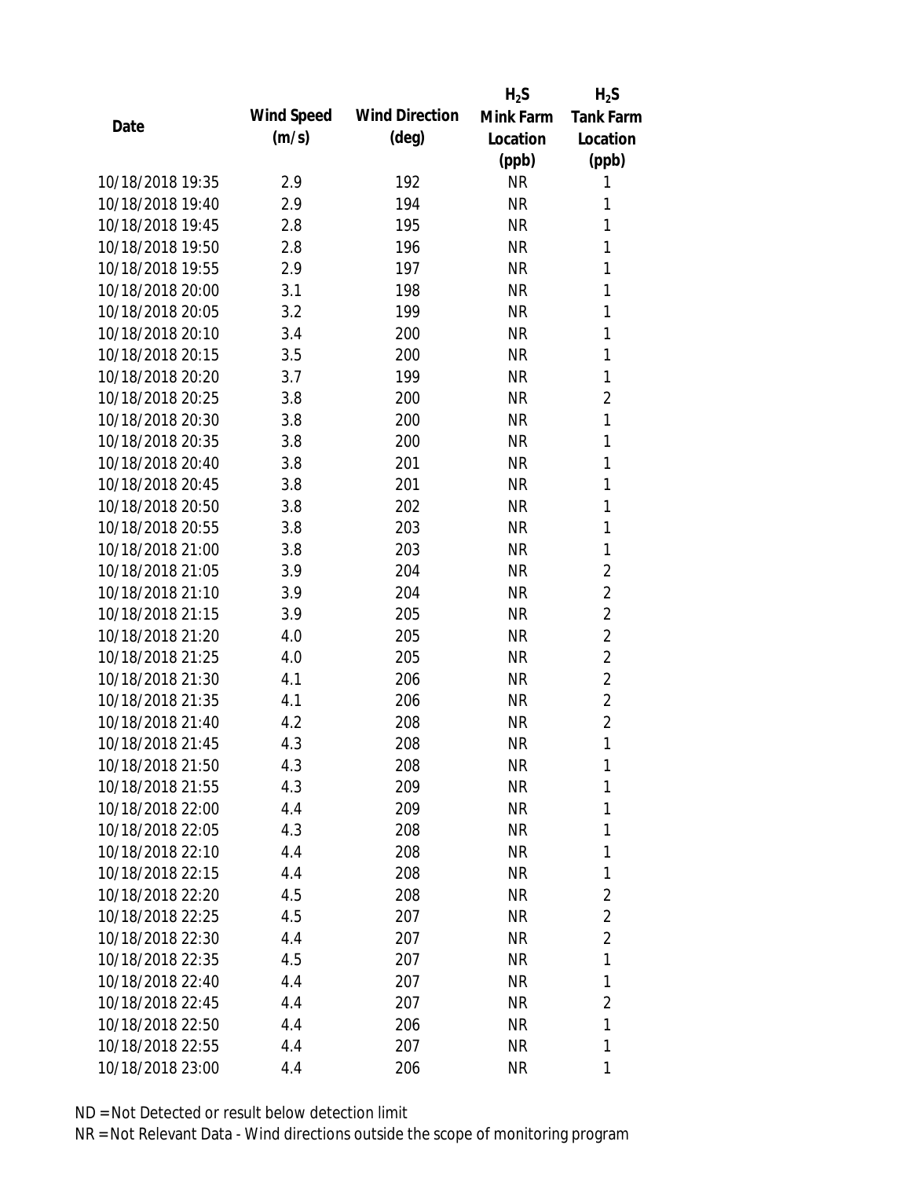| Date | Wind Speed (m/s) | Wind Direction (deg) | $H_2S$ Mink Farm Location (ppb) | $H_2S$ Tank Farm Location (ppb) |
|---|---|---|---|---|
| 10/18/2018 19:35 | 2.9 | 192 | NR | 1 |
| 10/18/2018 19:40 | 2.9 | 194 | NR | 1 |
| 10/18/2018 19:45 | 2.8 | 195 | NR | 1 |
| 10/18/2018 19:50 | 2.8 | 196 | NR | 1 |
| 10/18/2018 19:55 | 2.9 | 197 | NR | 1 |
| 10/18/2018 20:00 | 3.1 | 198 | NR | 1 |
| 10/18/2018 20:05 | 3.2 | 199 | NR | 1 |
| 10/18/2018 20:10 | 3.4 | 200 | NR | 1 |
| 10/18/2018 20:15 | 3.5 | 200 | NR | 1 |
| 10/18/2018 20:20 | 3.7 | 199 | NR | 1 |
| 10/18/2018 20:25 | 3.8 | 200 | NR | 2 |
| 10/18/2018 20:30 | 3.8 | 200 | NR | 1 |
| 10/18/2018 20:35 | 3.8 | 200 | NR | 1 |
| 10/18/2018 20:40 | 3.8 | 201 | NR | 1 |
| 10/18/2018 20:45 | 3.8 | 201 | NR | 1 |
| 10/18/2018 20:50 | 3.8 | 202 | NR | 1 |
| 10/18/2018 20:55 | 3.8 | 203 | NR | 1 |
| 10/18/2018 21:00 | 3.8 | 203 | NR | 1 |
| 10/18/2018 21:05 | 3.9 | 204 | NR | 2 |
| 10/18/2018 21:10 | 3.9 | 204 | NR | 2 |
| 10/18/2018 21:15 | 3.9 | 205 | NR | 2 |
| 10/18/2018 21:20 | 4.0 | 205 | NR | 2 |
| 10/18/2018 21:25 | 4.0 | 205 | NR | 2 |
| 10/18/2018 21:30 | 4.1 | 206 | NR | 2 |
| 10/18/2018 21:35 | 4.1 | 206 | NR | 2 |
| 10/18/2018 21:40 | 4.2 | 208 | NR | 2 |
| 10/18/2018 21:45 | 4.3 | 208 | NR | 1 |
| 10/18/2018 21:50 | 4.3 | 208 | NR | 1 |
| 10/18/2018 21:55 | 4.3 | 209 | NR | 1 |
| 10/18/2018 22:00 | 4.4 | 209 | NR | 1 |
| 10/18/2018 22:05 | 4.3 | 208 | NR | 1 |
| 10/18/2018 22:10 | 4.4 | 208 | NR | 1 |
| 10/18/2018 22:15 | 4.4 | 208 | NR | 1 |
| 10/18/2018 22:20 | 4.5 | 208 | NR | 2 |
| 10/18/2018 22:25 | 4.5 | 207 | NR | 2 |
| 10/18/2018 22:30 | 4.4 | 207 | NR | 2 |
| 10/18/2018 22:35 | 4.5 | 207 | NR | 1 |
| 10/18/2018 22:40 | 4.4 | 207 | NR | 1 |
| 10/18/2018 22:45 | 4.4 | 207 | NR | 2 |
| 10/18/2018 22:50 | 4.4 | 206 | NR | 1 |
| 10/18/2018 22:55 | 4.4 | 207 | NR | 1 |
| 10/18/2018 23:00 | 4.4 | 206 | NR | 1 |

ND = Not Detected or result below detection limit

NR = Not Relevant Data - Wind directions outside the scope of monitoring program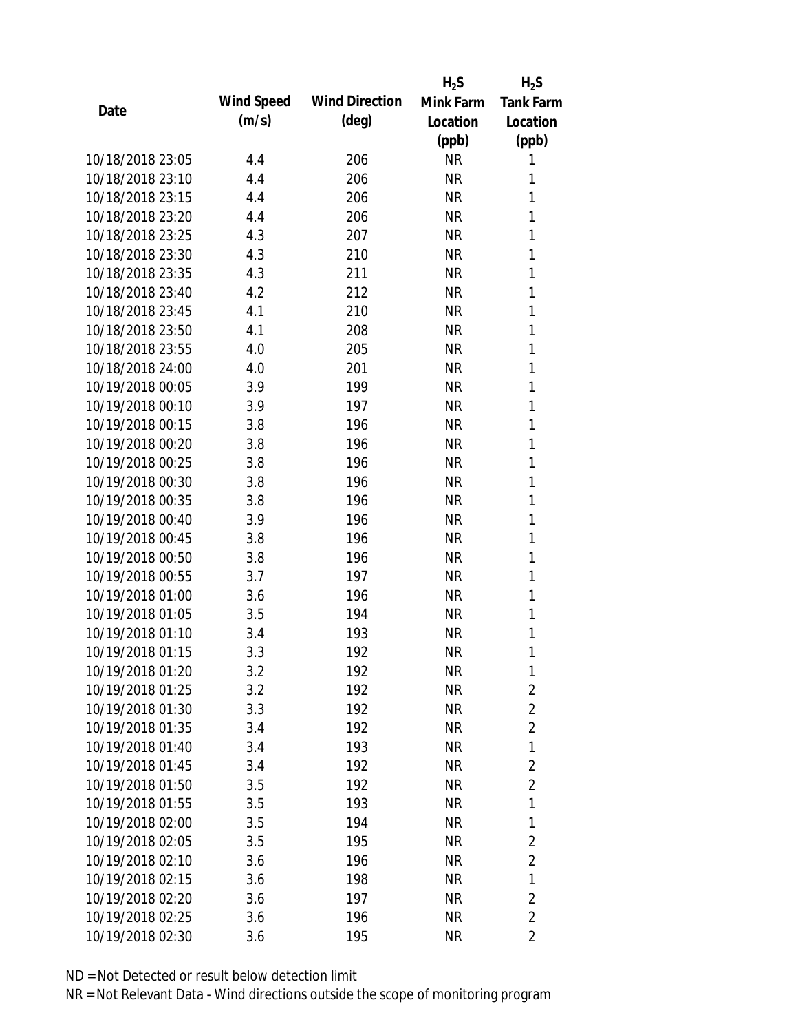| Date | Wind Speed (m/s) | Wind Direction (deg) | $H_2S$ Mink Farm Location (ppb) | $H_2S$ Tank Farm Location (ppb) |
|---|---|---|---|---|
| 10/18/2018 23:05 | 4.4 | 206 | NR | 1 |
| 10/18/2018 23:10 | 4.4 | 206 | NR | 1 |
| 10/18/2018 23:15 | 4.4 | 206 | NR | 1 |
| 10/18/2018 23:20 | 4.4 | 206 | NR | 1 |
| 10/18/2018 23:25 | 4.3 | 207 | NR | 1 |
| 10/18/2018 23:30 | 4.3 | 210 | NR | 1 |
| 10/18/2018 23:35 | 4.3 | 211 | NR | 1 |
| 10/18/2018 23:40 | 4.2 | 212 | NR | 1 |
| 10/18/2018 23:45 | 4.1 | 210 | NR | 1 |
| 10/18/2018 23:50 | 4.1 | 208 | NR | 1 |
| 10/18/2018 23:55 | 4.0 | 205 | NR | 1 |
| 10/18/2018 24:00 | 4.0 | 201 | NR | 1 |
| 10/19/2018 00:05 | 3.9 | 199 | NR | 1 |
| 10/19/2018 00:10 | 3.9 | 197 | NR | 1 |
| 10/19/2018 00:15 | 3.8 | 196 | NR | 1 |
| 10/19/2018 00:20 | 3.8 | 196 | NR | 1 |
| 10/19/2018 00:25 | 3.8 | 196 | NR | 1 |
| 10/19/2018 00:30 | 3.8 | 196 | NR | 1 |
| 10/19/2018 00:35 | 3.8 | 196 | NR | 1 |
| 10/19/2018 00:40 | 3.9 | 196 | NR | 1 |
| 10/19/2018 00:45 | 3.8 | 196 | NR | 1 |
| 10/19/2018 00:50 | 3.8 | 196 | NR | 1 |
| 10/19/2018 00:55 | 3.7 | 197 | NR | 1 |
| 10/19/2018 01:00 | 3.6 | 196 | NR | 1 |
| 10/19/2018 01:05 | 3.5 | 194 | NR | 1 |
| 10/19/2018 01:10 | 3.4 | 193 | NR | 1 |
| 10/19/2018 01:15 | 3.3 | 192 | NR | 1 |
| 10/19/2018 01:20 | 3.2 | 192 | NR | 1 |
| 10/19/2018 01:25 | 3.2 | 192 | NR | 2 |
| 10/19/2018 01:30 | 3.3 | 192 | NR | 2 |
| 10/19/2018 01:35 | 3.4 | 192 | NR | 2 |
| 10/19/2018 01:40 | 3.4 | 193 | NR | 1 |
| 10/19/2018 01:45 | 3.4 | 192 | NR | 2 |
| 10/19/2018 01:50 | 3.5 | 192 | NR | 2 |
| 10/19/2018 01:55 | 3.5 | 193 | NR | 1 |
| 10/19/2018 02:00 | 3.5 | 194 | NR | 1 |
| 10/19/2018 02:05 | 3.5 | 195 | NR | 2 |
| 10/19/2018 02:10 | 3.6 | 196 | NR | 2 |
| 10/19/2018 02:15 | 3.6 | 198 | NR | 1 |
| 10/19/2018 02:20 | 3.6 | 197 | NR | 2 |
| 10/19/2018 02:25 | 3.6 | 196 | NR | 2 |
| 10/19/2018 02:30 | 3.6 | 195 | NR | 2 |

ND = Not Detected or result below detection limit

NR = Not Relevant Data - Wind directions outside the scope of monitoring program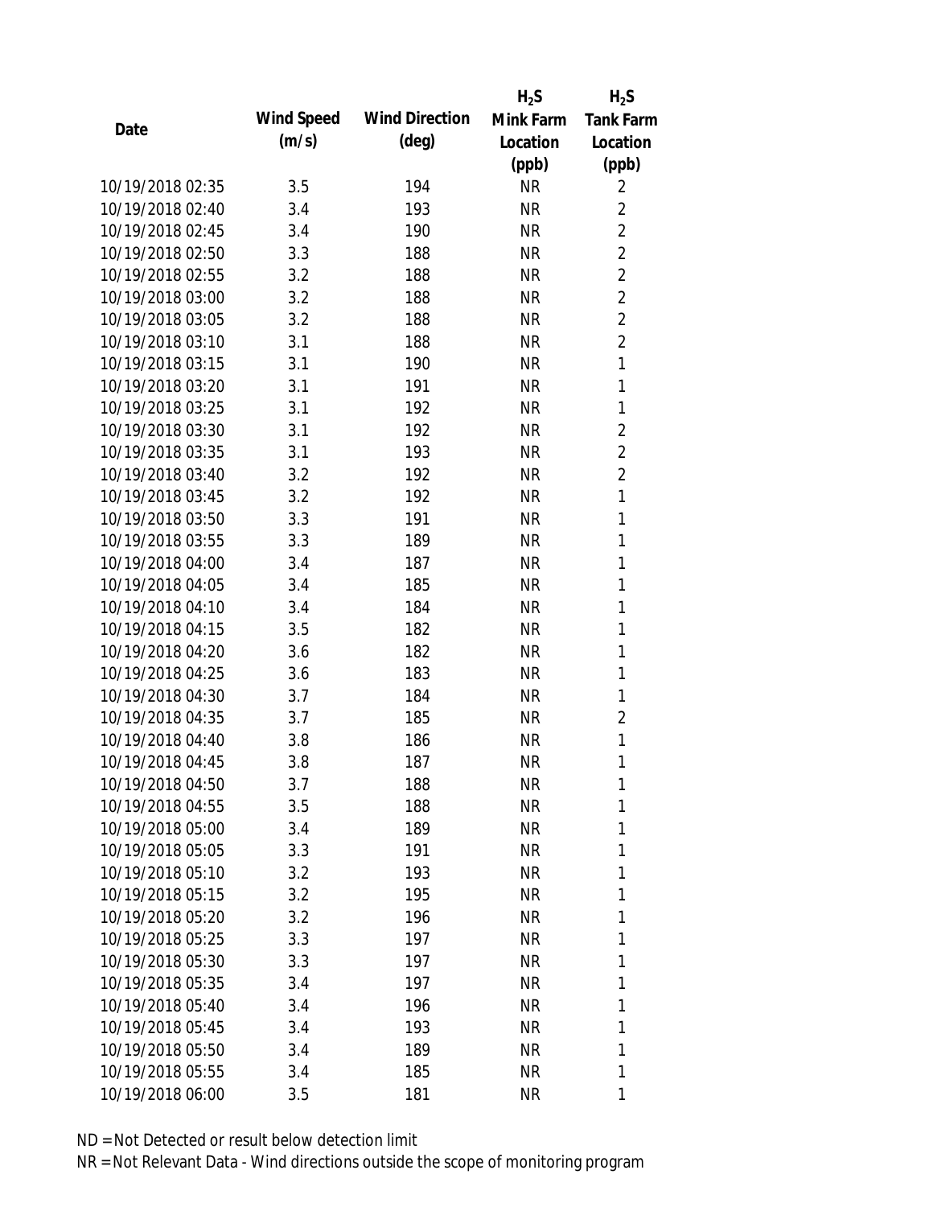| Date | Wind Speed (m/s) | Wind Direction (deg) | $H_2S$ Mink Farm Location (ppb) | $H_2S$ Tank Farm Location (ppb) |
|---|---|---|---|---|
| 10/19/2018 02:35 | 3.5 | 194 | NR | 2 |
| 10/19/2018 02:40 | 3.4 | 193 | NR | 2 |
| 10/19/2018 02:45 | 3.4 | 190 | NR | 2 |
| 10/19/2018 02:50 | 3.3 | 188 | NR | 2 |
| 10/19/2018 02:55 | 3.2 | 188 | NR | 2 |
| 10/19/2018 03:00 | 3.2 | 188 | NR | 2 |
| 10/19/2018 03:05 | 3.2 | 188 | NR | 2 |
| 10/19/2018 03:10 | 3.1 | 188 | NR | 2 |
| 10/19/2018 03:15 | 3.1 | 190 | NR | 1 |
| 10/19/2018 03:20 | 3.1 | 191 | NR | 1 |
| 10/19/2018 03:25 | 3.1 | 192 | NR | 1 |
| 10/19/2018 03:30 | 3.1 | 192 | NR | 2 |
| 10/19/2018 03:35 | 3.1 | 193 | NR | 2 |
| 10/19/2018 03:40 | 3.2 | 192 | NR | 2 |
| 10/19/2018 03:45 | 3.2 | 192 | NR | 1 |
| 10/19/2018 03:50 | 3.3 | 191 | NR | 1 |
| 10/19/2018 03:55 | 3.3 | 189 | NR | 1 |
| 10/19/2018 04:00 | 3.4 | 187 | NR | 1 |
| 10/19/2018 04:05 | 3.4 | 185 | NR | 1 |
| 10/19/2018 04:10 | 3.4 | 184 | NR | 1 |
| 10/19/2018 04:15 | 3.5 | 182 | NR | 1 |
| 10/19/2018 04:20 | 3.6 | 182 | NR | 1 |
| 10/19/2018 04:25 | 3.6 | 183 | NR | 1 |
| 10/19/2018 04:30 | 3.7 | 184 | NR | 1 |
| 10/19/2018 04:35 | 3.7 | 185 | NR | 2 |
| 10/19/2018 04:40 | 3.8 | 186 | NR | 1 |
| 10/19/2018 04:45 | 3.8 | 187 | NR | 1 |
| 10/19/2018 04:50 | 3.7 | 188 | NR | 1 |
| 10/19/2018 04:55 | 3.5 | 188 | NR | 1 |
| 10/19/2018 05:00 | 3.4 | 189 | NR | 1 |
| 10/19/2018 05:05 | 3.3 | 191 | NR | 1 |
| 10/19/2018 05:10 | 3.2 | 193 | NR | 1 |
| 10/19/2018 05:15 | 3.2 | 195 | NR | 1 |
| 10/19/2018 05:20 | 3.2 | 196 | NR | 1 |
| 10/19/2018 05:25 | 3.3 | 197 | NR | 1 |
| 10/19/2018 05:30 | 3.3 | 197 | NR | 1 |
| 10/19/2018 05:35 | 3.4 | 197 | NR | 1 |
| 10/19/2018 05:40 | 3.4 | 196 | NR | 1 |
| 10/19/2018 05:45 | 3.4 | 193 | NR | 1 |
| 10/19/2018 05:50 | 3.4 | 189 | NR | 1 |
| 10/19/2018 05:55 | 3.4 | 185 | NR | 1 |
| 10/19/2018 06:00 | 3.5 | 181 | NR | 1 |

ND = Not Detected or result below detection limit

NR = Not Relevant Data - Wind directions outside the scope of monitoring program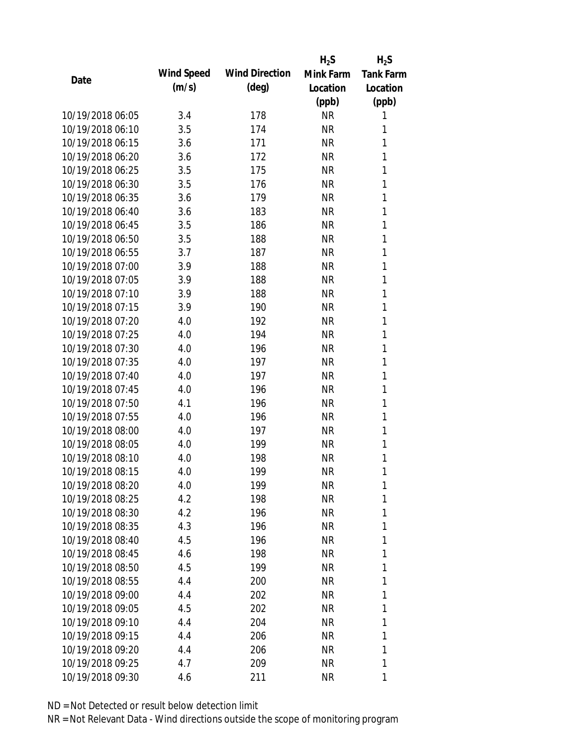| Date | Wind Speed (m/s) | Wind Direction (deg) | $H_2S$ Mink Farm Location (ppb) | $H_2S$ Tank Farm Location (ppb) |
|---|---|---|---|---|
| 10/19/2018 06:05 | 3.4 | 178 | NR | 1 |
| 10/19/2018 06:10 | 3.5 | 174 | NR | 1 |
| 10/19/2018 06:15 | 3.6 | 171 | NR | 1 |
| 10/19/2018 06:20 | 3.6 | 172 | NR | 1 |
| 10/19/2018 06:25 | 3.5 | 175 | NR | 1 |
| 10/19/2018 06:30 | 3.5 | 176 | NR | 1 |
| 10/19/2018 06:35 | 3.6 | 179 | NR | 1 |
| 10/19/2018 06:40 | 3.6 | 183 | NR | 1 |
| 10/19/2018 06:45 | 3.5 | 186 | NR | 1 |
| 10/19/2018 06:50 | 3.5 | 188 | NR | 1 |
| 10/19/2018 06:55 | 3.7 | 187 | NR | 1 |
| 10/19/2018 07:00 | 3.9 | 188 | NR | 1 |
| 10/19/2018 07:05 | 3.9 | 188 | NR | 1 |
| 10/19/2018 07:10 | 3.9 | 188 | NR | 1 |
| 10/19/2018 07:15 | 3.9 | 190 | NR | 1 |
| 10/19/2018 07:20 | 4.0 | 192 | NR | 1 |
| 10/19/2018 07:25 | 4.0 | 194 | NR | 1 |
| 10/19/2018 07:30 | 4.0 | 196 | NR | 1 |
| 10/19/2018 07:35 | 4.0 | 197 | NR | 1 |
| 10/19/2018 07:40 | 4.0 | 197 | NR | 1 |
| 10/19/2018 07:45 | 4.0 | 196 | NR | 1 |
| 10/19/2018 07:50 | 4.1 | 196 | NR | 1 |
| 10/19/2018 07:55 | 4.0 | 196 | NR | 1 |
| 10/19/2018 08:00 | 4.0 | 197 | NR | 1 |
| 10/19/2018 08:05 | 4.0 | 199 | NR | 1 |
| 10/19/2018 08:10 | 4.0 | 198 | NR | 1 |
| 10/19/2018 08:15 | 4.0 | 199 | NR | 1 |
| 10/19/2018 08:20 | 4.0 | 199 | NR | 1 |
| 10/19/2018 08:25 | 4.2 | 198 | NR | 1 |
| 10/19/2018 08:30 | 4.2 | 196 | NR | 1 |
| 10/19/2018 08:35 | 4.3 | 196 | NR | 1 |
| 10/19/2018 08:40 | 4.5 | 196 | NR | 1 |
| 10/19/2018 08:45 | 4.6 | 198 | NR | 1 |
| 10/19/2018 08:50 | 4.5 | 199 | NR | 1 |
| 10/19/2018 08:55 | 4.4 | 200 | NR | 1 |
| 10/19/2018 09:00 | 4.4 | 202 | NR | 1 |
| 10/19/2018 09:05 | 4.5 | 202 | NR | 1 |
| 10/19/2018 09:10 | 4.4 | 204 | NR | 1 |
| 10/19/2018 09:15 | 4.4 | 206 | NR | 1 |
| 10/19/2018 09:20 | 4.4 | 206 | NR | 1 |
| 10/19/2018 09:25 | 4.7 | 209 | NR | 1 |
| 10/19/2018 09:30 | 4.6 | 211 | NR | 1 |

ND = Not Detected or result below detection limit

NR = Not Relevant Data - Wind directions outside the scope of monitoring program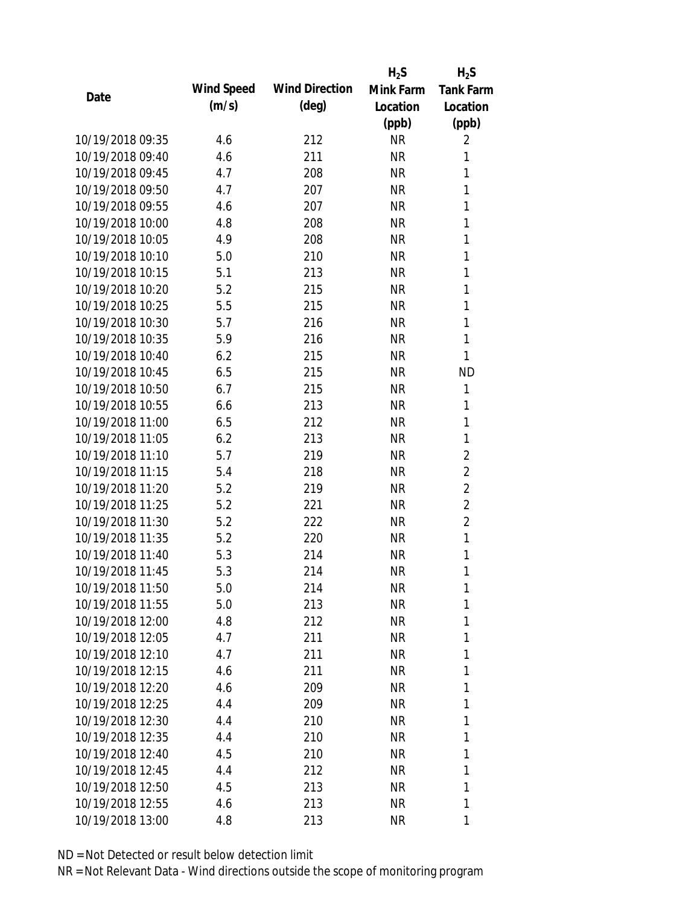| Date | Wind Speed (m/s) | Wind Direction (deg) | $H_2S$ Mink Farm Location (ppb) | $H_2S$ Tank Farm Location (ppb) |
|---|---|---|---|---|
| 10/19/2018 09:35 | 4.6 | 212 | NR | 2 |
| 10/19/2018 09:40 | 4.6 | 211 | NR | 1 |
| 10/19/2018 09:45 | 4.7 | 208 | NR | 1 |
| 10/19/2018 09:50 | 4.7 | 207 | NR | 1 |
| 10/19/2018 09:55 | 4.6 | 207 | NR | 1 |
| 10/19/2018 10:00 | 4.8 | 208 | NR | 1 |
| 10/19/2018 10:05 | 4.9 | 208 | NR | 1 |
| 10/19/2018 10:10 | 5.0 | 210 | NR | 1 |
| 10/19/2018 10:15 | 5.1 | 213 | NR | 1 |
| 10/19/2018 10:20 | 5.2 | 215 | NR | 1 |
| 10/19/2018 10:25 | 5.5 | 215 | NR | 1 |
| 10/19/2018 10:30 | 5.7 | 216 | NR | 1 |
| 10/19/2018 10:35 | 5.9 | 216 | NR | 1 |
| 10/19/2018 10:40 | 6.2 | 215 | NR | 1 |
| 10/19/2018 10:45 | 6.5 | 215 | NR | ND |
| 10/19/2018 10:50 | 6.7 | 215 | NR | 1 |
| 10/19/2018 10:55 | 6.6 | 213 | NR | 1 |
| 10/19/2018 11:00 | 6.5 | 212 | NR | 1 |
| 10/19/2018 11:05 | 6.2 | 213 | NR | 1 |
| 10/19/2018 11:10 | 5.7 | 219 | NR | 2 |
| 10/19/2018 11:15 | 5.4 | 218 | NR | 2 |
| 10/19/2018 11:20 | 5.2 | 219 | NR | 2 |
| 10/19/2018 11:25 | 5.2 | 221 | NR | 2 |
| 10/19/2018 11:30 | 5.2 | 222 | NR | 2 |
| 10/19/2018 11:35 | 5.2 | 220 | NR | 1 |
| 10/19/2018 11:40 | 5.3 | 214 | NR | 1 |
| 10/19/2018 11:45 | 5.3 | 214 | NR | 1 |
| 10/19/2018 11:50 | 5.0 | 214 | NR | 1 |
| 10/19/2018 11:55 | 5.0 | 213 | NR | 1 |
| 10/19/2018 12:00 | 4.8 | 212 | NR | 1 |
| 10/19/2018 12:05 | 4.7 | 211 | NR | 1 |
| 10/19/2018 12:10 | 4.7 | 211 | NR | 1 |
| 10/19/2018 12:15 | 4.6 | 211 | NR | 1 |
| 10/19/2018 12:20 | 4.6 | 209 | NR | 1 |
| 10/19/2018 12:25 | 4.4 | 209 | NR | 1 |
| 10/19/2018 12:30 | 4.4 | 210 | NR | 1 |
| 10/19/2018 12:35 | 4.4 | 210 | NR | 1 |
| 10/19/2018 12:40 | 4.5 | 210 | NR | 1 |
| 10/19/2018 12:45 | 4.4 | 212 | NR | 1 |
| 10/19/2018 12:50 | 4.5 | 213 | NR | 1 |
| 10/19/2018 12:55 | 4.6 | 213 | NR | 1 |
| 10/19/2018 13:00 | 4.8 | 213 | NR | 1 |

ND = Not Detected or result below detection limit

NR = Not Relevant Data - Wind directions outside the scope of monitoring program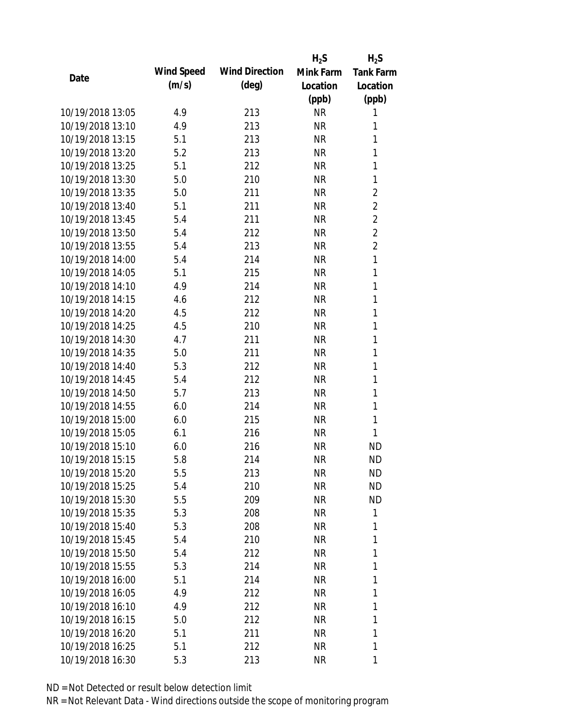| Date | Wind Speed (m/s) | Wind Direction (deg) | $H_2S$ Mink Farm Location (ppb) | $H_2S$ Tank Farm Location (ppb) |
|---|---|---|---|---|
| 10/19/2018 13:05 | 4.9 | 213 | NR | 1 |
| 10/19/2018 13:10 | 4.9 | 213 | NR | 1 |
| 10/19/2018 13:15 | 5.1 | 213 | NR | 1 |
| 10/19/2018 13:20 | 5.2 | 213 | NR | 1 |
| 10/19/2018 13:25 | 5.1 | 212 | NR | 1 |
| 10/19/2018 13:30 | 5.0 | 210 | NR | 1 |
| 10/19/2018 13:35 | 5.0 | 211 | NR | 2 |
| 10/19/2018 13:40 | 5.1 | 211 | NR | 2 |
| 10/19/2018 13:45 | 5.4 | 211 | NR | 2 |
| 10/19/2018 13:50 | 5.4 | 212 | NR | 2 |
| 10/19/2018 13:55 | 5.4 | 213 | NR | 2 |
| 10/19/2018 14:00 | 5.4 | 214 | NR | 1 |
| 10/19/2018 14:05 | 5.1 | 215 | NR | 1 |
| 10/19/2018 14:10 | 4.9 | 214 | NR | 1 |
| 10/19/2018 14:15 | 4.6 | 212 | NR | 1 |
| 10/19/2018 14:20 | 4.5 | 212 | NR | 1 |
| 10/19/2018 14:25 | 4.5 | 210 | NR | 1 |
| 10/19/2018 14:30 | 4.7 | 211 | NR | 1 |
| 10/19/2018 14:35 | 5.0 | 211 | NR | 1 |
| 10/19/2018 14:40 | 5.3 | 212 | NR | 1 |
| 10/19/2018 14:45 | 5.4 | 212 | NR | 1 |
| 10/19/2018 14:50 | 5.7 | 213 | NR | 1 |
| 10/19/2018 14:55 | 6.0 | 214 | NR | 1 |
| 10/19/2018 15:00 | 6.0 | 215 | NR | 1 |
| 10/19/2018 15:05 | 6.1 | 216 | NR | 1 |
| 10/19/2018 15:10 | 6.0 | 216 | NR | ND |
| 10/19/2018 15:15 | 5.8 | 214 | NR | ND |
| 10/19/2018 15:20 | 5.5 | 213 | NR | ND |
| 10/19/2018 15:25 | 5.4 | 210 | NR | ND |
| 10/19/2018 15:30 | 5.5 | 209 | NR | ND |
| 10/19/2018 15:35 | 5.3 | 208 | NR | 1 |
| 10/19/2018 15:40 | 5.3 | 208 | NR | 1 |
| 10/19/2018 15:45 | 5.4 | 210 | NR | 1 |
| 10/19/2018 15:50 | 5.4 | 212 | NR | 1 |
| 10/19/2018 15:55 | 5.3 | 214 | NR | 1 |
| 10/19/2018 16:00 | 5.1 | 214 | NR | 1 |
| 10/19/2018 16:05 | 4.9 | 212 | NR | 1 |
| 10/19/2018 16:10 | 4.9 | 212 | NR | 1 |
| 10/19/2018 16:15 | 5.0 | 212 | NR | 1 |
| 10/19/2018 16:20 | 5.1 | 211 | NR | 1 |
| 10/19/2018 16:25 | 5.1 | 212 | NR | 1 |
| 10/19/2018 16:30 | 5.3 | 213 | NR | 1 |

ND = Not Detected or result below detection limit

NR = Not Relevant Data - Wind directions outside the scope of monitoring program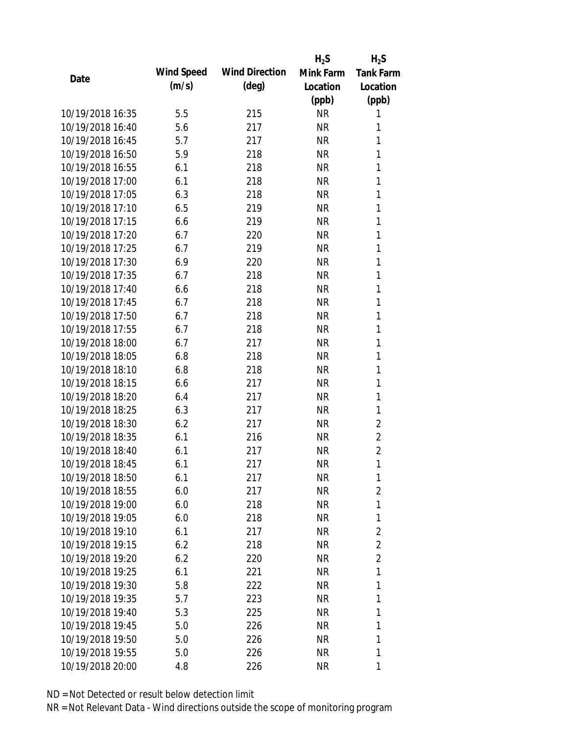| Date | Wind Speed (m/s) | Wind Direction (deg) | $H_2S$ Mink Farm Location (ppb) | $H_2S$ Tank Farm Location (ppb) |
|---|---|---|---|---|
| 10/19/2018 16:35 | 5.5 | 215 | NR | 1 |
| 10/19/2018 16:40 | 5.6 | 217 | NR | 1 |
| 10/19/2018 16:45 | 5.7 | 217 | NR | 1 |
| 10/19/2018 16:50 | 5.9 | 218 | NR | 1 |
| 10/19/2018 16:55 | 6.1 | 218 | NR | 1 |
| 10/19/2018 17:00 | 6.1 | 218 | NR | 1 |
| 10/19/2018 17:05 | 6.3 | 218 | NR | 1 |
| 10/19/2018 17:10 | 6.5 | 219 | NR | 1 |
| 10/19/2018 17:15 | 6.6 | 219 | NR | 1 |
| 10/19/2018 17:20 | 6.7 | 220 | NR | 1 |
| 10/19/2018 17:25 | 6.7 | 219 | NR | 1 |
| 10/19/2018 17:30 | 6.9 | 220 | NR | 1 |
| 10/19/2018 17:35 | 6.7 | 218 | NR | 1 |
| 10/19/2018 17:40 | 6.6 | 218 | NR | 1 |
| 10/19/2018 17:45 | 6.7 | 218 | NR | 1 |
| 10/19/2018 17:50 | 6.7 | 218 | NR | 1 |
| 10/19/2018 17:55 | 6.7 | 218 | NR | 1 |
| 10/19/2018 18:00 | 6.7 | 217 | NR | 1 |
| 10/19/2018 18:05 | 6.8 | 218 | NR | 1 |
| 10/19/2018 18:10 | 6.8 | 218 | NR | 1 |
| 10/19/2018 18:15 | 6.6 | 217 | NR | 1 |
| 10/19/2018 18:20 | 6.4 | 217 | NR | 1 |
| 10/19/2018 18:25 | 6.3 | 217 | NR | 1 |
| 10/19/2018 18:30 | 6.2 | 217 | NR | 2 |
| 10/19/2018 18:35 | 6.1 | 216 | NR | 2 |
| 10/19/2018 18:40 | 6.1 | 217 | NR | 2 |
| 10/19/2018 18:45 | 6.1 | 217 | NR | 1 |
| 10/19/2018 18:50 | 6.1 | 217 | NR | 1 |
| 10/19/2018 18:55 | 6.0 | 217 | NR | 2 |
| 10/19/2018 19:00 | 6.0 | 218 | NR | 1 |
| 10/19/2018 19:05 | 6.0 | 218 | NR | 1 |
| 10/19/2018 19:10 | 6.1 | 217 | NR | 2 |
| 10/19/2018 19:15 | 6.2 | 218 | NR | 2 |
| 10/19/2018 19:20 | 6.2 | 220 | NR | 2 |
| 10/19/2018 19:25 | 6.1 | 221 | NR | 1 |
| 10/19/2018 19:30 | 5.8 | 222 | NR | 1 |
| 10/19/2018 19:35 | 5.7 | 223 | NR | 1 |
| 10/19/2018 19:40 | 5.3 | 225 | NR | 1 |
| 10/19/2018 19:45 | 5.0 | 226 | NR | 1 |
| 10/19/2018 19:50 | 5.0 | 226 | NR | 1 |
| 10/19/2018 19:55 | 5.0 | 226 | NR | 1 |
| 10/19/2018 20:00 | 4.8 | 226 | NR | 1 |

ND = Not Detected or result below detection limit
NR = Not Relevant Data - Wind directions outside the scope of monitoring program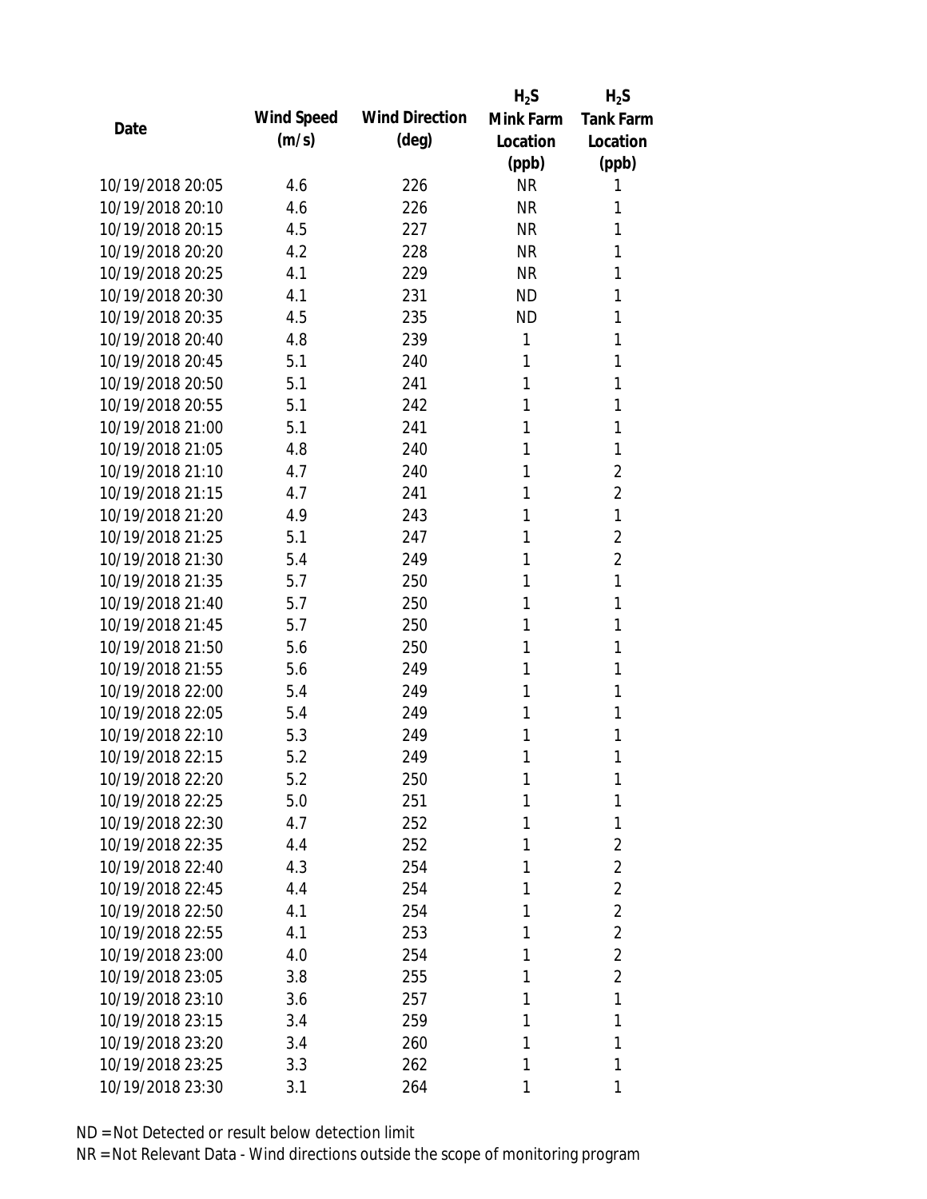| Date | Wind Speed (m/s) | Wind Direction (deg) | $H_2S$ Mink Farm Location (ppb) | $H_2S$ Tank Farm Location (ppb) |
|---|---|---|---|---|
| 10/19/2018 20:05 | 4.6 | 226 | NR | 1 |
| 10/19/2018 20:10 | 4.6 | 226 | NR | 1 |
| 10/19/2018 20:15 | 4.5 | 227 | NR | 1 |
| 10/19/2018 20:20 | 4.2 | 228 | NR | 1 |
| 10/19/2018 20:25 | 4.1 | 229 | NR | 1 |
| 10/19/2018 20:30 | 4.1 | 231 | ND | 1 |
| 10/19/2018 20:35 | 4.5 | 235 | ND | 1 |
| 10/19/2018 20:40 | 4.8 | 239 | 1 | 1 |
| 10/19/2018 20:45 | 5.1 | 240 | 1 | 1 |
| 10/19/2018 20:50 | 5.1 | 241 | 1 | 1 |
| 10/19/2018 20:55 | 5.1 | 242 | 1 | 1 |
| 10/19/2018 21:00 | 5.1 | 241 | 1 | 1 |
| 10/19/2018 21:05 | 4.8 | 240 | 1 | 1 |
| 10/19/2018 21:10 | 4.7 | 240 | 1 | 2 |
| 10/19/2018 21:15 | 4.7 | 241 | 1 | 2 |
| 10/19/2018 21:20 | 4.9 | 243 | 1 | 1 |
| 10/19/2018 21:25 | 5.1 | 247 | 1 | 2 |
| 10/19/2018 21:30 | 5.4 | 249 | 1 | 2 |
| 10/19/2018 21:35 | 5.7 | 250 | 1 | 1 |
| 10/19/2018 21:40 | 5.7 | 250 | 1 | 1 |
| 10/19/2018 21:45 | 5.7 | 250 | 1 | 1 |
| 10/19/2018 21:50 | 5.6 | 250 | 1 | 1 |
| 10/19/2018 21:55 | 5.6 | 249 | 1 | 1 |
| 10/19/2018 22:00 | 5.4 | 249 | 1 | 1 |
| 10/19/2018 22:05 | 5.4 | 249 | 1 | 1 |
| 10/19/2018 22:10 | 5.3 | 249 | 1 | 1 |
| 10/19/2018 22:15 | 5.2 | 249 | 1 | 1 |
| 10/19/2018 22:20 | 5.2 | 250 | 1 | 1 |
| 10/19/2018 22:25 | 5.0 | 251 | 1 | 1 |
| 10/19/2018 22:30 | 4.7 | 252 | 1 | 1 |
| 10/19/2018 22:35 | 4.4 | 252 | 1 | 2 |
| 10/19/2018 22:40 | 4.3 | 254 | 1 | 2 |
| 10/19/2018 22:45 | 4.4 | 254 | 1 | 2 |
| 10/19/2018 22:50 | 4.1 | 254 | 1 | 2 |
| 10/19/2018 22:55 | 4.1 | 253 | 1 | 2 |
| 10/19/2018 23:00 | 4.0 | 254 | 1 | 2 |
| 10/19/2018 23:05 | 3.8 | 255 | 1 | 2 |
| 10/19/2018 23:10 | 3.6 | 257 | 1 | 1 |
| 10/19/2018 23:15 | 3.4 | 259 | 1 | 1 |
| 10/19/2018 23:20 | 3.4 | 260 | 1 | 1 |
| 10/19/2018 23:25 | 3.3 | 262 | 1 | 1 |
| 10/19/2018 23:30 | 3.1 | 264 | 1 | 1 |

ND = Not Detected or result below detection limit

NR = Not Relevant Data - Wind directions outside the scope of monitoring program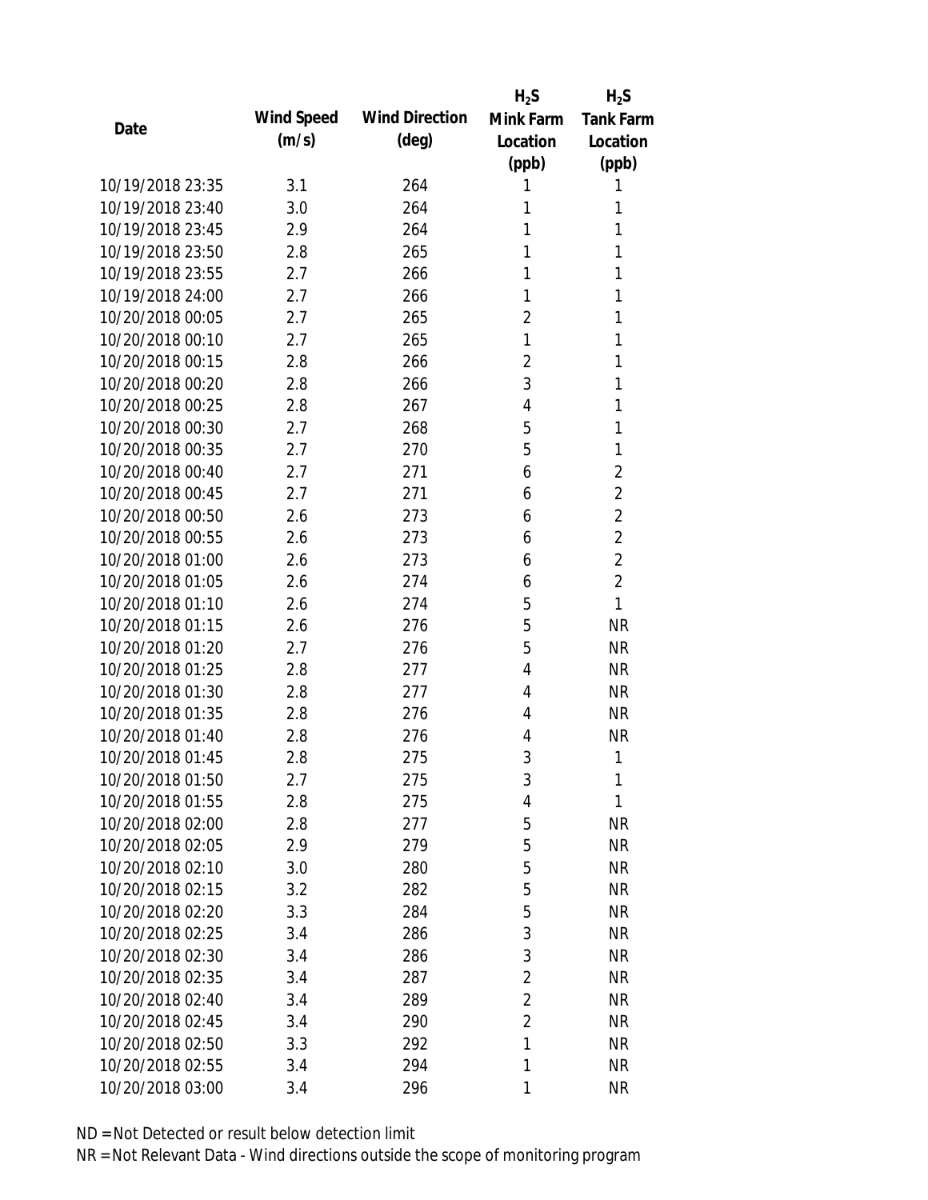| Date | Wind Speed (m/s) | Wind Direction (deg) | $H_2S$ Mink Farm Location (ppb) | $H_2S$ Tank Farm Location (ppb) |
|---|---|---|---|---|
| 10/19/2018 23:35 | 3.1 | 264 | 1 | 1 |
| 10/19/2018 23:40 | 3.0 | 264 | 1 | 1 |
| 10/19/2018 23:45 | 2.9 | 264 | 1 | 1 |
| 10/19/2018 23:50 | 2.8 | 265 | 1 | 1 |
| 10/19/2018 23:55 | 2.7 | 266 | 1 | 1 |
| 10/19/2018 24:00 | 2.7 | 266 | 1 | 1 |
| 10/20/2018 00:05 | 2.7 | 265 | 2 | 1 |
| 10/20/2018 00:10 | 2.7 | 265 | 1 | 1 |
| 10/20/2018 00:15 | 2.8 | 266 | 2 | 1 |
| 10/20/2018 00:20 | 2.8 | 266 | 3 | 1 |
| 10/20/2018 00:25 | 2.8 | 267 | 4 | 1 |
| 10/20/2018 00:30 | 2.7 | 268 | 5 | 1 |
| 10/20/2018 00:35 | 2.7 | 270 | 5 | 1 |
| 10/20/2018 00:40 | 2.7 | 271 | 6 | 2 |
| 10/20/2018 00:45 | 2.7 | 271 | 6 | 2 |
| 10/20/2018 00:50 | 2.6 | 273 | 6 | 2 |
| 10/20/2018 00:55 | 2.6 | 273 | 6 | 2 |
| 10/20/2018 01:00 | 2.6 | 273 | 6 | 2 |
| 10/20/2018 01:05 | 2.6 | 274 | 6 | 2 |
| 10/20/2018 01:10 | 2.6 | 274 | 5 | 1 |
| 10/20/2018 01:15 | 2.6 | 276 | 5 | NR |
| 10/20/2018 01:20 | 2.7 | 276 | 5 | NR |
| 10/20/2018 01:25 | 2.8 | 277 | 4 | NR |
| 10/20/2018 01:30 | 2.8 | 277 | 4 | NR |
| 10/20/2018 01:35 | 2.8 | 276 | 4 | NR |
| 10/20/2018 01:40 | 2.8 | 276 | 4 | NR |
| 10/20/2018 01:45 | 2.8 | 275 | 3 | 1 |
| 10/20/2018 01:50 | 2.7 | 275 | 3 | 1 |
| 10/20/2018 01:55 | 2.8 | 275 | 4 | 1 |
| 10/20/2018 02:00 | 2.8 | 277 | 5 | NR |
| 10/20/2018 02:05 | 2.9 | 279 | 5 | NR |
| 10/20/2018 02:10 | 3.0 | 280 | 5 | NR |
| 10/20/2018 02:15 | 3.2 | 282 | 5 | NR |
| 10/20/2018 02:20 | 3.3 | 284 | 5 | NR |
| 10/20/2018 02:25 | 3.4 | 286 | 3 | NR |
| 10/20/2018 02:30 | 3.4 | 286 | 3 | NR |
| 10/20/2018 02:35 | 3.4 | 287 | 2 | NR |
| 10/20/2018 02:40 | 3.4 | 289 | 2 | NR |
| 10/20/2018 02:45 | 3.4 | 290 | 2 | NR |
| 10/20/2018 02:50 | 3.3 | 292 | 1 | NR |
| 10/20/2018 02:55 | 3.4 | 294 | 1 | NR |
| 10/20/2018 03:00 | 3.4 | 296 | 1 | NR |

ND = Not Detected or result below detection limit

NR = Not Relevant Data - Wind directions outside the scope of monitoring program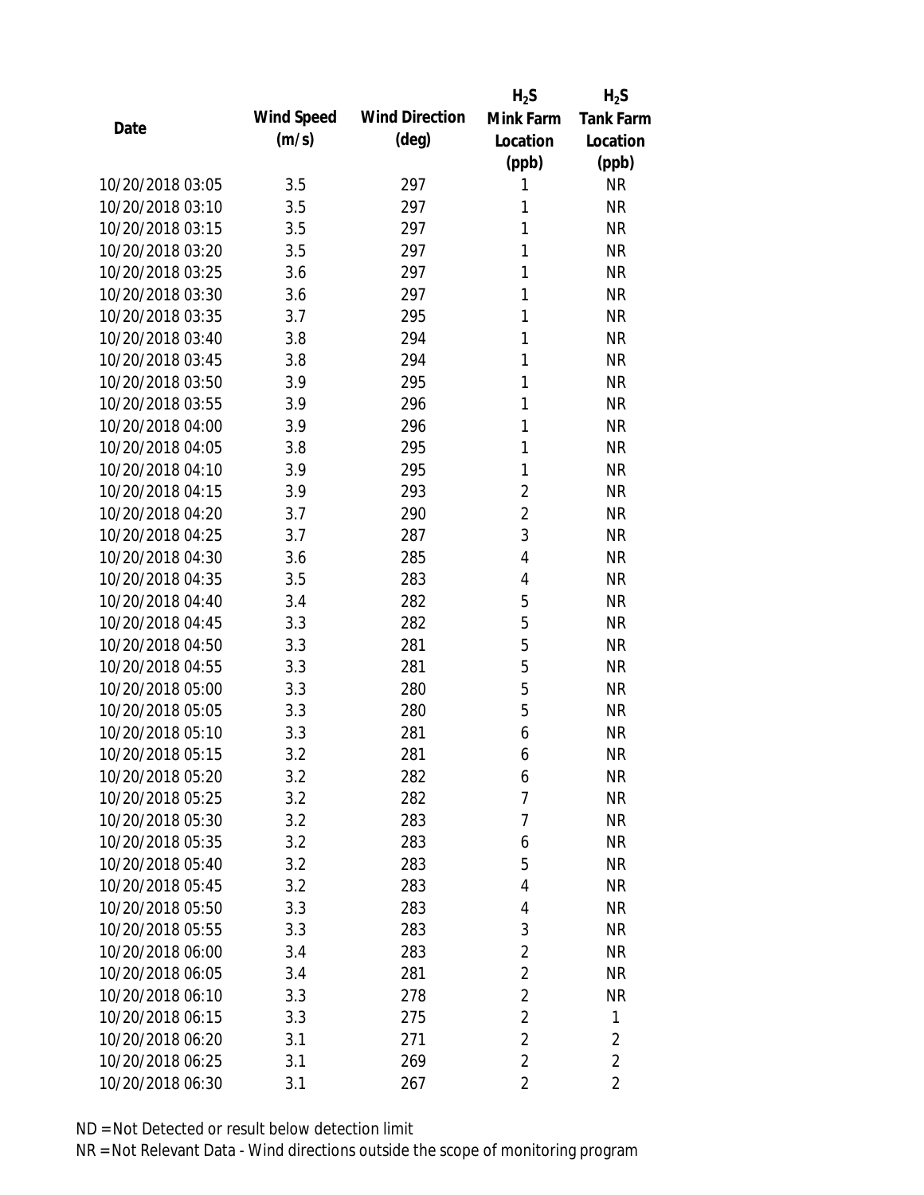| Date | Wind Speed (m/s) | Wind Direction (deg) | $H_2S$ Mink Farm Location (ppb) | $H_2S$ Tank Farm Location (ppb) |
|---|---|---|---|---|
| 10/20/2018 03:05 | 3.5 | 297 | 1 | NR |
| 10/20/2018 03:10 | 3.5 | 297 | 1 | NR |
| 10/20/2018 03:15 | 3.5 | 297 | 1 | NR |
| 10/20/2018 03:20 | 3.5 | 297 | 1 | NR |
| 10/20/2018 03:25 | 3.6 | 297 | 1 | NR |
| 10/20/2018 03:30 | 3.6 | 297 | 1 | NR |
| 10/20/2018 03:35 | 3.7 | 295 | 1 | NR |
| 10/20/2018 03:40 | 3.8 | 294 | 1 | NR |
| 10/20/2018 03:45 | 3.8 | 294 | 1 | NR |
| 10/20/2018 03:50 | 3.9 | 295 | 1 | NR |
| 10/20/2018 03:55 | 3.9 | 296 | 1 | NR |
| 10/20/2018 04:00 | 3.9 | 296 | 1 | NR |
| 10/20/2018 04:05 | 3.8 | 295 | 1 | NR |
| 10/20/2018 04:10 | 3.9 | 295 | 1 | NR |
| 10/20/2018 04:15 | 3.9 | 293 | 2 | NR |
| 10/20/2018 04:20 | 3.7 | 290 | 2 | NR |
| 10/20/2018 04:25 | 3.7 | 287 | 3 | NR |
| 10/20/2018 04:30 | 3.6 | 285 | 4 | NR |
| 10/20/2018 04:35 | 3.5 | 283 | 4 | NR |
| 10/20/2018 04:40 | 3.4 | 282 | 5 | NR |
| 10/20/2018 04:45 | 3.3 | 282 | 5 | NR |
| 10/20/2018 04:50 | 3.3 | 281 | 5 | NR |
| 10/20/2018 04:55 | 3.3 | 281 | 5 | NR |
| 10/20/2018 05:00 | 3.3 | 280 | 5 | NR |
| 10/20/2018 05:05 | 3.3 | 280 | 5 | NR |
| 10/20/2018 05:10 | 3.3 | 281 | 6 | NR |
| 10/20/2018 05:15 | 3.2 | 281 | 6 | NR |
| 10/20/2018 05:20 | 3.2 | 282 | 6 | NR |
| 10/20/2018 05:25 | 3.2 | 282 | 7 | NR |
| 10/20/2018 05:30 | 3.2 | 283 | 7 | NR |
| 10/20/2018 05:35 | 3.2 | 283 | 6 | NR |
| 10/20/2018 05:40 | 3.2 | 283 | 5 | NR |
| 10/20/2018 05:45 | 3.2 | 283 | 4 | NR |
| 10/20/2018 05:50 | 3.3 | 283 | 4 | NR |
| 10/20/2018 05:55 | 3.3 | 283 | 3 | NR |
| 10/20/2018 06:00 | 3.4 | 283 | 2 | NR |
| 10/20/2018 06:05 | 3.4 | 281 | 2 | NR |
| 10/20/2018 06:10 | 3.3 | 278 | 2 | NR |
| 10/20/2018 06:15 | 3.3 | 275 | 2 | 1 |
| 10/20/2018 06:20 | 3.1 | 271 | 2 | 2 |
| 10/20/2018 06:25 | 3.1 | 269 | 2 | 2 |
| 10/20/2018 06:30 | 3.1 | 267 | 2 | 2 |

ND = Not Detected or result below detection limit
NR = Not Relevant Data - Wind directions outside the scope of monitoring program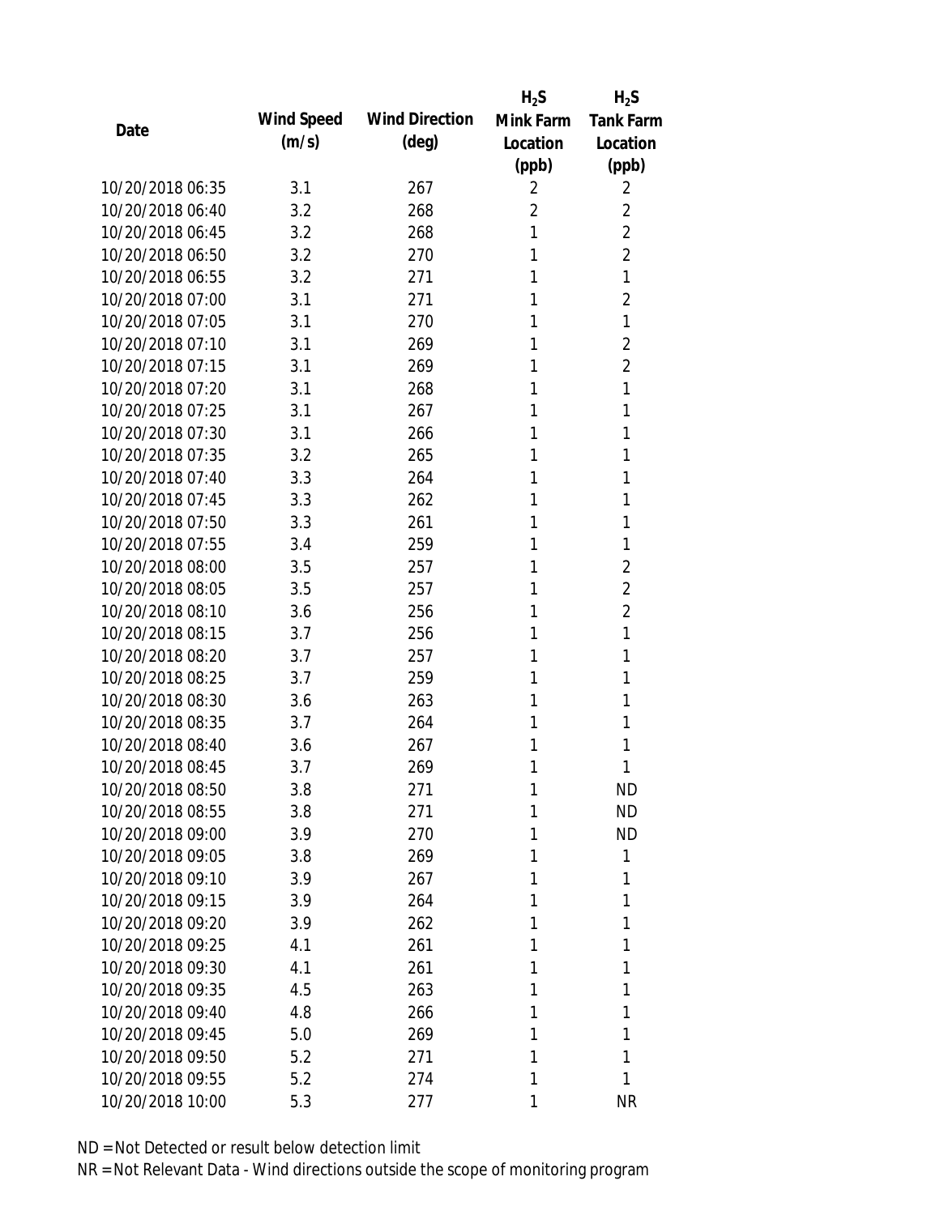| Date | Wind Speed (m/s) | Wind Direction (deg) | $H_2S$ Mink Farm Location (ppb) | $H_2S$ Tank Farm Location (ppb) |
|---|---|---|---|---|
| 10/20/2018 06:35 | 3.1 | 267 | 2 | 2 |
| 10/20/2018 06:40 | 3.2 | 268 | 2 | 2 |
| 10/20/2018 06:45 | 3.2 | 268 | 1 | 2 |
| 10/20/2018 06:50 | 3.2 | 270 | 1 | 2 |
| 10/20/2018 06:55 | 3.2 | 271 | 1 | 1 |
| 10/20/2018 07:00 | 3.1 | 271 | 1 | 2 |
| 10/20/2018 07:05 | 3.1 | 270 | 1 | 1 |
| 10/20/2018 07:10 | 3.1 | 269 | 1 | 2 |
| 10/20/2018 07:15 | 3.1 | 269 | 1 | 2 |
| 10/20/2018 07:20 | 3.1 | 268 | 1 | 1 |
| 10/20/2018 07:25 | 3.1 | 267 | 1 | 1 |
| 10/20/2018 07:30 | 3.1 | 266 | 1 | 1 |
| 10/20/2018 07:35 | 3.2 | 265 | 1 | 1 |
| 10/20/2018 07:40 | 3.3 | 264 | 1 | 1 |
| 10/20/2018 07:45 | 3.3 | 262 | 1 | 1 |
| 10/20/2018 07:50 | 3.3 | 261 | 1 | 1 |
| 10/20/2018 07:55 | 3.4 | 259 | 1 | 1 |
| 10/20/2018 08:00 | 3.5 | 257 | 1 | 2 |
| 10/20/2018 08:05 | 3.5 | 257 | 1 | 2 |
| 10/20/2018 08:10 | 3.6 | 256 | 1 | 2 |
| 10/20/2018 08:15 | 3.7 | 256 | 1 | 1 |
| 10/20/2018 08:20 | 3.7 | 257 | 1 | 1 |
| 10/20/2018 08:25 | 3.7 | 259 | 1 | 1 |
| 10/20/2018 08:30 | 3.6 | 263 | 1 | 1 |
| 10/20/2018 08:35 | 3.7 | 264 | 1 | 1 |
| 10/20/2018 08:40 | 3.6 | 267 | 1 | 1 |
| 10/20/2018 08:45 | 3.7 | 269 | 1 | 1 |
| 10/20/2018 08:50 | 3.8 | 271 | 1 | ND |
| 10/20/2018 08:55 | 3.8 | 271 | 1 | ND |
| 10/20/2018 09:00 | 3.9 | 270 | 1 | ND |
| 10/20/2018 09:05 | 3.8 | 269 | 1 | 1 |
| 10/20/2018 09:10 | 3.9 | 267 | 1 | 1 |
| 10/20/2018 09:15 | 3.9 | 264 | 1 | 1 |
| 10/20/2018 09:20 | 3.9 | 262 | 1 | 1 |
| 10/20/2018 09:25 | 4.1 | 261 | 1 | 1 |
| 10/20/2018 09:30 | 4.1 | 261 | 1 | 1 |
| 10/20/2018 09:35 | 4.5 | 263 | 1 | 1 |
| 10/20/2018 09:40 | 4.8 | 266 | 1 | 1 |
| 10/20/2018 09:45 | 5.0 | 269 | 1 | 1 |
| 10/20/2018 09:50 | 5.2 | 271 | 1 | 1 |
| 10/20/2018 09:55 | 5.2 | 274 | 1 | 1 |
| 10/20/2018 10:00 | 5.3 | 277 | 1 | NR |

ND = Not Detected or result below detection limit

NR = Not Relevant Data - Wind directions outside the scope of monitoring program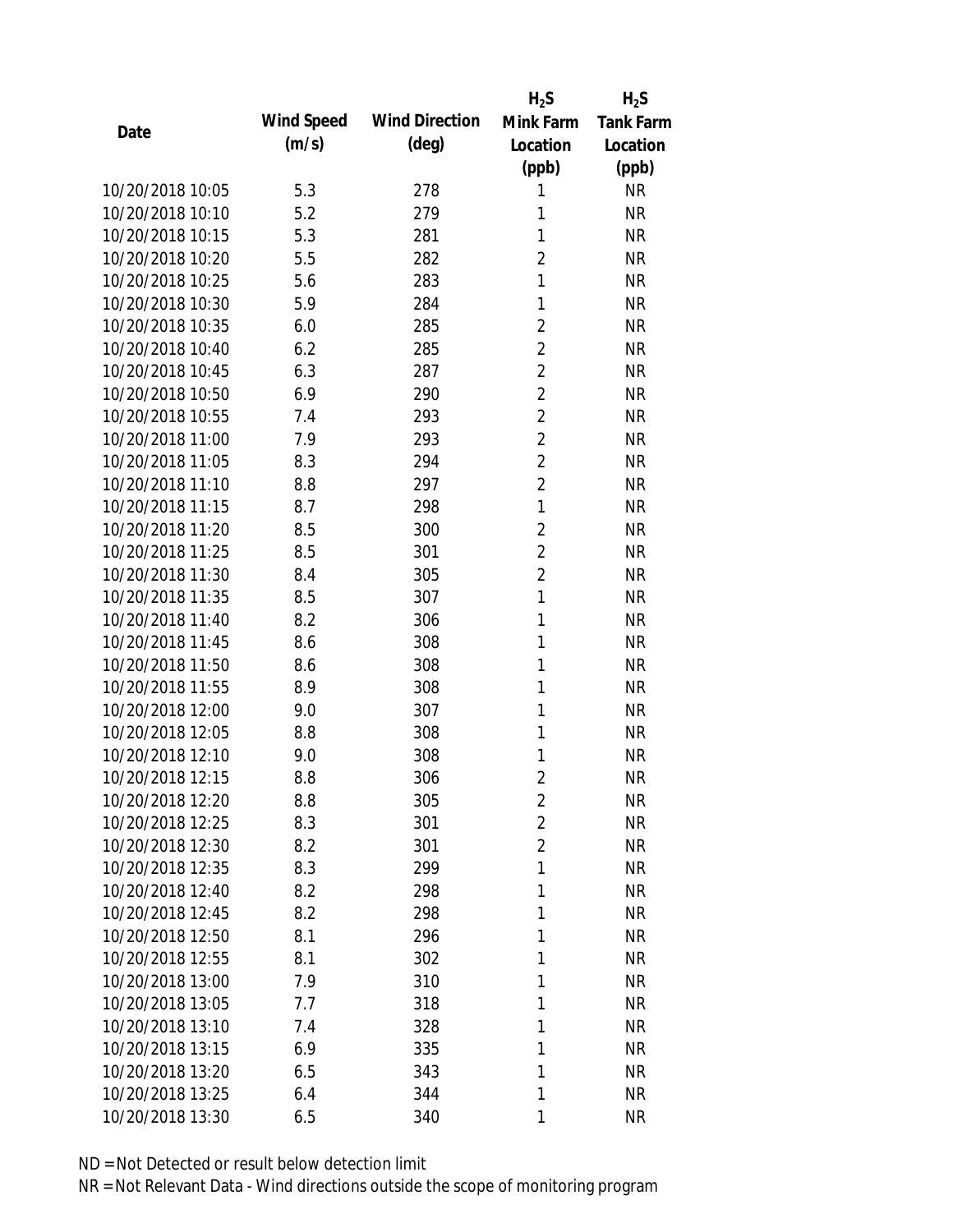| Date | Wind Speed (m/s) | Wind Direction (deg) | $H_2S$ Mink Farm Location (ppb) | $H_2S$ Tank Farm Location (ppb) |
|---|---|---|---|---|
| 10/20/2018 10:05 | 5.3 | 278 | 1 | NR |
| 10/20/2018 10:10 | 5.2 | 279 | 1 | NR |
| 10/20/2018 10:15 | 5.3 | 281 | 1 | NR |
| 10/20/2018 10:20 | 5.5 | 282 | 2 | NR |
| 10/20/2018 10:25 | 5.6 | 283 | 1 | NR |
| 10/20/2018 10:30 | 5.9 | 284 | 1 | NR |
| 10/20/2018 10:35 | 6.0 | 285 | 2 | NR |
| 10/20/2018 10:40 | 6.2 | 285 | 2 | NR |
| 10/20/2018 10:45 | 6.3 | 287 | 2 | NR |
| 10/20/2018 10:50 | 6.9 | 290 | 2 | NR |
| 10/20/2018 10:55 | 7.4 | 293 | 2 | NR |
| 10/20/2018 11:00 | 7.9 | 293 | 2 | NR |
| 10/20/2018 11:05 | 8.3 | 294 | 2 | NR |
| 10/20/2018 11:10 | 8.8 | 297 | 2 | NR |
| 10/20/2018 11:15 | 8.7 | 298 | 1 | NR |
| 10/20/2018 11:20 | 8.5 | 300 | 2 | NR |
| 10/20/2018 11:25 | 8.5 | 301 | 2 | NR |
| 10/20/2018 11:30 | 8.4 | 305 | 2 | NR |
| 10/20/2018 11:35 | 8.5 | 307 | 1 | NR |
| 10/20/2018 11:40 | 8.2 | 306 | 1 | NR |
| 10/20/2018 11:45 | 8.6 | 308 | 1 | NR |
| 10/20/2018 11:50 | 8.6 | 308 | 1 | NR |
| 10/20/2018 11:55 | 8.9 | 308 | 1 | NR |
| 10/20/2018 12:00 | 9.0 | 307 | 1 | NR |
| 10/20/2018 12:05 | 8.8 | 308 | 1 | NR |
| 10/20/2018 12:10 | 9.0 | 308 | 1 | NR |
| 10/20/2018 12:15 | 8.8 | 306 | 2 | NR |
| 10/20/2018 12:20 | 8.8 | 305 | 2 | NR |
| 10/20/2018 12:25 | 8.3 | 301 | 2 | NR |
| 10/20/2018 12:30 | 8.2 | 301 | 2 | NR |
| 10/20/2018 12:35 | 8.3 | 299 | 1 | NR |
| 10/20/2018 12:40 | 8.2 | 298 | 1 | NR |
| 10/20/2018 12:45 | 8.2 | 298 | 1 | NR |
| 10/20/2018 12:50 | 8.1 | 296 | 1 | NR |
| 10/20/2018 12:55 | 8.1 | 302 | 1 | NR |
| 10/20/2018 13:00 | 7.9 | 310 | 1 | NR |
| 10/20/2018 13:05 | 7.7 | 318 | 1 | NR |
| 10/20/2018 13:10 | 7.4 | 328 | 1 | NR |
| 10/20/2018 13:15 | 6.9 | 335 | 1 | NR |
| 10/20/2018 13:20 | 6.5 | 343 | 1 | NR |
| 10/20/2018 13:25 | 6.4 | 344 | 1 | NR |
| 10/20/2018 13:30 | 6.5 | 340 | 1 | NR |

ND = Not Detected or result below detection limit
NR = Not Relevant Data - Wind directions outside the scope of monitoring program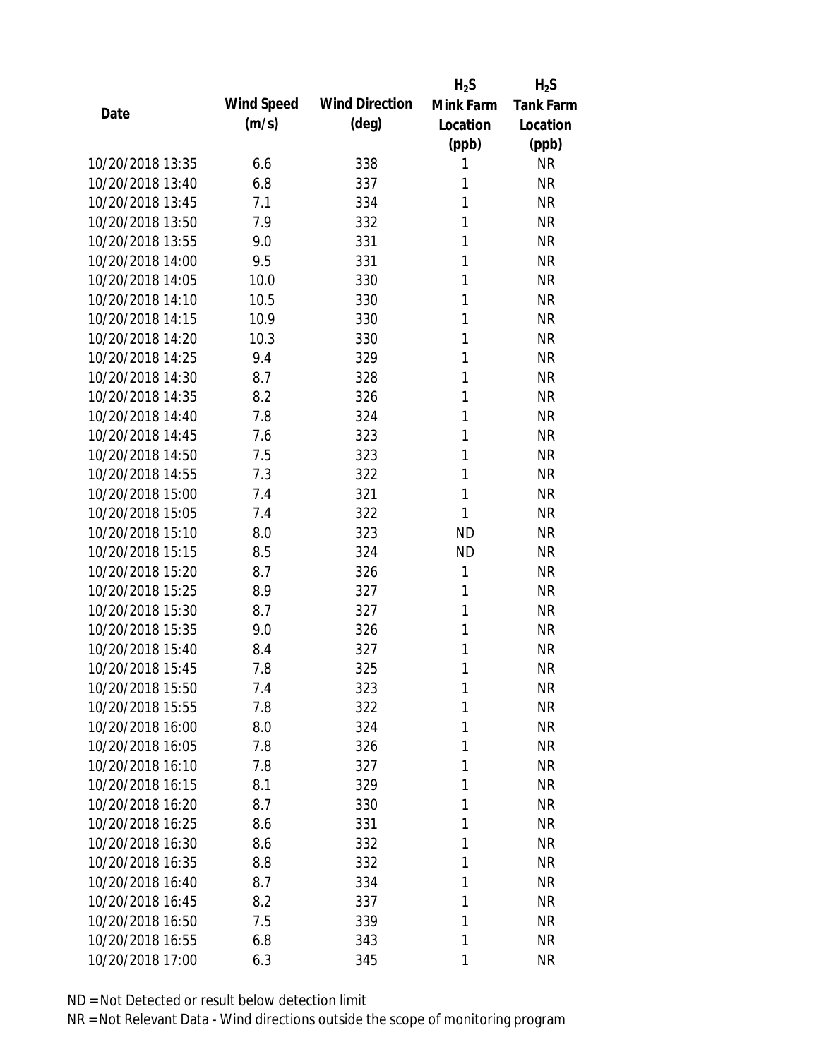| Date | Wind Speed (m/s) | Wind Direction (deg) | $H_2S$ Mink Farm Location (ppb) | $H_2S$ Tank Farm Location (ppb) |
|---|---|---|---|---|
| 10/20/2018 13:35 | 6.6 | 338 | 1 | NR |
| 10/20/2018 13:40 | 6.8 | 337 | 1 | NR |
| 10/20/2018 13:45 | 7.1 | 334 | 1 | NR |
| 10/20/2018 13:50 | 7.9 | 332 | 1 | NR |
| 10/20/2018 13:55 | 9.0 | 331 | 1 | NR |
| 10/20/2018 14:00 | 9.5 | 331 | 1 | NR |
| 10/20/2018 14:05 | 10.0 | 330 | 1 | NR |
| 10/20/2018 14:10 | 10.5 | 330 | 1 | NR |
| 10/20/2018 14:15 | 10.9 | 330 | 1 | NR |
| 10/20/2018 14:20 | 10.3 | 330 | 1 | NR |
| 10/20/2018 14:25 | 9.4 | 329 | 1 | NR |
| 10/20/2018 14:30 | 8.7 | 328 | 1 | NR |
| 10/20/2018 14:35 | 8.2 | 326 | 1 | NR |
| 10/20/2018 14:40 | 7.8 | 324 | 1 | NR |
| 10/20/2018 14:45 | 7.6 | 323 | 1 | NR |
| 10/20/2018 14:50 | 7.5 | 323 | 1 | NR |
| 10/20/2018 14:55 | 7.3 | 322 | 1 | NR |
| 10/20/2018 15:00 | 7.4 | 321 | 1 | NR |
| 10/20/2018 15:05 | 7.4 | 322 | 1 | NR |
| 10/20/2018 15:10 | 8.0 | 323 | ND | NR |
| 10/20/2018 15:15 | 8.5 | 324 | ND | NR |
| 10/20/2018 15:20 | 8.7 | 326 | 1 | NR |
| 10/20/2018 15:25 | 8.9 | 327 | 1 | NR |
| 10/20/2018 15:30 | 8.7 | 327 | 1 | NR |
| 10/20/2018 15:35 | 9.0 | 326 | 1 | NR |
| 10/20/2018 15:40 | 8.4 | 327 | 1 | NR |
| 10/20/2018 15:45 | 7.8 | 325 | 1 | NR |
| 10/20/2018 15:50 | 7.4 | 323 | 1 | NR |
| 10/20/2018 15:55 | 7.8 | 322 | 1 | NR |
| 10/20/2018 16:00 | 8.0 | 324 | 1 | NR |
| 10/20/2018 16:05 | 7.8 | 326 | 1 | NR |
| 10/20/2018 16:10 | 7.8 | 327 | 1 | NR |
| 10/20/2018 16:15 | 8.1 | 329 | 1 | NR |
| 10/20/2018 16:20 | 8.7 | 330 | 1 | NR |
| 10/20/2018 16:25 | 8.6 | 331 | 1 | NR |
| 10/20/2018 16:30 | 8.6 | 332 | 1 | NR |
| 10/20/2018 16:35 | 8.8 | 332 | 1 | NR |
| 10/20/2018 16:40 | 8.7 | 334 | 1 | NR |
| 10/20/2018 16:45 | 8.2 | 337 | 1 | NR |
| 10/20/2018 16:50 | 7.5 | 339 | 1 | NR |
| 10/20/2018 16:55 | 6.8 | 343 | 1 | NR |
| 10/20/2018 17:00 | 6.3 | 345 | 1 | NR |

ND = Not Detected or result below detection limit

NR = Not Relevant Data - Wind directions outside the scope of monitoring program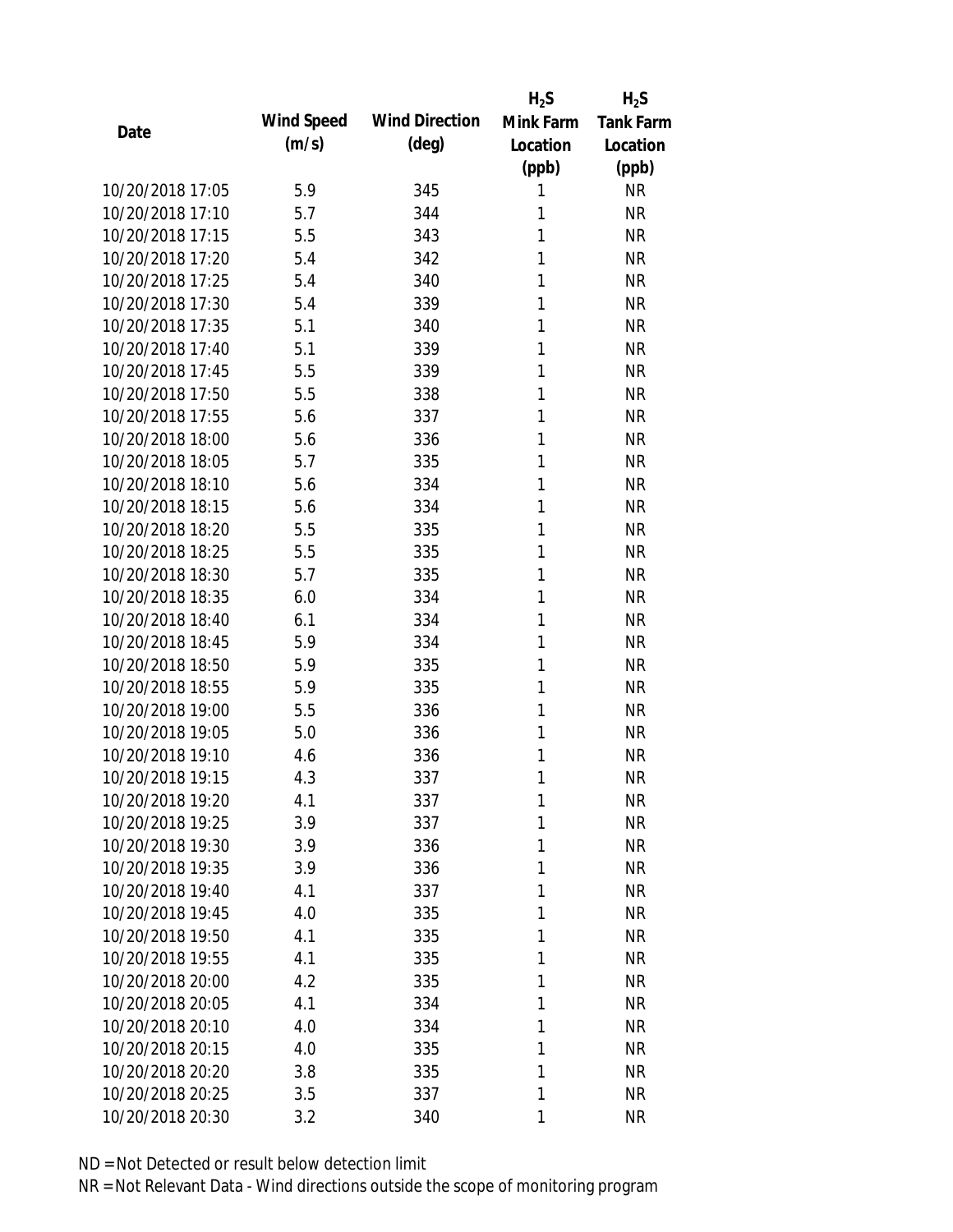| Date | Wind Speed (m/s) | Wind Direction (deg) | $H_2S$ Mink Farm Location (ppb) | $H_2S$ Tank Farm Location (ppb) |
| --- | --- | --- | --- | --- |
| 10/20/2018 17:05 | 5.9 | 345 | 1 | NR |
| 10/20/2018 17:10 | 5.7 | 344 | 1 | NR |
| 10/20/2018 17:15 | 5.5 | 343 | 1 | NR |
| 10/20/2018 17:20 | 5.4 | 342 | 1 | NR |
| 10/20/2018 17:25 | 5.4 | 340 | 1 | NR |
| 10/20/2018 17:30 | 5.4 | 339 | 1 | NR |
| 10/20/2018 17:35 | 5.1 | 340 | 1 | NR |
| 10/20/2018 17:40 | 5.1 | 339 | 1 | NR |
| 10/20/2018 17:45 | 5.5 | 339 | 1 | NR |
| 10/20/2018 17:50 | 5.5 | 338 | 1 | NR |
| 10/20/2018 17:55 | 5.6 | 337 | 1 | NR |
| 10/20/2018 18:00 | 5.6 | 336 | 1 | NR |
| 10/20/2018 18:05 | 5.7 | 335 | 1 | NR |
| 10/20/2018 18:10 | 5.6 | 334 | 1 | NR |
| 10/20/2018 18:15 | 5.6 | 334 | 1 | NR |
| 10/20/2018 18:20 | 5.5 | 335 | 1 | NR |
| 10/20/2018 18:25 | 5.5 | 335 | 1 | NR |
| 10/20/2018 18:30 | 5.7 | 335 | 1 | NR |
| 10/20/2018 18:35 | 6.0 | 334 | 1 | NR |
| 10/20/2018 18:40 | 6.1 | 334 | 1 | NR |
| 10/20/2018 18:45 | 5.9 | 334 | 1 | NR |
| 10/20/2018 18:50 | 5.9 | 335 | 1 | NR |
| 10/20/2018 18:55 | 5.9 | 335 | 1 | NR |
| 10/20/2018 19:00 | 5.5 | 336 | 1 | NR |
| 10/20/2018 19:05 | 5.0 | 336 | 1 | NR |
| 10/20/2018 19:10 | 4.6 | 336 | 1 | NR |
| 10/20/2018 19:15 | 4.3 | 337 | 1 | NR |
| 10/20/2018 19:20 | 4.1 | 337 | 1 | NR |
| 10/20/2018 19:25 | 3.9 | 337 | 1 | NR |
| 10/20/2018 19:30 | 3.9 | 336 | 1 | NR |
| 10/20/2018 19:35 | 3.9 | 336 | 1 | NR |
| 10/20/2018 19:40 | 4.1 | 337 | 1 | NR |
| 10/20/2018 19:45 | 4.0 | 335 | 1 | NR |
| 10/20/2018 19:50 | 4.1 | 335 | 1 | NR |
| 10/20/2018 19:55 | 4.1 | 335 | 1 | NR |
| 10/20/2018 20:00 | 4.2 | 335 | 1 | NR |
| 10/20/2018 20:05 | 4.1 | 334 | 1 | NR |
| 10/20/2018 20:10 | 4.0 | 334 | 1 | NR |
| 10/20/2018 20:15 | 4.0 | 335 | 1 | NR |
| 10/20/2018 20:20 | 3.8 | 335 | 1 | NR |
| 10/20/2018 20:25 | 3.5 | 337 | 1 | NR |
| 10/20/2018 20:30 | 3.2 | 340 | 1 | NR |

ND = Not Detected or result below detection limit

NR = Not Relevant Data - Wind directions outside the scope of monitoring program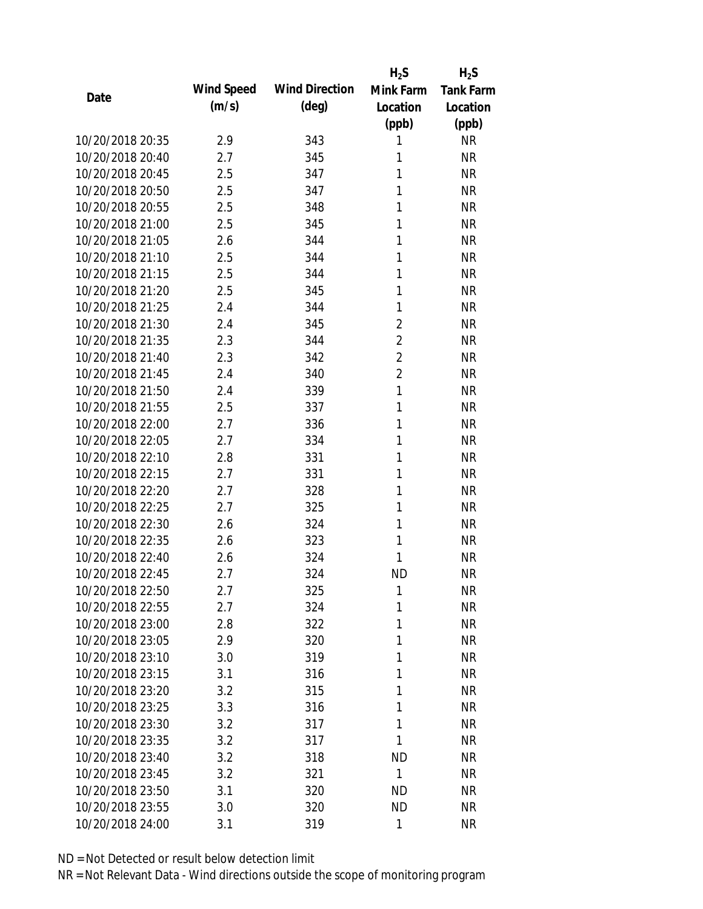| Date | Wind Speed (m/s) | Wind Direction (deg) | $H_2S$ Mink Farm Location (ppb) | $H_2S$ Tank Farm Location (ppb) |
|---|---|---|---|---|
| 10/20/2018 20:35 | 2.9 | 343 | 1 | NR |
| 10/20/2018 20:40 | 2.7 | 345 | 1 | NR |
| 10/20/2018 20:45 | 2.5 | 347 | 1 | NR |
| 10/20/2018 20:50 | 2.5 | 347 | 1 | NR |
| 10/20/2018 20:55 | 2.5 | 348 | 1 | NR |
| 10/20/2018 21:00 | 2.5 | 345 | 1 | NR |
| 10/20/2018 21:05 | 2.6 | 344 | 1 | NR |
| 10/20/2018 21:10 | 2.5 | 344 | 1 | NR |
| 10/20/2018 21:15 | 2.5 | 344 | 1 | NR |
| 10/20/2018 21:20 | 2.5 | 345 | 1 | NR |
| 10/20/2018 21:25 | 2.4 | 344 | 1 | NR |
| 10/20/2018 21:30 | 2.4 | 345 | 2 | NR |
| 10/20/2018 21:35 | 2.3 | 344 | 2 | NR |
| 10/20/2018 21:40 | 2.3 | 342 | 2 | NR |
| 10/20/2018 21:45 | 2.4 | 340 | 2 | NR |
| 10/20/2018 21:50 | 2.4 | 339 | 1 | NR |
| 10/20/2018 21:55 | 2.5 | 337 | 1 | NR |
| 10/20/2018 22:00 | 2.7 | 336 | 1 | NR |
| 10/20/2018 22:05 | 2.7 | 334 | 1 | NR |
| 10/20/2018 22:10 | 2.8 | 331 | 1 | NR |
| 10/20/2018 22:15 | 2.7 | 331 | 1 | NR |
| 10/20/2018 22:20 | 2.7 | 328 | 1 | NR |
| 10/20/2018 22:25 | 2.7 | 325 | 1 | NR |
| 10/20/2018 22:30 | 2.6 | 324 | 1 | NR |
| 10/20/2018 22:35 | 2.6 | 323 | 1 | NR |
| 10/20/2018 22:40 | 2.6 | 324 | 1 | NR |
| 10/20/2018 22:45 | 2.7 | 324 | ND | NR |
| 10/20/2018 22:50 | 2.7 | 325 | 1 | NR |
| 10/20/2018 22:55 | 2.7 | 324 | 1 | NR |
| 10/20/2018 23:00 | 2.8 | 322 | 1 | NR |
| 10/20/2018 23:05 | 2.9 | 320 | 1 | NR |
| 10/20/2018 23:10 | 3.0 | 319 | 1 | NR |
| 10/20/2018 23:15 | 3.1 | 316 | 1 | NR |
| 10/20/2018 23:20 | 3.2 | 315 | 1 | NR |
| 10/20/2018 23:25 | 3.3 | 316 | 1 | NR |
| 10/20/2018 23:30 | 3.2 | 317 | 1 | NR |
| 10/20/2018 23:35 | 3.2 | 317 | 1 | NR |
| 10/20/2018 23:40 | 3.2 | 318 | ND | NR |
| 10/20/2018 23:45 | 3.2 | 321 | 1 | NR |
| 10/20/2018 23:50 | 3.1 | 320 | ND | NR |
| 10/20/2018 23:55 | 3.0 | 320 | ND | NR |
| 10/20/2018 24:00 | 3.1 | 319 | 1 | NR |

ND = Not Detected or result below detection limit

NR = Not Relevant Data - Wind directions outside the scope of monitoring program